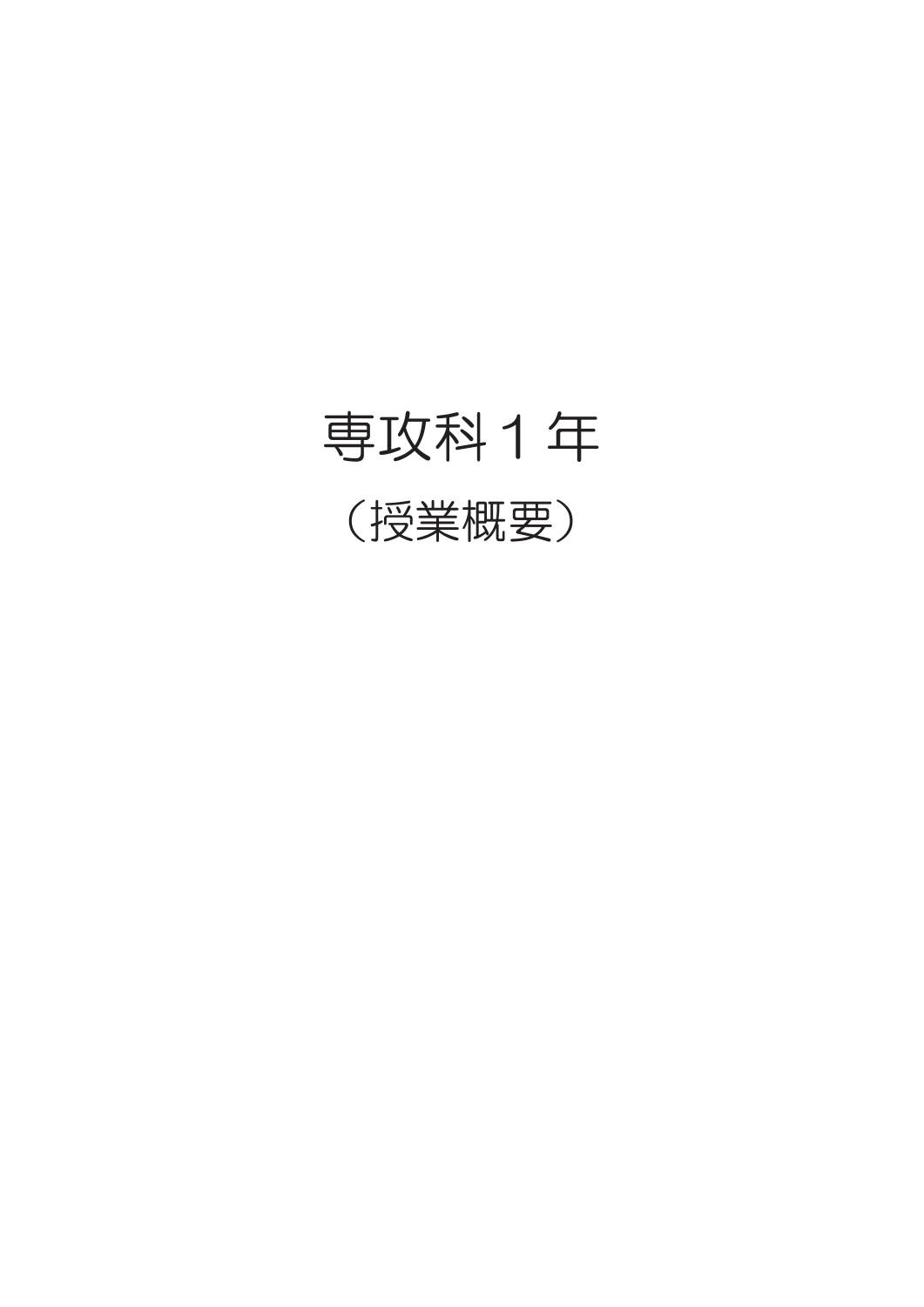# 専攻科１年

## （授業概要）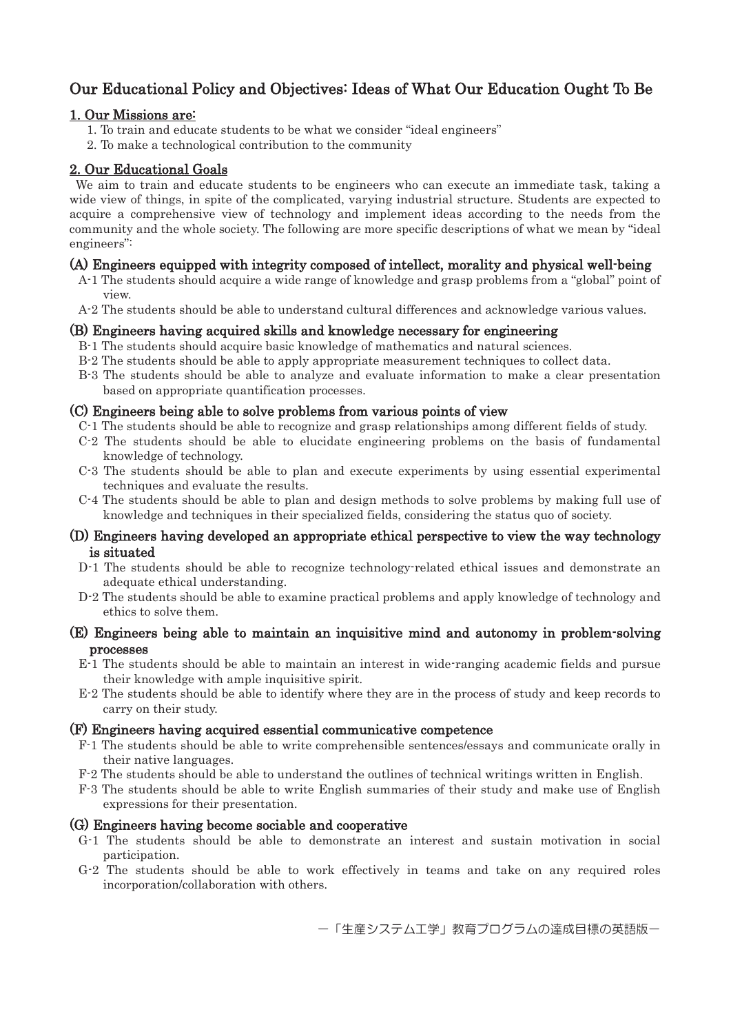# Our Educational Policy and Objectives: Ideas of What Our Education Ought To Be

## 1. Our Missions are:

1. To train and educate students to be what we consider "ideal engineers"
2. To make a technological contribution to the community

## 2. Our Educational Goals

We aim to train and educate students to be engineers who can execute an immediate task, taking a wide view of things, in spite of the complicated, varying industrial structure. Students are expected to acquire a comprehensive view of technology and implement ideas according to the needs from the community and the whole society. The following are more specific descriptions of what we mean by "ideal engineers":

### (A) Engineers equipped with integrity composed of intellect, morality and physical well-being

A-1 The students should acquire a wide range of knowledge and grasp problems from a "global" point of view.

A-2 The students should be able to understand cultural differences and acknowledge various values.

### (B) Engineers having acquired skills and knowledge necessary for engineering

B-1 The students should acquire basic knowledge of mathematics and natural sciences.

B-2 The students should be able to apply appropriate measurement techniques to collect data.

B-3 The students should be able to analyze and evaluate information to make a clear presentation based on appropriate quantification processes.

### (C) Engineers being able to solve problems from various points of view

C-1 The students should be able to recognize and grasp relationships among different fields of study.

C-2 The students should be able to elucidate engineering problems on the basis of fundamental knowledge of technology.

C-3 The students should be able to plan and execute experiments by using essential experimental techniques and evaluate the results.

C-4 The students should be able to plan and design methods to solve problems by making full use of knowledge and techniques in their specialized fields, considering the status quo of society.

### (D) Engineers having developed an appropriate ethical perspective to view the way technology is situated

D-1 The students should be able to recognize technology-related ethical issues and demonstrate an adequate ethical understanding.

D-2 The students should be able to examine practical problems and apply knowledge of technology and ethics to solve them.

### (E) Engineers being able to maintain an inquisitive mind and autonomy in problem-solving processes

E-1 The students should be able to maintain an interest in wide-ranging academic fields and pursue their knowledge with ample inquisitive spirit.

E-2 The students should be able to identify where they are in the process of study and keep records to carry on their study.

### (F) Engineers having acquired essential communicative competence

F-1 The students should be able to write comprehensible sentences/essays and communicate orally in their native languages.

F-2 The students should be able to understand the outlines of technical writings written in English.

F-3 The students should be able to write English summaries of their study and make use of English expressions for their presentation.

### (G) Engineers having become sociable and cooperative

G-1 The students should be able to demonstrate an interest and sustain motivation in social participation.

G-2 The students should be able to work effectively in teams and take on any required roles incorporation/collaboration with others.

－「生産システム工学」教育プログラムの達成目標の英語版－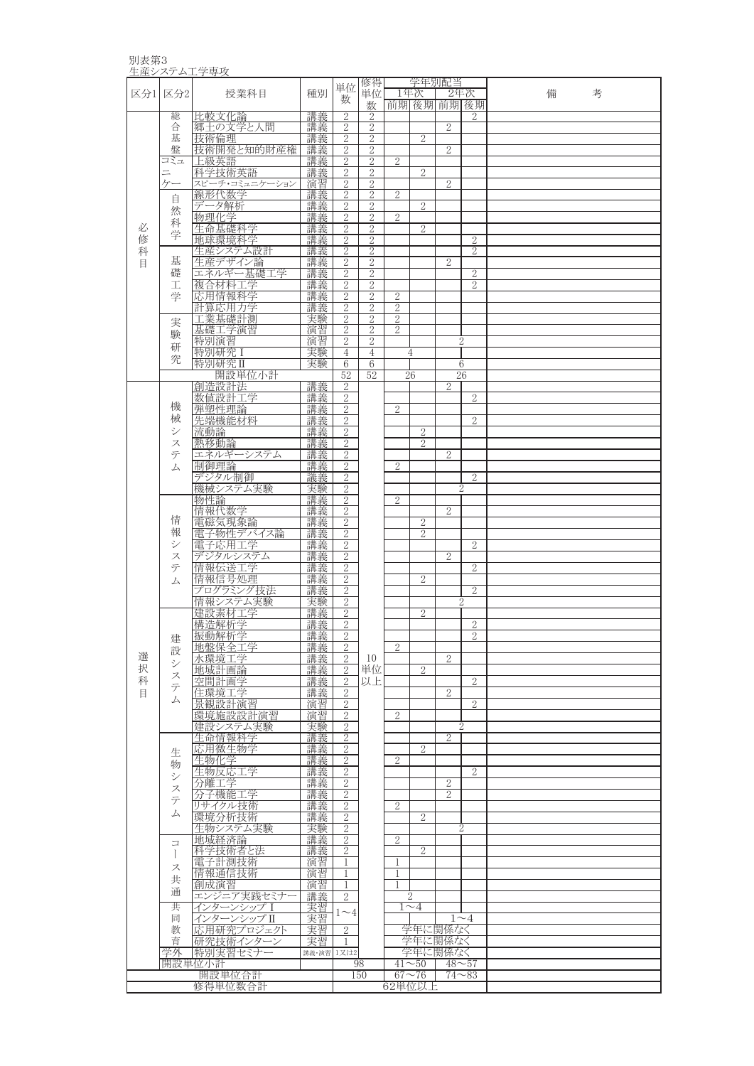別表第3

生産システム工学専攻

| 区分1 | 区分2 | 授業科目 | 種別 | 単位数 | 修得単位数 | 1年次 前期 | 1年次 後期 | 2年次 前期 | 2年次 後期 | 備考 |
|---|---|---|---|---|---|---|---|---|---|---|
| 必修科目 | 総合基盤 | 比較文化論 | 講義 | 2 | 2 | | | | 2 | |
| | | 郷土の文学と人間 | 講義 | 2 | 2 | | | 2 | | |
| | | 技術倫理 | 講義 | 2 | 2 | | 2 | | | |
| | | 技術開発と知的財産権 | 講義 | 2 | 2 | | | 2 | | |
| | コミュニケー | 上級英語 | 講義 | 2 | 2 | 2 | | | | |
| | | 科学技術英語 | 講義 | 2 | 2 | | 2 | | | |
| | | スピーチ・コミュニケーション | 演習 | 2 | 2 | | | 2 | | |
| | 自然科学 | 線形代数学 | 講義 | 2 | 2 | 2 | | | | |
| | | データ解析 | 講義 | 2 | 2 | | 2 | | | |
| | | 物理化学 | 講義 | 2 | 2 | 2 | | | | |
| | | 生命基礎科学 | 講義 | 2 | 2 | | 2 | | | |
| | | 地球環境科学 | 講義 | 2 | 2 | | | | 2 | |
| | 基礎工学 | 生産システム設計 | 講義 | 2 | 2 | | | | 2 | |
| | | 生産デザイン論 | 講義 | 2 | 2 | | | 2 | | |
| | | エネルギー基礎工学 | 講義 | 2 | 2 | | | | 2 | |
| | | 複合材料工学 | 講義 | 2 | 2 | | | | 2 | |
| | | 応用情報科学 | 講義 | 2 | 2 | 2 | | | | |
| | | 計算応用力学 | 講義 | 2 | 2 | 2 | | | | |
| | 実験研究 | 工業基礎計測 | 実験 | 2 | 2 | 2 | | | | |
| | | 基礎工学演習 | 演習 | 2 | 2 | 2 | | | | |
| | | 特別演習 | 演習 | 2 | 2 | | | 2 | | |
| | | 特別研究Ⅰ | 実験 | 4 | 4 | 4 | | | | |
| | | 特別研究Ⅱ | 実験 | 6 | 6 | | | 6 | | |
| | | 開設単位小計 | | 52 | 52 | 26 | | 26 | | |
| 選択科目 | 機械システム | 創造設計法 | 講義 | 2 | 10単位以上 | | | 2 | | |
| | | 数値設計工学 | 講義 | 2 | | | | | 2 | |
| | | 弾塑性理論 | 講義 | 2 | | 2 | | | | |
| | | 先端機能材料 | 講義 | 2 | | | | | 2 | |
| | | 流動論 | 講義 | 2 | | | 2 | | | |
| | | 熱移動論 | 講義 | 2 | | | 2 | | | |
| | | エネルギーシステム | 講義 | 2 | | | | 2 | | |
| | | 制御理論 | 講義 | 2 | | 2 | | | | |
| | | デジタル制御 | 講義 | 2 | | | | | 2 | |
| | | 機械システム実験 | 実験 | 2 | | | | 2 | | |
| | 情報システム | 物性論 | 講義 | 2 | | 2 | | | | |
| | | 情報代数学 | 講義 | 2 | | | | 2 | | |
| | | 電磁気現象論 | 講義 | 2 | | | 2 | | | |
| | | 電子物性デバイス論 | 講義 | 2 | | | 2 | | | |
| | | 電子応用工学 | 講義 | 2 | | | | | 2 | |
| | | デジタルシステム | 講義 | 2 | | | | 2 | | |
| | | 情報伝送工学 | 講義 | 2 | | | | | 2 | |
| | | 情報信号処理 | 講義 | 2 | | | 2 | | | |
| | | プログラミング技法 | 講義 | 2 | | | | | 2 | |
| | | 情報システム実験 | 実験 | 2 | | | | 2 | | |
| | 建設システム | 建設素材工学 | 講義 | 2 | | | 2 | | | |
| | | 構造解析学 | 講義 | 2 | | | | | 2 | |
| | | 振動解析学 | 講義 | 2 | | | | | 2 | |
| | | 地盤保全工学 | 講義 | 2 | | 2 | | | | |
| | | 水環境工学 | 講義 | 2 | | | | 2 | | |
| | | 地域計画論 | 講義 | 2 | | | 2 | | | |
| | | 空間計画学 | 講義 | 2 | | | | | 2 | |
| | | 住環境工学 | 講義 | 2 | | | | 2 | | |
| | | 景観設計演習 | 演習 | 2 | | | | | 2 | |
| | | 環境施設設計演習 | 演習 | 2 | | 2 | | | | |
| | | 建設システム実験 | 実験 | 2 | | | | 2 | | |
| | 生物システム | 生命情報科学 | 講義 | 2 | | | | 2 | | |
| | | 応用微生物学 | 講義 | 2 | | | 2 | | | |
| | | 生物化学 | 講義 | 2 | | 2 | | | | |
| | | 生物反応工学 | 講義 | 2 | | | | | 2 | |
| | | 分離工学 | 講義 | 2 | | | | 2 | | |
| | | 分子機能工学 | 講義 | 2 | | | | 2 | | |
| | | リサイクル技術 | 講義 | 2 | | 2 | | | | |
| | | 環境分析技術 | 講義 | 2 | | | 2 | | | |
| | | 生物システム実験 | 実験 | 2 | | | | 2 | | |
| | コース共通 | 地域経済論 | 講義 | 2 | | 2 | | | | |
| | | 科学技術者と法 | 講義 | 2 | | | 2 | | | |
| | | 電子計測技術 | 演習 | 1 | | 1 | | | | |
| | | 情報通信技術 | 演習 | 1 | | 1 | | | | |
| | | 創成演習 | 演習 | 1 | | 1 | | | | |
| | | エンジニア実践セミナー | 講義 | 2 | | 2 | | | | |
| | 共同教育 | インターンシップⅠ | 実習 | 1～4 | | 1～4 | | | | |
| | | インターンシップⅡ | 実習 | | | | | 1～4 | | |
| | | 応用研究プロジェクト | 実習 | 2 | | 学年に関係なく | | | | |
| | | 研究技術インターン | 実習 | 1 | | 学年に関係なく | | | | |
| | 学外 | 特別実習セミナー | 講義・演習 | 1又は2 | | 学年に関係なく | | | | |
| | 開設単位小計 | | | 98 | | 41～50 | | 48～57 | | |
| 開設単位合計 | | | | 150 | | 67～76 | | 74～83 | | |
| 修得単位数合計 | | | | 62単位以上 | | | | | | |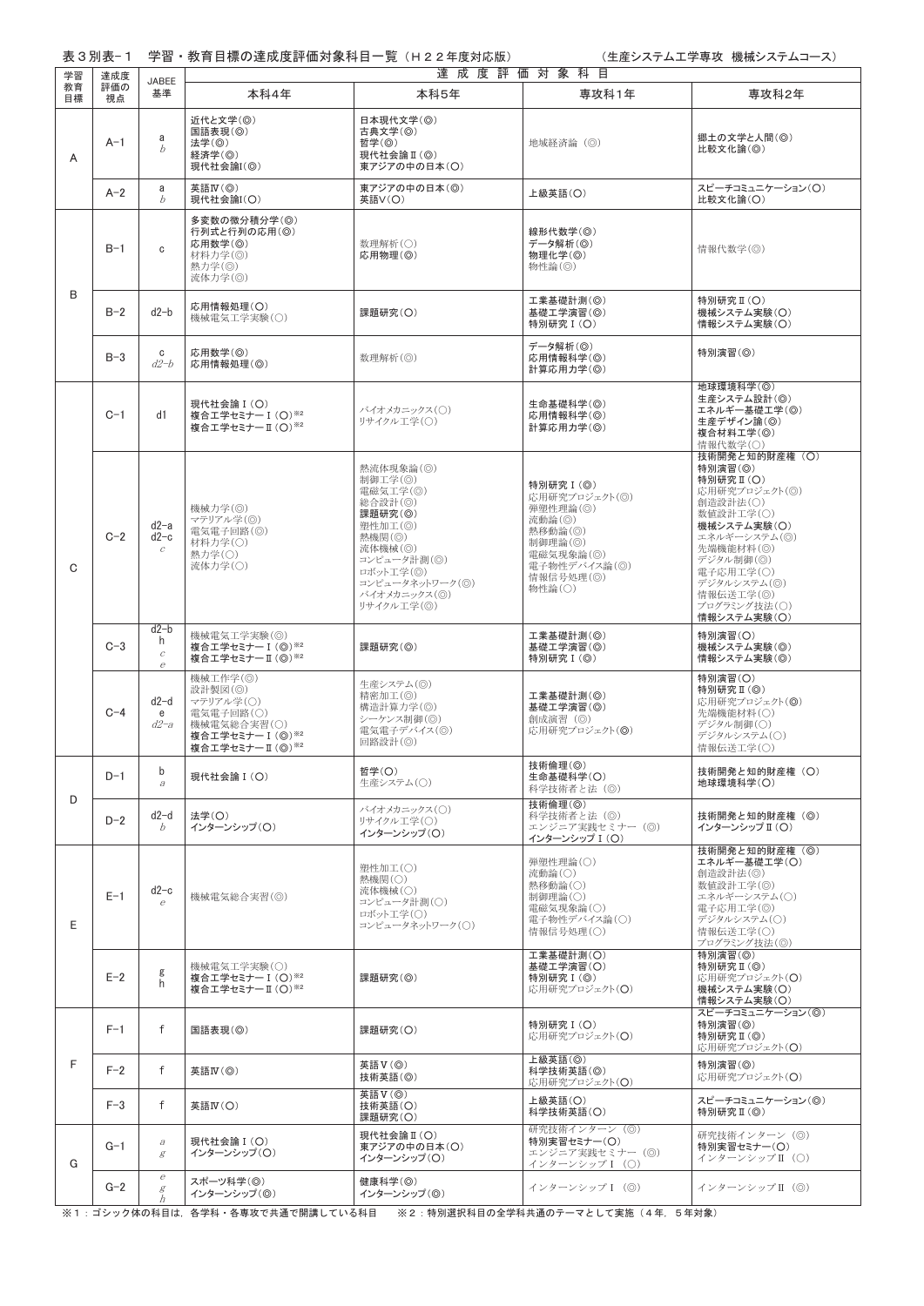表３別表-１　学習・教育目標の達成度評価対象科目一覧（Ｈ２２年度対応版）　　　　　　（生産システム工学専攻　機械システムコース）

| 学習教育目標 | 達成度評価の視点 | JABEE基準 | 達成度評価対象科目 | | | |
|---|---|---|---|---|---|---|
| | | | 本科4年 | 本科5年 | 専攻科1年 | 専攻科2年 |
| A | A−1 | a<br>*b* | 近代と文学(◎)<br>国語表現(◎)<br>法学(◎)<br>経済学(◎)<br>現代社会論I(◎) | 日本現代文学(◎)<br>古典文学(◎)<br>哲学(◎)<br>現代社会論Ⅱ(◎)<br>東アジアの中の日本(○) | 地域経済論（◎） | 郷土の文学と人間(◎)<br>比較文化論(◎) |
| | A−2 | a<br>*b* | 英語Ⅳ(◎)<br>現代社会論I(○) | 東アジアの中の日本(◎)<br>英語Ⅴ(○) | 上級英語(○) | スピーチコミュニケーション(○)<br>比較文化論(○) |
| B | B−1 | c | 多変数の微分積分学(◎)<br>行列式と行列の応用(◎)<br>応用数学(◎)<br>材料力学(◎)<br>熱力学(◎)<br>流体力学(◎) | 数理解析(○)<br>応用物理(◎) | 線形代数学(◎)<br>データ解析(◎)<br>物理化学(◎)<br>物性論(◎) | 情報代数学(◎) |
| | B−2 | d2−b | 応用情報処理(○)<br>機械電気工学実験(○) | 課題研究(○) | 工業基礎計測(◎)<br>基礎工学演習(◎)<br>特別研究Ⅰ(○) | 特別研究Ⅱ(○)<br>機械システム実験(○)<br>情報システム実験(○) |
| | B−3 | c<br>*d2−b* | 応用数学(◎)<br>応用情報処理(◎) | 数理解析(◎) | データ解析(◎)<br>応用情報科学(◎)<br>計算応用力学(◎) | 特別演習(◎) |
| C | C−1 | d1 | 現代社会論Ⅰ(○)<br>複合工学セミナーⅠ(○)[※2]<br>複合工学セミナーⅡ(○)[※2] | バイオメカニックス(○)<br>リサイクル工学(○) | 生命基礎科学(◎)<br>応用情報科学(◎)<br>計算応用力学(◎) | 地球環境科学(◎)<br>生産システム設計(◎)<br>エネルギー基礎工学(◎)<br>生産デザイン論(◎)<br>複合材料工学(◎)<br>情報代数学(○) |
| | C−2 | d2−a<br>d2−c<br>*c* | 機械力学(◎)<br>マテリアル学(◎)<br>電気電子回路(◎)<br>材料力学(○)<br>熱力学(○)<br>流体力学(○) | 熱流体現象論(◎)<br>制御工学(◎)<br>電磁気工学(◎)<br>総合設計(◎)<br>課題研究(◎)<br>塑性加工(◎)<br>熱機関(◎)<br>流体機械(◎)<br>コンピュータ計測(◎)<br>ロボット工学(◎)<br>コンピュータネットワーク(◎)<br>バイオメカニックス(◎)<br>リサイクル工学(◎) | 特別研究Ⅰ(◎)<br>応用研究プロジェクト(◎)<br>弾塑性理論(◎)<br>流動論(◎)<br>熱移動論(◎)<br>制御理論(◎)<br>電磁気現象論(◎)<br>電子物性デバイス論(◎)<br>情報信号処理(◎)<br>物性論(○) | 技術開発と知的財産権（○）<br>特別演習(◎)<br>特別研究Ⅱ(○)<br>応用研究プロジェクト(◎)<br>創造設計法(○)<br>数値設計工学(○)<br>機械システム実験(○)<br>エネルギーシステム(◎)<br>先端機能材料(◎)<br>デジタル制御(◎)<br>電子応用工学(○)<br>デジタルシステム(◎)<br>情報伝送工学(◎)<br>プログラミング技法(○)<br>情報システム実験(○) |
| | C−3 | d2−b<br>h<br>*c*<br>*e* | 機械電気工学実験(◎)<br>複合工学セミナーⅠ(◎)[※2]<br>複合工学セミナーⅡ(◎)[※2] | 課題研究(◎) | 工業基礎計測(◎)<br>基礎工学演習(◎)<br>特別研究Ⅰ(◎) | 特別演習(○)<br>機械システム実験(◎)<br>情報システム実験(◎) |
| | C−4 | d2−d<br>e<br>*d2−a* | 機械工作学(◎)<br>設計製図(◎)<br>マテリアル学(○)<br>電気電子回路(○)<br>機械電気総合実習(○)<br>複合工学セミナーⅠ(◎)[※2]<br>複合工学セミナーⅡ(◎)[※2] | 生産システム(◎)<br>精密加工(◎)<br>構造計算力学(◎)<br>シーケンス制御(◎)<br>電気電子デバイス(◎)<br>回路設計(◎) | 工業基礎計測(◎)<br>基礎工学演習(◎)<br>創成演習（◎）<br>応用研究プロジェクト(◎) | 特別演習(○)<br>特別研究Ⅱ(◎)<br>応用研究プロジェクト(◎)<br>先端機能材料(○)<br>デジタル制御(○)<br>デジタルシステム(○)<br>情報伝送工学(○) |
| D | D−1 | b<br>*a* | 現代社会論Ⅰ(○) | 哲学(○)<br>生産システム(○) | 技術倫理(◎)<br>生命基礎科学(○)<br>科学技術者と法（◎） | 技術開発と知的財産権（○）<br>地球環境科学(○) |
| | D−2 | d2−d<br>*b* | 法学(○)<br>インターンシップ(○) | バイオメカニックス(○)<br>リサイクル工学(○)<br>インターンシップ(○) | 技術倫理(◎)<br>科学技術者と法（○）<br>エンジニア実践セミナー（◎）<br>インターンシップⅠ(○) | 技術開発と知的財産権（◎）<br>インターンシップⅡ(○) |
| E | E−1 | d2−c<br>*e* | 機械電気総合実習(◎) | 塑性加工(○)<br>熱機関(○)<br>流体機械(○)<br>コンピュータ計測(○)<br>ロボット工学(○)<br>コンピュータネットワーク(○) | 弾塑性理論(○)<br>流動論(○)<br>熱移動論(○)<br>制御理論(○)<br>電磁気現象論(○)<br>電子物性デバイス論(○)<br>情報信号処理(○) | 技術開発と知的財産権（◎）<br>エネルギー基礎工学(○)<br>創造設計法(◎)<br>数値設計工学(◎)<br>エネルギーシステム(○)<br>電子応用工学(◎)<br>デジタルシステム(○)<br>情報伝送工学(○)<br>プログラミング技法(◎) |
| | E−2 | g<br>h | 機械電気工学実験(○)<br>複合工学セミナーⅠ(○)[※2]<br>複合工学セミナーⅡ(○)[※2] | 課題研究(◎) | 工業基礎計測(○)<br>基礎工学演習(○)<br>特別研究Ⅰ(◎)<br>応用研究プロジェクト(○) | 特別演習(◎)<br>特別研究Ⅱ(◎)<br>応用研究プロジェクト(○)<br>機械システム実験(○)<br>情報システム実験(○) |
| F | F−1 | f | 国語表現(◎) | 課題研究(○) | 特別研究Ⅰ(○)<br>応用研究プロジェクト(○) | スピーチコミュニケーション(◎)<br>特別演習(◎)<br>特別研究Ⅱ(◎)<br>応用研究プロジェクト(○) |
| | F−2 | f | 英語Ⅳ(◎) | 英語Ⅴ(◎)<br>技術英語(◎) | 上級英語(◎)<br>科学技術英語(◎)<br>応用研究プロジェクト(○) | 特別演習(◎)<br>応用研究プロジェクト(○) |
| | F−3 | f | 英語Ⅳ(○) | 英語Ⅴ(◎)<br>技術英語(○)<br>課題研究(○) | 上級英語(○)<br>科学技術英語(○) | スピーチコミュニケーション(◎)<br>特別研究Ⅱ(◎) |
| G | G−1 | *a*<br>*g* | 現代社会論Ⅰ(○)<br>インターンシップ(○) | 現代社会論Ⅱ(○)<br>東アジアの中の日本(○)<br>インターンシップ(○) | 研究技術インターン（◎）<br>特別実習セミナー(○)<br>エンジニア実践セミナー（◎）<br>インターンシップⅠ（○） | 研究技術インターン（◎）<br>特別実習セミナー(○)<br>インターンシップⅡ（○） |
| | G−2 | *e*<br>*g*<br>*h* | スポーツ科学(◎)<br>インターンシップ(◎) | 健康科学(◎)<br>インターンシップ(◎) | インターンシップⅠ（◎） | インターンシップⅡ（◎） |

※１：ゴシック体の科目は，各学科・各専攻で共通で開講している科目　　※２：特別選択科目の全学科共通のテーマとして実施（４年，５年対象）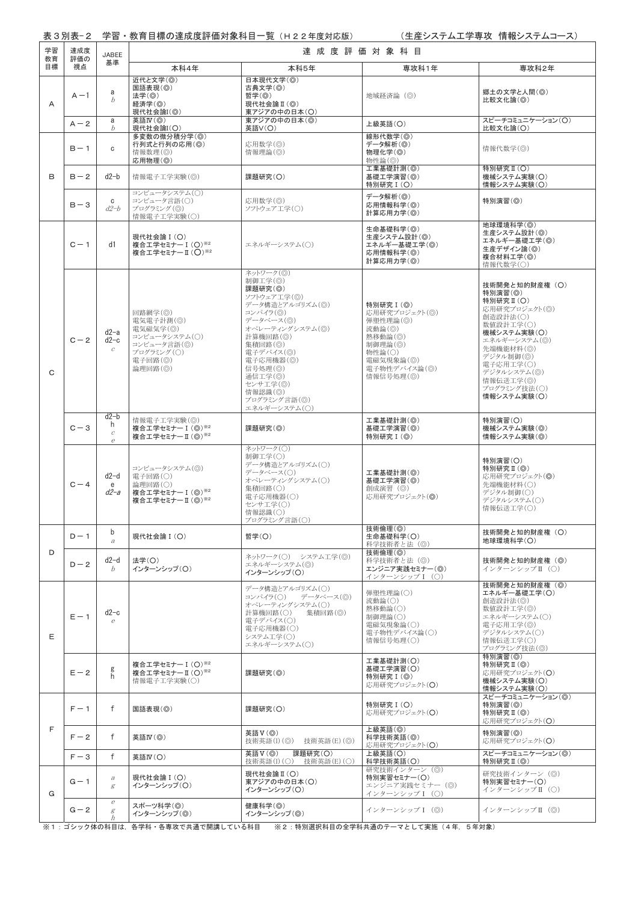表３別表−２　学習・教育目標の達成度評価対象科目一覧（Ｈ２２年度対応版）　　　（生産システム工学専攻　情報システムコース）

| 学習教育目標 | 達成度評価の視点 | JABEE基準 | 達成度評価対象科目 | | | |
|---|---|---|---|---|---|---|
| | | | 本科4年 | 本科5年 | 専攻科1年 | 専攻科2年 |
| A | A−1 | a<br>*b* | 近代と文学(◎)<br>国語表現(◎)<br>法学(◎)<br>経済学(◎)<br>現代社会論Ⅰ(◎) | 日本現代文学(◎)<br>古典文学(◎)<br>哲学(◎)<br>現代社会論Ⅱ(◎)<br>東アジアの中の日本(○) | 地域経済論（◎） | 郷土の文学と人間(◎)<br>比較文化論(◎) |
| | A−2 | a<br>*b* | 英語Ⅳ(◎)<br>現代社会論Ⅰ(○) | 東アジアの中の日本(◎)<br>英語Ⅴ(○) | 上級英語(○) | スピーチコミュニケーション(○)<br>比較文化論(○) |
| B | B−1 | c | 多変数の微分積分学(◎)<br>行列式と行列の応用(◎)<br>情報数理(◎)<br>応用物理(◎) | 応用数学(◎)<br>情報理論(◎) | 線形代数学(◎)<br>データ解析(◎)<br>物理化学(◎)<br>物性論(◎) | 情報代数学(◎) |
| | B−2 | d2−b | 情報電子工学実験(◎) | 課題研究(○) | 工業基礎計測(◎)<br>基礎工学演習(◎)<br>特別研究Ⅰ(○) | 特別研究Ⅱ(○)<br>機械システム実験(○)<br>情報システム実験(○) |
| | B−3 | c<br>*d2−b* | コンピュータシステム(○)<br>コンピュータ言語(○)<br>プログラミング(◎)<br>情報電子工学実験(○) | 応用数学(◎)<br>ソフトウェア工学(○) | データ解析(◎)<br>応用情報科学(◎)<br>計算応用力学(◎) | 特別演習(◎) |
| C | C−1 | d1 | 現代社会論Ⅰ(○)<br>複合工学セミナーⅠ(○)[※2]<br>複合工学セミナーⅡ(○)[※2] | エネルギーシステム(○) | 生命基礎科学(◎)<br>生産システム設計(◎)<br>エネルギー基礎工学(◎)<br>応用情報科学(◎)<br>計算応用力学(◎) | 地球環境科学(◎)<br>生産システム設計(◎)<br>エネルギー基礎工学(◎)<br>生産デザイン論(◎)<br>複合材料工学(◎)<br>情報代数学(○) |
| | C−2 | d2−a<br>d2−c<br>*c* | 回路網学(◎)<br>電気電子計測(◎)<br>電気磁気学(◎)<br>コンピュータシステム(○)<br>コンピュータ言語(◎)<br>プログラミング(○)<br>電子回路(◎)<br>論理回路(◎) | ネットワーク(◎)<br>制御工学(◎)<br>課題研究(◎)<br>ソフトウェア工学(◎)<br>データ構造とアルゴリズム(◎)<br>コンパイラ(◎)<br>データベース(◎)<br>オペレーティングシステム(◎)<br>計算機回路(◎)<br>集積回路(◎)<br>電子デバイス(◎)<br>電子応用機器(◎)<br>信号処理(◎)<br>通信工学(◎)<br>センサ工学(◎)<br>情報認識(◎)<br>プログラミング言語(◎)<br>エネルギーシステム(○) | 特別研究Ⅰ(◎)<br>応用研究プロジェクト(◎)<br>弾塑性理論(◎)<br>流動論(◎)<br>熱移動論(◎)<br>制御理論(◎)<br>物性論(○)<br>電磁気現象論(◎)<br>電子物性デバイス論(◎)<br>情報信号処理(◎) | 技術開発と知的財産権（○）<br>特別演習(◎)<br>特別研究Ⅱ(○)<br>応用研究プロジェクト(◎)<br>創造設計法(○)<br>数値設計工学(○)<br>機械システム実験(○)<br>エネルギーシステム(◎)<br>先端機能材料(◎)<br>デジタル制御(◎)<br>電子応用工学(○)<br>デジタルシステム(◎)<br>情報伝送工学(◎)<br>プログラミング技法(○)<br>情報システム実験(○) |
| | C−3 | d2−b<br>h<br>*c*<br>*e* | 情報電子工学実験(◎)<br>複合工学セミナーⅠ(◎)[※2]<br>複合工学セミナーⅡ(◎)[※2] | 課題研究(◎) | 工業基礎計測(◎)<br>基礎工学演習(◎)<br>特別研究Ⅰ(◎) | 特別演習(○)<br>機械システム実験(◎)<br>情報システム実験(◎) |
| | C−4 | d2−d<br>e<br>*d2−a* | コンピュータシステム(◎)<br>電子回路(○)<br>論理回路(○)<br>複合工学セミナーⅠ(◎)[※2]<br>複合工学セミナーⅡ(◎)[※2] | ネットワーク(○)<br>制御工学(○)<br>データ構造とアルゴリズム(○)<br>データベース(○)<br>オペレーティングシステム(○)<br>集積回路(○)<br>電子応用機器(○)<br>センサ工学(○)<br>情報認識(○)<br>プログラミング言語(○) | 工業基礎計測(◎)<br>基礎工学演習(◎)<br>創成演習（◎）<br>応用研究プロジェクト(◎) | 特別演習(○)<br>特別研究Ⅱ(◎)<br>応用研究プロジェクト(◎)<br>先端機能材料(○)<br>デジタル制御(○)<br>デジタルシステム(○)<br>情報伝送工学(○) |
| D | D−1 | b<br>*a* | 現代社会論Ⅰ(○) | 哲学(○) | 技術倫理(◎)<br>生命基礎科学(○)<br>科学技術者と法（◎） | 技術開発と知的財産権（○）<br>地球環境科学(○) |
| | D−2 | d2−d<br>*b* | 法学(○)<br>インターンシップ(○) | ネットワーク(○)　システム工学(◎)<br>エネルギーシステム(◎)<br>インターンシップ(○) | 技術倫理(◎)<br>科学技術者と法（◎）<br>エンジニア実践セミナー(◎)<br>インターンシップⅠ（○） | 技術開発と知的財産権（◎）<br>インターンシップⅡ（○） |
| E | E−1 | d2−c<br>*e* | | データ構造とアルゴリズム(○)<br>コンパイラ(○)　データベース(◎)<br>オペレーティングシステム(○)<br>計算機回路(○)　集積回路(◎)<br>電子デバイス(○)<br>電子応用機器(○)<br>システム工学(○)<br>エネルギーシステム(○) | 弾塑性理論(○)<br>流動論(○)<br>熱移動論(○)<br>制御理論(○)<br>電磁気現象論(○)<br>電子物性デバイス論(○)<br>情報信号処理(○) | 技術開発と知的財産権（◎）<br>エネルギー基礎工学(○)<br>創造設計法(◎)<br>数値設計工学(◎)<br>エネルギーシステム(○)<br>電子応用工学(◎)<br>デジタルシステム(○)<br>情報伝送工学(○)<br>プログラミング技法(◎) |
| | E−2 | g<br>h | 複合工学セミナーⅠ(○)[※2]<br>複合工学セミナーⅡ(○)[※2]<br>情報電子工学実験(○) | 課題研究(◎) | 工業基礎計測(○)<br>基礎工学演習(○)<br>特別研究Ⅰ(◎)<br>応用研究プロジェクト(○) | 特別演習(◎)<br>特別研究Ⅱ(◎)<br>応用研究プロジェクト(○)<br>機械システム実験(○)<br>情報システム実験(○) |
| F | F−1 | f | 国語表現(◎) | 課題研究(○) | 特別研究Ⅰ(○)<br>応用研究プロジェクト(○) | スピーチコミュニケーション(◎)<br>特別演習(◎)<br>特別研究Ⅱ(◎)<br>応用研究プロジェクト(○) |
| | F−2 | f | 英語Ⅳ(◎) | 英語Ⅴ(◎)<br>技術英語(I)(◎)　技術英語(E)(◎) | 上級英語(◎)<br>科学技術英語(◎)<br>応用研究プロジェクト(○) | 特別演習(◎)<br>応用研究プロジェクト(○) |
| | F−3 | f | 英語Ⅳ(○) | 英語Ⅴ(◎)　課題研究(○)<br>技術英語(I)(○)　技術英語(E)(○) | 上級英語(○)<br>科学技術英語(◎) | スピーチコミュニケーション(◎)<br>特別研究Ⅱ(◎) |
| G | G−1 | *a*<br>*g* | 現代社会論Ⅰ(○)<br>インターンシップ(○) | 現代社会論Ⅱ(○)<br>東アジアの中の日本(○)<br>インターンシップ(○) | 研究技術インターン（◎）<br>特別実習セミナー(○)<br>エンジニア実践セミナー（◎）<br>インターンシップⅠ（○） | 研究技術インターン（◎）<br>特別実習セミナー(○)<br>インターンシップⅡ（○） |
| | G−2 | *e*<br>*g*<br>*h* | スポーツ科学(◎)<br>インターンシップ(◎) | 健康科学(◎)<br>インターンシップ(◎) | インターンシップⅠ（◎） | インターンシップⅡ（◎） |

※１：ゴシック体の科目は，各学科・各専攻で共通で開講している科目　　※２：特別選択科目の全学科共通のテーマとして実施（４年，５年対象）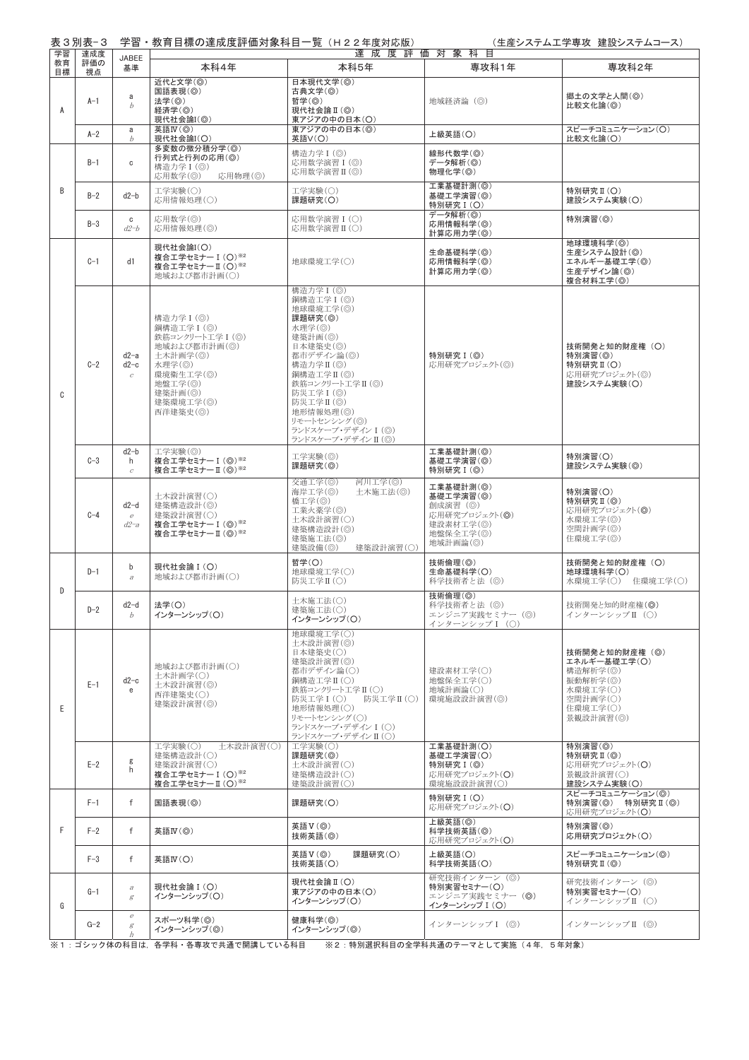表３別表-３　学習・教育目標の達成度評価対象科目一覧（Ｈ２２年度対応版）　　　（生産システム工学専攻　建設システムコース）

| 学習教育目標 | 達成度評価の視点 | JABEE基準 | 本科4年 | 本科5年 | 専攻科1年 | 専攻科2年 |
|---|---|---|---|---|---|---|
| A | A-1 | a<br>b | 近代と文学(◎)<br>国語表現(◎)<br>法学(◎)<br>経済学(◎)<br>現代社会論I(◎) | 日本現代文学(◎)<br>古典文学(◎)<br>哲学(◎)<br>現代社会論Ⅱ(◎)<br>東アジアの中の日本(○) | 地域経済論（◎） | 郷土の文学と人間(◎)<br>比較文化論(◎) |
| | A-2 | a<br>b | 英語Ⅳ(◎)<br>現代社会論I(○) | 東アジアの中の日本(◎)<br>英語Ⅴ(○) | 上級英語(○) | スピーチコミュニケーション(○)<br>比較文化論(○) |
| B | B-1 | c | 多変数の微分積分学(◎)<br>行列式と行列の応用(◎)<br>構造力学Ⅰ(◎)<br>応用数学(◎)　応用物理(◎) | 構造力学Ⅰ(◎)<br>応用数学演習Ⅰ(◎)<br>応用数学演習Ⅱ(◎) | 線形代数学(◎)<br>データ解析(◎)<br>物理化学(◎) | |
| | B-2 | d2-b | 工学実験(○)<br>応用情報処理(○) | 工学実験(○)<br>課題研究(○) | 工業基礎計測(◎)<br>基礎工学演習(◎)<br>特別研究Ⅰ(○) | 特別研究Ⅱ(○)<br>建設システム実験(○) |
| | B-3 | c<br>d2-b | 応用数学(◎)<br>応用情報処理(◎) | 応用数学演習Ⅰ(○)<br>応用数学演習Ⅱ(○) | データ解析(◎)<br>応用情報科学(◎)<br>計算応用力学(◎) | 特別演習(◎) |
| C | C-1 | d1 | 現代社会論I(○)<br>複合工学セミナーⅠ(○)※2<br>複合工学セミナーⅡ(○)※2<br>地域および都市計画(○) | 地球環境工学(○) | 生命基礎科学(◎)<br>応用情報科学(◎)<br>計算応用力学(◎) | 地球環境科学(◎)<br>生産システム設計(◎)<br>エネルギー基礎工学(◎)<br>生産デザイン論(◎)<br>複合材料工学(◎) |
| | C-2 | d2-a<br>d2-c<br>c | 構造力学Ⅰ(◎)<br>鋼構造工学Ⅰ(◎)<br>鉄筋コンクリート工学Ⅰ(◎)<br>地域および都市計画(◎)<br>土木計画学(◎)<br>水理学(◎)<br>環境衛生工学(◎)<br>地盤工学(◎)<br>建築計画(◎)<br>建築環境工学(◎)<br>西洋建築史(◎) | 構造力学Ⅰ(◎)<br>鋼構造工学Ⅰ(◎)<br>地球環境工学(◎)<br>課題研究(◎)<br>水理学(◎)<br>建築計画(◎)<br>日本建築史(◎)<br>都市デザイン論(◎)<br>構造力学Ⅱ(◎)<br>鋼構造工学Ⅱ(◎)<br>鉄筋コンクリート工学Ⅱ(◎)<br>防災工学Ⅰ(◎)<br>防災工学Ⅱ(◎)<br>地形情報処理(◎)<br>リモートセンシング(◎)<br>ランドスケープ・デザインⅠ(◎)<br>ランドスケープ・デザインⅡ(◎) | 特別研究Ⅰ(◎)<br>応用研究プロジェクト(◎) | 技術開発と知的財産権（○）<br>特別演習(◎)<br>特別研究Ⅱ(○)<br>応用研究プロジェクト(◎)<br>建設システム実験(○) |
| | C-3 | d2-b<br>h<br>c | 工学実験(◎)<br>複合工学セミナーⅠ(◎)※2<br>複合工学セミナーⅡ(◎)※2 | 工学実験(◎)<br>課題研究(◎) | 工業基礎計測(◎)<br>基礎工学演習(◎)<br>特別研究Ⅰ(◎) | 特別演習(○)<br>建設システム実験(◎) |
| | C-4 | d2-d<br>e<br>d2-a | 土木設計演習(○)<br>建築構造設計(◎)<br>建築設計演習(○)<br>複合工学セミナーⅠ(◎)※2<br>複合工学セミナーⅡ(◎)※2 | 交通工学(◎)　河川工学(◎)<br>海岸工学(◎)　土木施工法(◎)<br>橋工学(◎)<br>工業火薬学(◎)<br>土木設計演習(○)<br>建築構造設計(◎)<br>建築施工法(◎)<br>建築設備(◎)　建築設計演習(○) | 工業基礎計測(◎)<br>基礎工学演習(◎)<br>創成演習（◎）<br>応用研究プロジェクト(◎)<br>建設素材工学(◎)<br>地盤保全工学(◎)<br>地域計画論(◎) | 特別演習(○)<br>特別研究Ⅱ(◎)<br>応用研究プロジェクト(◎)<br>水環境工学(◎)<br>空間計画学(◎)<br>住環境工学(◎) |
| D | D-1 | b<br>a | 現代社会論Ⅰ(○)<br>地域および都市計画(○) | 哲学(○)<br>地球環境工学(○)<br>防災工学Ⅱ(○) | 技術倫理(◎)<br>生命基礎科学(○)<br>科学技術者と法（◎） | 技術開発と知的財産権（○）<br>地球環境科学(○)<br>水環境工学(○)　住環境工学(○) |
| | D-2 | d2-d<br>b | 法学(○)<br>インターンシップ(○) | 土木施工法(○)<br>建築施工法(○)<br>インターンシップ(○) | 技術倫理(◎)<br>科学技術者と法（◎）<br>エンジニア実践セミナー（◎）<br>インターンシップⅠ（○） | 技術開発と知的財産権(◎)<br>インターンシップⅡ（○） |
| E | E-1 | d2-c<br>e | 地域および都市計画(○)<br>土木計画学(○)<br>土木設計演習(◎)<br>西洋建築史(○)<br>建築設計演習(◎) | 地球環境工学(○)<br>土木設計演習(◎)<br>日本建築史(○)<br>建築設計演習(◎)<br>都市デザイン論(○)<br>鋼構造工学Ⅱ(○)<br>鉄筋コンクリート工学Ⅱ(○)<br>防災工学Ⅰ(○)　防災工学Ⅱ(○)<br>地形情報処理(○)<br>リモートセンシング(○)<br>ランドスケープ・デザインⅠ(○)<br>ランドスケープ・デザインⅡ(○) | 建設素材工学(○)<br>地盤保全工学(○)<br>地域計画論(○)<br>環境施設設計演習(◎) | 技術開発と知的財産権（◎）<br>エネルギー基礎工学(○)<br>構造解析学(◎)<br>振動解析学(◎)<br>水環境工学(○)<br>空間計画学(○)<br>住環境工学(○)<br>景観設計演習(◎) |
| | E-2 | g<br>h | 工学実験(○)　土木設計演習(○)<br>建築構造設計(○)<br>建築設計演習(○)<br>複合工学セミナーⅠ(○)※2<br>複合工学セミナーⅡ(○)※2 | 工学実験(○)<br>課題研究(◎)<br>土木設計演習(○)<br>建築構造設計(○)<br>建築設計演習(○) | 工業基礎計測(○)<br>基礎工学演習(○)<br>特別研究Ⅰ(◎)<br>応用研究プロジェクト(○)<br>環境施設設計演習(○) | 特別演習(◎)<br>特別研究Ⅱ(◎)<br>応用研究プロジェクト(○)<br>景観設計演習(○)<br>建設システム実験(○) |
| F | F-1 | f | 国語表現(◎) | 課題研究(○) | 特別研究Ⅰ(○)<br>応用研究プロジェクト(○) | スピーチコミュニケーション(◎)<br>特別演習(◎)　特別研究Ⅱ(◎)<br>応用研究プロジェクト(○) |
| | F-2 | f | 英語Ⅳ(◎) | 英語Ⅴ(◎)<br>技術英語(◎) | 上級英語(◎)<br>科学技術英語(◎)<br>応用研究プロジェクト(○) | 特別演習(◎)<br>応用研究プロジェクト(○) |
| | F-3 | f | 英語Ⅳ(○) | 英語Ⅴ(◎)　課題研究(○)<br>技術英語(○) | 上級英語(○)<br>科学技術英語(○) | スピーチコミュニケーション(◎)<br>特別研究Ⅱ(◎) |
| G | G-1 | a<br>g | 現代社会論Ⅰ(○)<br>インターンシップ(○) | 現代社会論Ⅱ(○)<br>東アジアの中の日本(○)<br>インターンシップ(○) | 研究技術インターン（◎）<br>特別実習セミナー(○)<br>エンジニア実践セミナー（◎）<br>インターンシップⅠ(○) | 研究技術インターン（◎）<br>特別実習セミナー(○)<br>インターンシップⅡ（○） |
| | G-2 | e<br>g<br>h | スポーツ科学(◎)<br>インターンシップ(◎) | 健康科学(◎)<br>インターンシップ(◎) | インターンシップⅠ（◎） | インターンシップⅡ（◎） |

※1：ゴシック体の科目は，各学科・各専攻で共通で開講している科目　　※2：特別選択科目の全学科共通のテーマとして実施（4年，5年対象）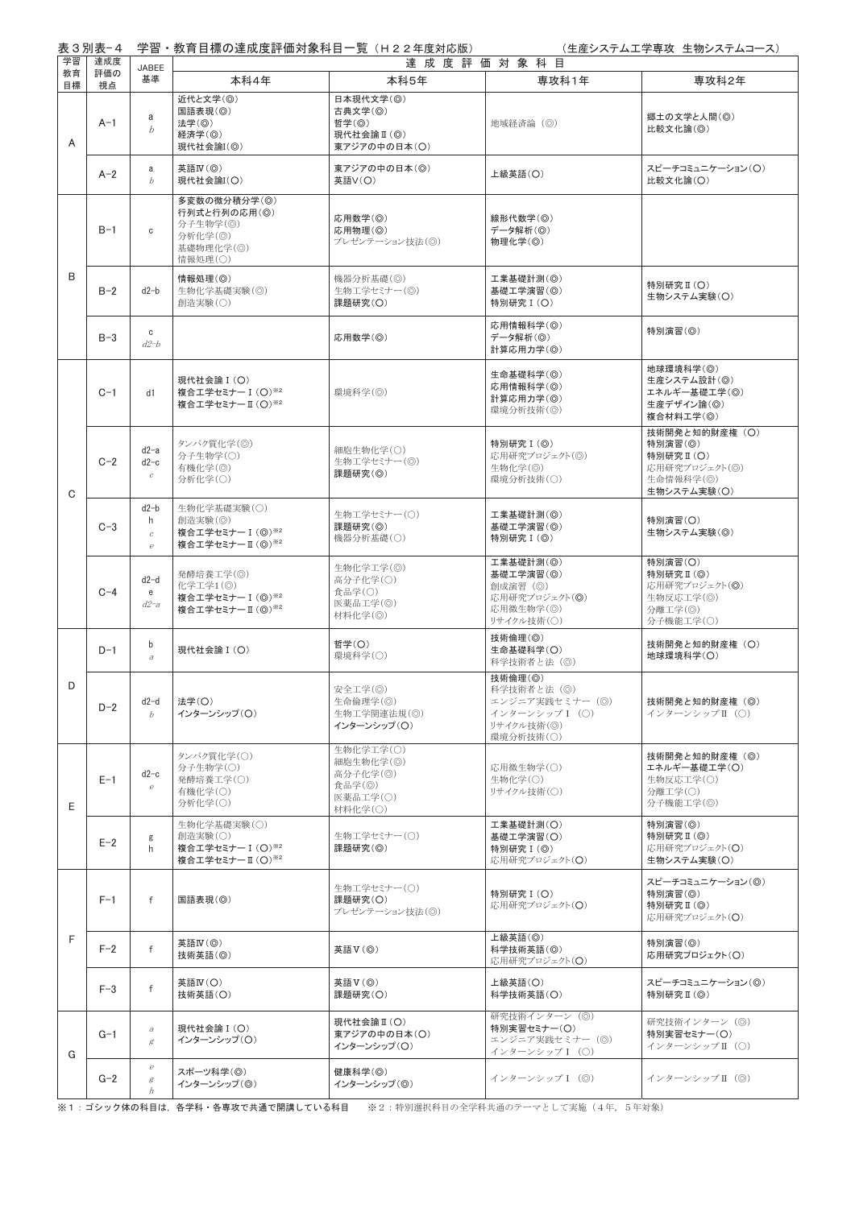表３別表−４　学習・教育目標の達成度評価対象科目一覧（Ｈ２２年度対応版）　　　　　　（生産システム工学専攻　生物システムコース）

| 学習教育目標 | 達成度評価の視点 | JABEE基準 | 達成度評価対象科目 | | | |
|---|---|---|---|---|---|---|
| | | | 本科4年 | 本科5年 | 専攻科1年 | 専攻科2年 |
| A | A−1 | a<br>*b* | 近代と文学(◎)<br>国語表現(◎)<br>法学(◎)<br>経済学(◎)<br>現代社会論I(◎) | 日本現代文学(◎)<br>古典文学(◎)<br>哲学(◎)<br>現代社会論Ⅱ(◎)<br>東アジアの中の日本(○) | 地域経済論（◎） | 郷土の文学と人間(◎)<br>比較文化論(◎) |
| | A−2 | a<br>*b* | 英語Ⅳ(◎)<br>現代社会論I(○) | 東アジアの中の日本(◎)<br>英語Ⅴ(○) | 上級英語(○) | スピーチコミュニケーション(○)<br>比較文化論(○) |
| B | B−1 | c | 多変数の微分積分学(◎)<br>行列式と行列の応用(◎)<br>分子生物学(◎)<br>分析化学(◎)<br>基礎物理化学(◎)<br>情報処理(○) | 応用数学(◎)<br>応用物理(◎)<br>プレゼンテーション技法(◎) | 線形代数学(◎)<br>データ解析(◎)<br>物理化学(◎) | |
| | B−2 | d2−b | 情報処理(◎)<br>生物化学基礎実験(◎)<br>創造実験(○) | 機器分析基礎(◎)<br>生物工学セミナー(◎)<br>課題研究(○) | 工業基礎計測(◎)<br>基礎工学演習(◎)<br>特別研究Ⅰ(○) | 特別研究Ⅱ(○)<br>生物システム実験(○) |
| | B−3 | c<br>*d2−b* | | 応用数学(◎) | 応用情報科学(◎)<br>データ解析(◎)<br>計算応用力学(◎) | 特別演習(◎) |
| C | C−1 | d1 | 現代社会論Ⅰ(○)<br>複合工学セミナーⅠ(○)※2<br>複合工学セミナーⅡ(○)※2 | 環境科学(◎) | 生命基礎科学(◎)<br>応用情報科学(◎)<br>計算応用力学(◎)<br>環境分析技術(◎) | 地球環境科学(◎)<br>生産システム設計(◎)<br>エネルギー基礎工学(◎)<br>生産デザイン論(◎)<br>複合材料工学(◎) |
| | C−2 | d2−a<br>d2−c<br>*c* | タンパク質化学(◎)<br>分子生物学(○)<br>有機化学(◎)<br>分析化学(○) | 細胞生物化学(○)<br>生物工学セミナー(◎)<br>課題研究(◎) | 特別研究Ⅰ(◎)<br>応用研究プロジェクト(◎)<br>生物化学(◎)<br>環境分析技術(○) | 技術開発と知的財産権（○）<br>特別演習(◎)<br>特別研究Ⅱ(○)<br>応用研究プロジェクト(◎)<br>生命情報科学(◎)<br>生物システム実験(○) |
| | C−3 | d2−b<br>h<br>*c*<br>*e* | 生物化学基礎実験(○)<br>創造実験(◎)<br>複合工学セミナーⅠ(◎)※2<br>複合工学セミナーⅡ(◎)※2 | 生物工学セミナー(○)<br>課題研究(◎)<br>機器分析基礎(○) | 工業基礎計測(◎)<br>基礎工学演習(◎)<br>特別研究Ⅰ(◎) | 特別演習(○)<br>生物システム実験(◎) |
| | C−4 | d2−d<br>e<br>*d2−a* | 発酵培養工学(◎)<br>化学工学I(◎)<br>複合工学セミナーⅠ(◎)※2<br>複合工学セミナーⅡ(◎)※2 | 生物化学工学(◎)<br>高分子化学(○)<br>食品学(○)<br>医薬品工学(◎)<br>材料化学(◎) | 工業基礎計測(◎)<br>基礎工学演習(◎)<br>創成演習（◎）<br>応用研究プロジェクト(◎)<br>応用微生物学(◎)<br>リサイクル技術(○) | 特別演習(○)<br>特別研究Ⅱ(◎)<br>応用研究プロジェクト(◎)<br>生物反応工学(◎)<br>分離工学(◎)<br>分子機能工学(○) |
| D | D−1 | b<br>*a* | 現代社会論Ⅰ(○) | 哲学(○)<br>環境科学(○) | 技術倫理(◎)<br>生命基礎科学(○)<br>科学技術者と法（◎） | 技術開発と知的財産権（○）<br>地球環境科学(○) |
| | D−2 | d2−d<br>*b* | 法学(○)<br>インターンシップ(○) | 安全工学(◎)<br>生命倫理学(◎)<br>生物工学関連法規(◎)<br>インターンシップ(○) | 技術倫理(◎)<br>科学技術者と法（◎）<br>エンジニア実践セミナー（◎）<br>インターンシップⅠ（○）<br>リサイクル技術(◎)<br>環境分析技術(○) | 技術開発と知的財産権（◎）<br>インターンシップⅡ（○） |
| E | E−1 | d2−c<br>*e* | タンパク質化学(○)<br>分子生物学(○)<br>発酵培養工学(○)<br>有機化学(○)<br>分析化学(○) | 生物化学工学(○)<br>細胞生物化学(◎)<br>高分子化学(◎)<br>食品学(◎)<br>医薬品工学(○)<br>材料化学(○) | 応用微生物学(○)<br>生物化学(○)<br>リサイクル技術(○) | 技術開発と知的財産権（◎）<br>エネルギー基礎工学(○)<br>生物反応工学(○)<br>分離工学(○)<br>分子機能工学(◎) |
| | E−2 | g<br>h | 生物化学基礎実験(○)<br>創造実験(○)<br>複合工学セミナーⅠ(○)※2<br>複合工学セミナーⅡ(○)※2 | 生物工学セミナー(○)<br>課題研究(◎) | 工業基礎計測(○)<br>基礎工学演習(○)<br>特別研究Ⅰ(◎)<br>応用研究プロジェクト(○) | 特別演習(◎)<br>特別研究Ⅱ(◎)<br>応用研究プロジェクト(○)<br>生物システム実験(○) |
| F | F−1 | f | 国語表現(◎) | 生物工学セミナー(○)<br>課題研究(○)<br>プレゼンテーション技法(◎) | 特別研究Ⅰ(○)<br>応用研究プロジェクト(○) | スピーチコミュニケーション(◎)<br>特別演習(◎)<br>特別研究Ⅱ(◎)<br>応用研究プロジェクト(○) |
| | F−2 | f | 英語Ⅳ(◎)<br>技術英語(◎) | 英語Ⅴ(◎) | 上級英語(◎)<br>科学技術英語(◎)<br>応用研究プロジェクト(○) | 特別演習(◎)<br>応用研究プロジェクト(○) |
| | F−3 | f | 英語Ⅳ(○)<br>技術英語(○) | 英語Ⅴ(◎)<br>課題研究(○) | 上級英語(○)<br>科学技術英語(○) | スピーチコミュニケーション(◎)<br>特別研究Ⅱ(◎) |
| G | G−1 | *a*<br>*g* | 現代社会論Ⅰ(○)<br>インターンシップ(○) | 現代社会論Ⅱ(○)<br>東アジアの中の日本(○)<br>インターンシップ(○) | 研究技術インターン（◎）<br>特別実習セミナー(○)<br>エンジニア実践セミナー（◎）<br>インターンシップⅠ（○） | 研究技術インターン（◎）<br>特別実習セミナー(○)<br>インターンシップⅡ（○） |
| | G−2 | *e*<br>*g*<br>*h* | スポーツ科学(◎)<br>インターンシップ(◎) | 健康科学(◎)<br>インターンシップ(◎) | インターンシップⅠ（◎） | インターンシップⅡ（◎） |

※1：ゴシック体の科目は，各学科・各専攻で共通で開講している科目　　※2：特別選択科目の全学科共通のテーマとして実施（4年，5年対象）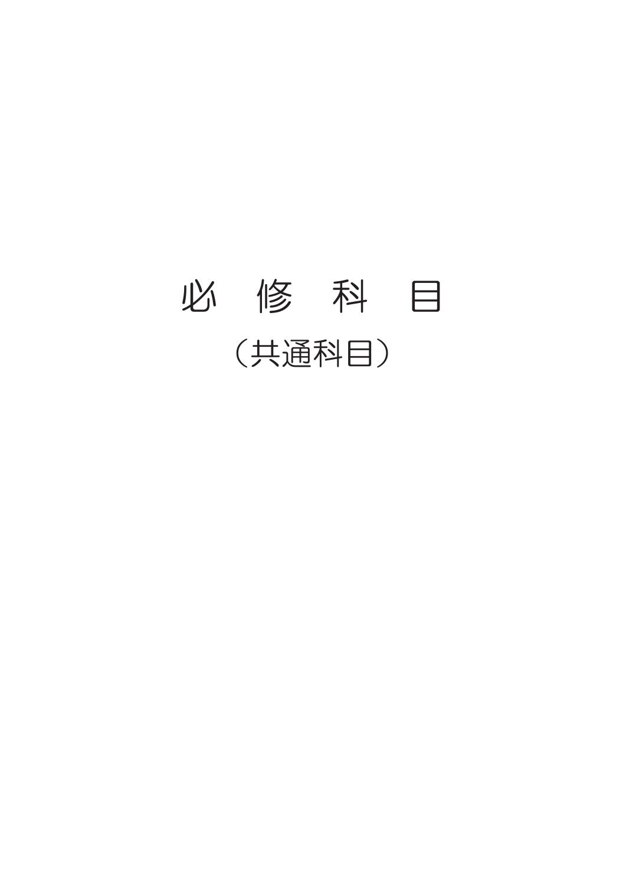# 必　修　科　目

（共通科目）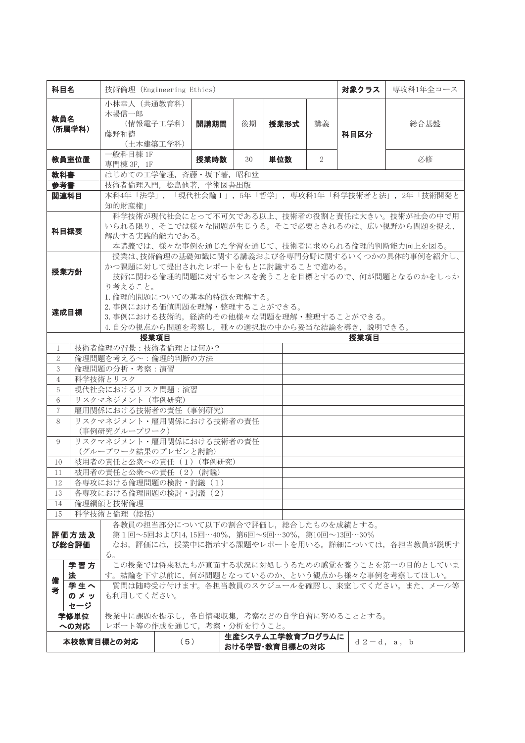| 科目名 | 技術倫理（Engineering Ethics） | | | | | | 対象クラス | 専攻科1年全コース |
|---|---|---|---|---|---|---|---|---|
| 教員名（所属学科） | 小林幸人（共通教育科）<br>木場信一郎（情報電子工学科）<br>藤野和徳（土木建築工学科） | 開講期間 | 後期 | 授業形式 | 講義 | | 科目区分 | 総合基盤 |
| 教員室位置 | 一般科目棟 1F<br>専門棟 3F, 1F | 授業時数 | 30 | 単位数 | 2 | | | 必修 |
| 教科書 | はじめての工学倫理，斉藤・坂下著，昭和堂 | | | | | | | |
| 参考書 | 技術者倫理入門，松島他著，学術図書出版 | | | | | | | |
| 関連科目 | 本科4年「法学」，「現代社会論Ⅰ」，5年「哲学」，専攻科1年「科学技術者と法」，2年「技術開発と知的財産権」 | | | | | | | |
| 科目概要 | 科学技術が現代社会にとって不可欠である以上、技術者の役割と責任は大きい。技術が社会の中で用いられる限り、そこでは様々な問題が生じうる。そこで必要とされるのは、広い視野から問題を捉え、解決する実践的能力である。<br>本講義では、様々な事例を通じた学習を通じて、技術者に求められる倫理的判断能力向上を図る。 | | | | | | | |
| 授業方針 | 授業は､技術倫理の基礎知識に関する講義および各専門分野に関するいくつかの具体的事例を紹介し、かつ課題に対して提出されたレポートをもとに討議することで進める。<br>技術に関わる倫理的問題に対するセンスを養うことを目標とするので、何が問題となるのかをしっかり考えること。 | | | | | | | |
| 達成目標 | 1.倫理的問題についての基本的特徴を理解する。<br>2.事例における価値問題を理解・整理することができる。<br>3.事例における技術的，経済的その他様々な問題を理解・整理することができる。<br>4.自分の視点から問題を考察し，種々の選択肢の中から妥当な結論を導き，説明できる。 | | | | | | | |

| | 授業項目 | | 授業項目 |
|---|---|---|---|
| 1 | 技術者倫理の背景：技術者倫理とは何か？ | | |
| 2 | 倫理問題を考える～：倫理的判断の方法 | | |
| 3 | 倫理問題の分析・考察：演習 | | |
| 4 | 科学技術とリスク | | |
| 5 | 現代社会におけるリスク問題：演習 | | |
| 6 | リスクマネジメント（事例研究） | | |
| 7 | 雇用関係における技術者の責任（事例研究） | | |
| 8 | リスクマネジメント・雇用関係における技術者の責任（事例研究グループワーク） | | |
| 9 | リスクマネジメント・雇用関係における技術者の責任（グループワーク結果のプレゼンと討論） | | |
| 10 | 被用者の責任と公衆への責任（1）（事例研究） | | |
| 11 | 被用者の責任と公衆への責任（2）（討議） | | |
| 12 | 各専攻における倫理問題の検討・討議（1） | | |
| 13 | 各専攻における倫理問題の検討・討議（2） | | |
| 14 | 倫理綱領と技術倫理 | | |
| 15 | 科学技術と倫理（総括） | | |

| | | |
|---|---|---|
| 評価方法及び総合評価 | | 各教員の担当部分について以下の割合で評価し，総合したものを成績とする。<br>第1回～5回および14, 15回…40%，第6回～9回…30%，第10回～13回…30%<br>なお，評価には，授業中に指示する課題やレポートを用いる。詳細については，各担当教員が説明する。 |
| 備考 | 学習方法 | この授業では将来私たちが直面する状況に対処しうるための感覚を養うことを第一の目的としています。結論を下す以前に、何が問題となっているのか、という観点から様々な事例を考察してほしい。 |
| | 学生へのメッセージ | 質問は随時受け付けます。各担当教員のスケジュールを確認し、来室してください。また、メール等も利用してください。 |
| 学修単位への対応 | | 授業中に課題を提示し，各自情報収集，考察などの自学自習に努めることとする。<br>レポート等の作成を通じて，考察・分析を行うこと。 |

| 本校教育目標との対応 | （5） | 生産システム工学教育プログラムにおける学習･教育目標との対応 | ｄ２－ｄ，ａ，ｂ |
|---|---|---|---|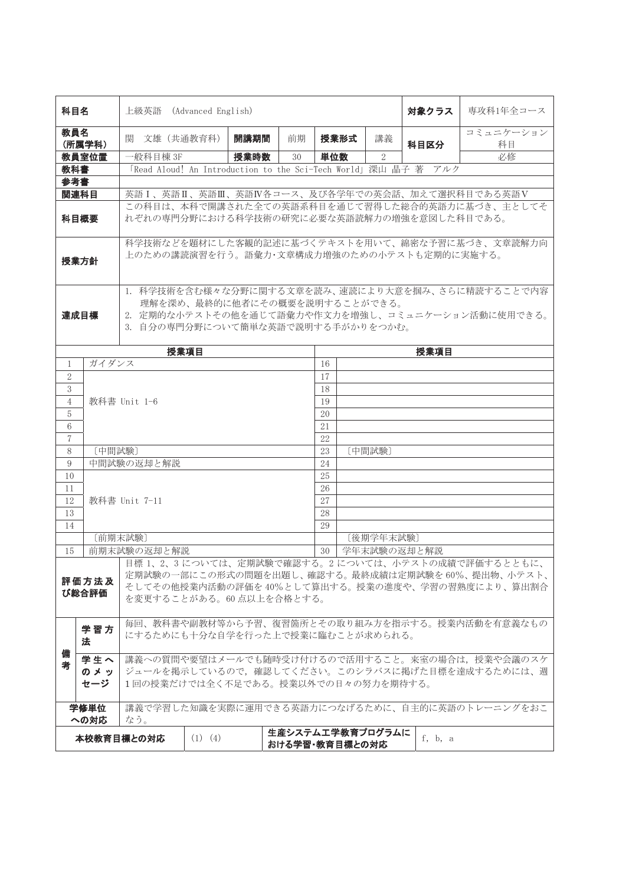| 科目名 | 上級英語 (Advanced English) | | | | | 対象クラス | 専攻科1年全コース |
|---|---|---|---|---|---|---|---|
| 教員名（所属学科） | 関 文雄（共通教育科） | 開講期間 | 前期 | 授業形式 | 講義 | 科目区分 | コミュニケーション科目 |
| 教員室位置 | 一般科目棟 3F | 授業時数 | 30 | 単位数 | 2 | | 必修 |
| 教科書 | 「Read Aloud! An Introduction to the Sci-Tech World」深山 晶子 著 アルク | | | | | | |
| 参考書 | | | | | | | |
| 関連科目 | 英語Ⅰ、英語Ⅱ、英語Ⅲ、英語Ⅳ各コース、及び各学年での英会話、加えて選択科目である英語Ⅴ | | | | | | |
| 科目概要 | この科目は、本科で開講された全ての英語系科目を通じて習得した総合的英語力に基づき、主としてそれぞれの専門分野における科学技術の研究に必要な英語読解力の増強を意図した科目である。 | | | | | | |
| 授業方針 | 科学技術などを題材にした客観的記述に基づくテキストを用いて、綿密な予習に基づき、文章読解力向上のための講読演習を行う。語彙力･文章構成力増強のための小テストも定期的に実施する。 | | | | | | |
| 達成目標 | 1. 科学技術を含む様々な分野に関する文章を読み、速読により大意を掴み、さらに精読することで内容理解を深め、最終的に他者にその概要を説明することができる。<br>2. 定期的な小テストその他を通じて語彙力や作文力を増強し、コミュニケーション活動に使用できる。<br>3. 自分の専門分野について簡単な英語で説明する手がかりをつかむ。 | | | | | | |

| | 授業項目 | | 授業項目 |
|---|---|---|---|
| 1 | ガイダンス | 16 | |
| 2 | 教科書 Unit 1-6 | 17 | |
| 3 | | 18 | |
| 4 | | 19 | |
| 5 | | 20 | |
| 6 | | 21 | |
| 7 | | 22 | |
| 8 | 〔中間試験〕 | 23 | 〔中間試験〕 |
| 9 | 中間試験の返却と解説 | 24 | |
| 10 | 教科書 Unit 7-11 | 25 | |
| 11 | | 26 | |
| 12 | | 27 | |
| 13 | | 28 | |
| 14 | | 29 | |
| | 〔前期末試験〕 | | 〔後期学年末試験〕 |
| 15 | 前期末試験の返却と解説 | 30 | 学年末試験の返却と解説 |

| 項目 | 内容 |
|---|---|
| 評価方法及び総合評価 | 目標 1、2、3 については、定期試験で確認する。2 については、小テストの成績で評価するとともに、定期試験の一部にこの形式の問題を出題し、確認する。最終成績は定期試験を 60%、提出物、小テスト、そしてその他授業内活動の評価を 40%として算出する。授業の進度や、学習の習熟度により、算出割合を変更することがある。60 点以上を合格とする。 |
| 備考 学習方法 | 毎回、教科書や副教材等から予習、復習箇所とその取り組み方を指示する。授業内活動を有意義なものにするためにも十分な自学を行った上で授業に臨むことが求められる。 |
| 備考 学生へのメッセージ | 講義への質問や要望はメールでも随時受け付けるので活用すること。来室の場合は，授業や会議のスケジュールを掲示しているので，確認してください。このシラバスに掲げた目標を達成するためには、週 1 回の授業だけでは全く不足である。授業以外での日々の努力を期待する。 |
| 学修単位への対応 | 講義で学習した知識を実際に運用できる英語力につなげるために、自主的に英語のトレーニングをおこなう。 |

| 本校教育目標との対応 | (1) (4) | 生産システム工学教育プログラムにおける学習･教育目標との対応 | f, b, a |
|---|---|---|---|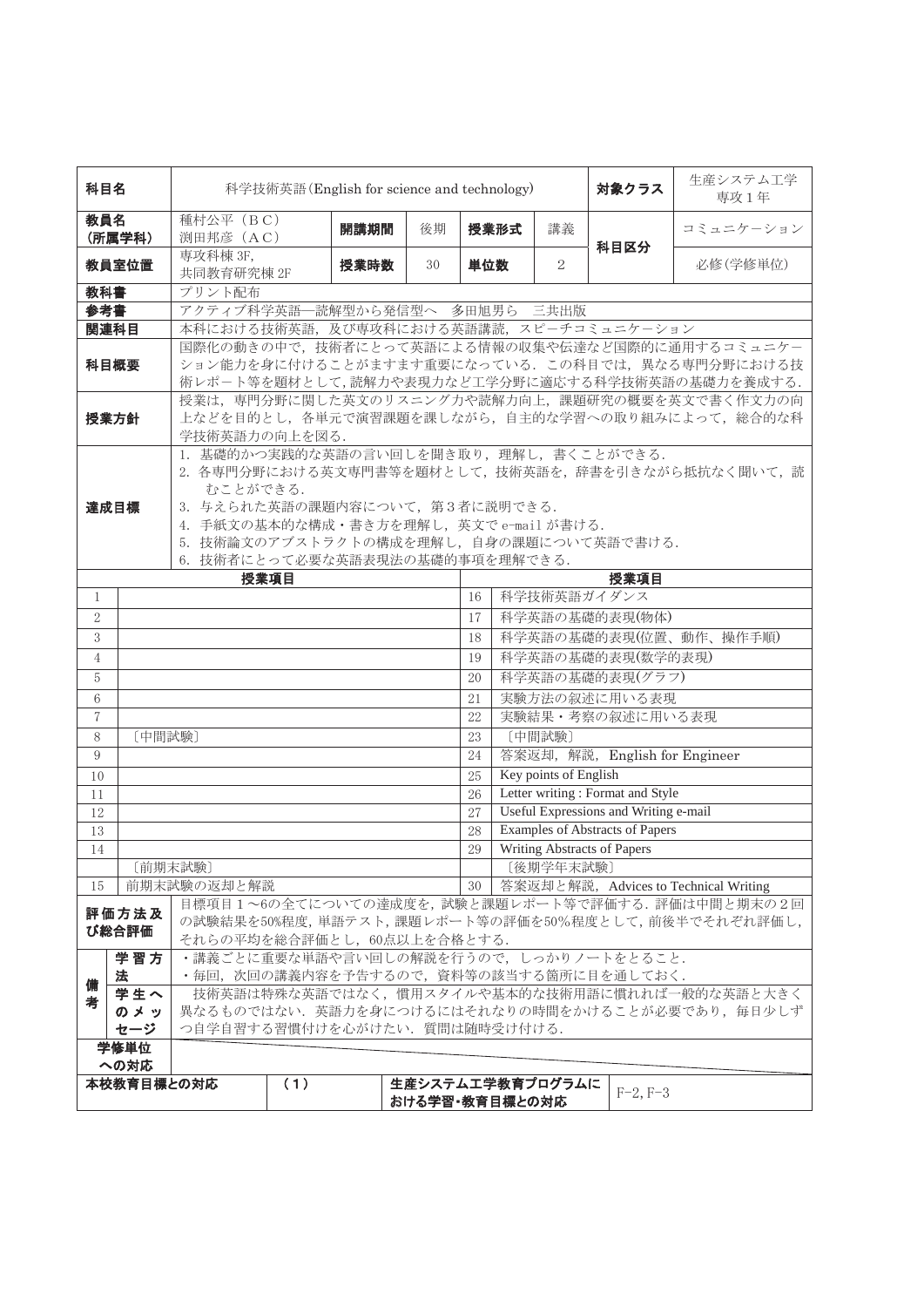| 科目名 | 科学技術英語(English for science and technology) | | | | | 対象クラス | 生産システム工学専攻1年 |
|---|---|---|---|---|---|---|---|
| 教員名(所属学科) | 種村公平（BC）<br>渕田邦彦（AC） | 開講期間 | 後期 | 授業形式 | 講義 | 科目区分 | コミュニケーション |
| 教員室位置 | 専攻科棟 3F,<br>共同教育研究棟 2F | 授業時数 | 30 | 単位数 | 2 | | 必修(学修単位) |
| 教科書 | プリント配布 | | | | | | |
| 参考書 | アクティブ科学英語―読解型から発信型へ　多田旭男ら　三共出版 | | | | | | |
| 関連科目 | 本科における技術英語，及び専攻科における英語講読，スピーチコミュニケーション | | | | | | |
| 科目概要 | 国際化の動きの中で，技術者にとって英語による情報の収集や伝達など国際的に通用するコミュニケーション能力を身に付けることがますます重要になっている．この科目では，異なる専門分野における技術レポート等を題材として，読解力や表現力など工学分野に適応する科学技術英語の基礎力を養成する． | | | | | | |
| 授業方針 | 授業は，専門分野に関した英文のリスニング力や読解力向上，課題研究の概要を英文で書く作文力の向上などを目的とし，各単元で演習課題を課しながら，自主的な学習への取り組みによって，総合的な科学技術英語力の向上を図る． | | | | | | |
| 達成目標 | 1. 基礎的かつ実践的な英語の言い回しを聞き取り，理解し，書くことができる．<br>2. 各専門分野における英文専門書等を題材として，技術英語を，辞書を引きながら抵抗なく聞いて，読むことができる．<br>3. 与えられた英語の課題内容について，第3者に説明できる．<br>4. 手紙文の基本的な構成・書き方を理解し，英文で e-mail が書ける．<br>5. 技術論文のアブストラクトの構成を理解し，自身の課題について英語で書ける．<br>6. 技術者にとって必要な英語表現法の基礎的事項を理解できる． | | | | | | |

| | 授業項目 | | 授業項目 |
|---|---|---|---|
| 1 | | 16 | 科学技術英語ガイダンス |
| 2 | | 17 | 科学英語の基礎的表現(物体) |
| 3 | | 18 | 科学英語の基礎的表現(位置、動作、操作手順) |
| 4 | | 19 | 科学英語の基礎的表現(数学的表現) |
| 5 | | 20 | 科学英語の基礎的表現(グラフ) |
| 6 | | 21 | 実験方法の叙述に用いる表現 |
| 7 | | 22 | 実験結果・考察の叙述に用いる表現 |
| 8 | ［中間試験］ | 23 | ［中間試験］ |
| 9 | | 24 | 答案返却，解説，English for Engineer |
| 10 | | 25 | Key points of English |
| 11 | | 26 | Letter writing : Format and Style |
| 12 | | 27 | Useful Expressions and Writing e-mail |
| 13 | | 28 | Examples of Abstracts of Papers |
| 14 | | 29 | Writing Abstracts of Papers |
| | ［前期末試験］ | | ［後期学年末試験］ |
| 15 | 前期末試験の返却と解説 | 30 | 答案返却と解説，Advices to Technical Writing |

| | | |
|---|---|---|
| 評価方法及び総合評価 | | 目標項目1～6の全てについての達成度を，試験と課題レポート等で評価する．評価は中間と期末の2回の試験結果を50%程度，単語テスト，課題レポート等の評価を50%程度として，前後半でそれぞれ評価し，それらの平均を総合評価とし，60点以上を合格とする． |
| 備考 | 学習方法 | ・講義ごとに重要な単語や言い回しの解説を行うので，しっかりノートをとること．<br>・毎回，次回の講義内容を予告するので，資料等の該当する箇所に目を通しておく． |
| | 学生へのメッセージ | 技術英語は特殊な英語ではなく，慣用スタイルや基本的な技術用語に慣れれば一般的な英語と大きく異なるものではない．英語力を身につけるにはそれなりの時間をかけることが必要であり，毎日少しずつ自学自習する習慣付けを心がけたい．質問は随時受け付ける． |
| 学修単位への対応 | | |

| 本校教育目標との対応 | (1) | 生産システム工学教育プログラムにおける学習・教育目標との対応 | F-2, F-3 |
|---|---|---|---|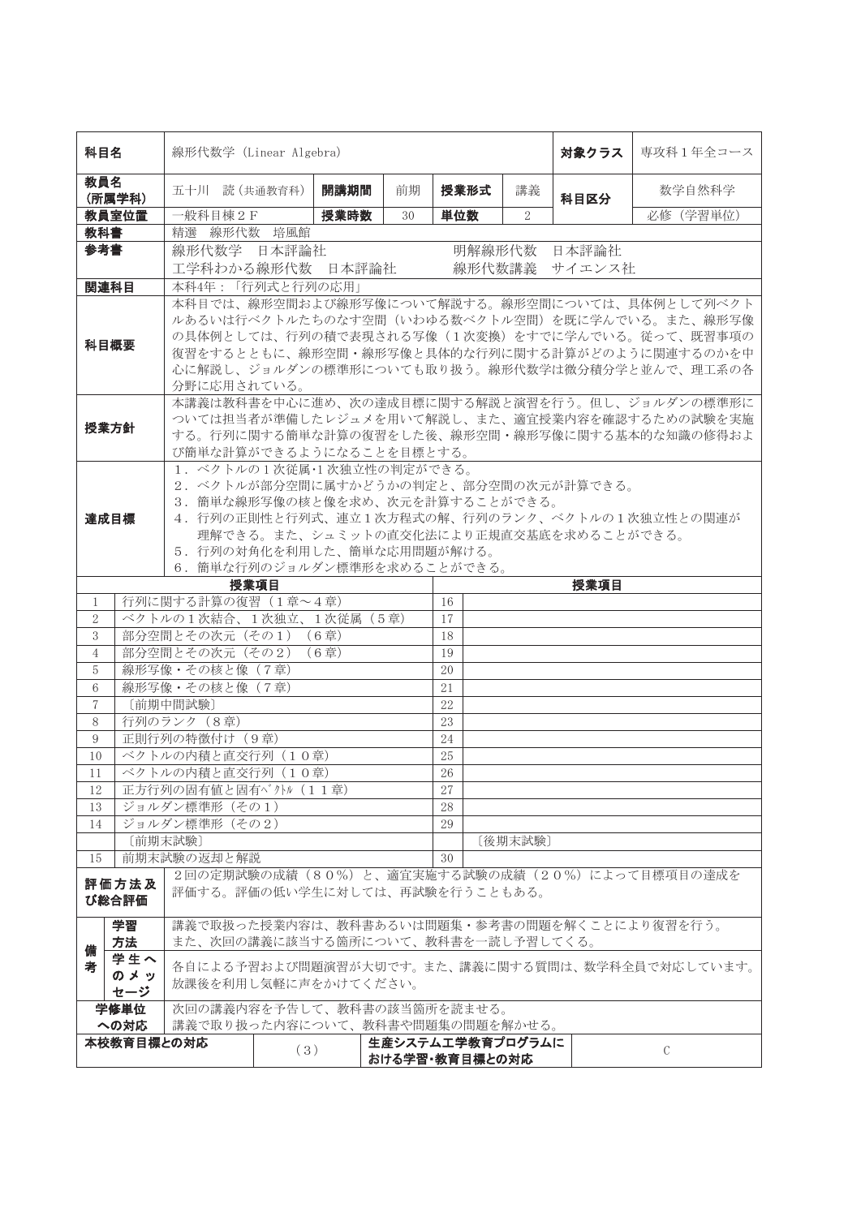| 科目名 | 線形代数学 (Linear Algebra) | | | | | | 対象クラス | 専攻科1年全コース |
|---|---|---|---|---|---|---|---|---|
| 教員名（所属学科） | 五十川　読（共通教育科） | 開講期間 | 前期 | 授業形式 | 講義 | | 科目区分 | 数学自然科学 |
| 教員室位置 | 一般科目棟2F | 授業時数 | 30 | 単位数 | 2 | | | 必修（学習単位） |
| 教科書 | 精選　線形代数　培風館 | | | | | | | |
| 参考書 | 線形代数学　日本評論社　　明解線形代数　日本評論社<br>工学科わかる線形代数　日本評論社　　線形代数講義　サイエンス社 | | | | | | | |
| 関連科目 | 本科4年：「行列式と行列の応用」 | | | | | | | |
| 科目概要 | 本科目では、線形空間および線形写像について解説する。線形空間については、具体例として列ベクトルあるいは行ベクトルたちのなす空間（いわゆる数ベクトル空間）を既に学んでいる。また、線形写像の具体例としては、行列の積で表現される写像（1次変換）をすでに学んでいる。従って、既習事項の復習をするとともに、線形空間・線形写像と具体的な行列に関する計算がどのように関連するのかを中心に解説し、ジョルダンの標準形についても取り扱う。線形代数学は微分積分学と並んで、理工系の各分野に応用されている。 | | | | | | | |
| 授業方針 | 本講義は教科書を中心に進め、次の達成目標に関する解説と演習を行う。但し、ジョルダンの標準形については担当者が準備したレジュメを用いて解説し、また、適宜授業内容を確認するための試験を実施する。行列に関する簡単な計算の復習をした後、線形空間・線形写像に関する基本的な知識の修得および簡単な計算ができるようになることを目標とする。 | | | | | | | |
| 達成目標 | 1．ベクトルの1次従属･1次独立性の判定ができる。<br>2．ベクトルが部分空間に属すかどうかの判定と、部分空間の次元が計算できる。<br>3．簡単な線形写像の核と像を求め、次元を計算することができる。<br>4．行列の正則性と行列式、連立1次方程式の解、行列のランク、ベクトルの1次独立性との関連が理解できる。また、シュミットの直交化法により正規直交基底を求めることができる。<br>5．行列の対角化を利用した、簡単な応用問題が解ける。<br>6．簡単な行列のジョルダン標準形を求めることができる。 | | | | | | | |

| | 授業項目 | | 授業項目 |
|---|---|---|---|
| 1 | 行列に関する計算の復習（1章～4章） | 16 | |
| 2 | ベクトルの1次結合、1次独立、1次従属（5章） | 17 | |
| 3 | 部分空間とその次元（その1）（6章） | 18 | |
| 4 | 部分空間とその次元（その2）（6章） | 19 | |
| 5 | 線形写像・その核と像（7章） | 20 | |
| 6 | 線形写像・その核と像（7章） | 21 | |
| 7 | ［前期中間試験］ | 22 | |
| 8 | 行列のランク（8章） | 23 | |
| 9 | 正則行列の特徴付け（9章） | 24 | |
| 10 | ベクトルの内積と直交行列（10章） | 25 | |
| 11 | ベクトルの内積と直交行列（10章） | 26 | |
| 12 | 正方行列の固有値と固有ﾍﾞｸﾄﾙ（11章） | 27 | |
| 13 | ジョルダン標準形（その1） | 28 | |
| 14 | ジョルダン標準形（その2） | 29 | |
| | ［前期末試験］ | | ［後期末試験］ |
| 15 | 前期末試験の返却と解説 | 30 | |

| | | |
|---|---|---|
| 評価方法及び総合評価 | | 2回の定期試験の成績（80％）と、適宜実施する試験の成績（20％）によって目標項目の達成を評価する。評価の低い学生に対しては、再試験を行うこともある。 |
| 備考 | 学習方法 | 講義で取扱った授業内容は、教科書あるいは問題集・参考書の問題を解くことにより復習を行う。また、次回の講義に該当する箇所について、教科書を一読し予習してくる。 |
| | 学生へのメッセージ | 各自による予習および問題演習が大切です。また、講義に関する質問は、数学科全員で対応しています。放課後を利用し気軽に声をかけてください。 |
| 学修単位への対応 | | 次回の講義内容を予告して、教科書の該当箇所を読ませる。<br>講義で取り扱った内容について、教科書や問題集の問題を解かせる。 |

| 本校教育目標との対応 | (3) | 生産システム工学教育プログラムにおける学習･教育目標との対応 | C |
|---|---|---|---|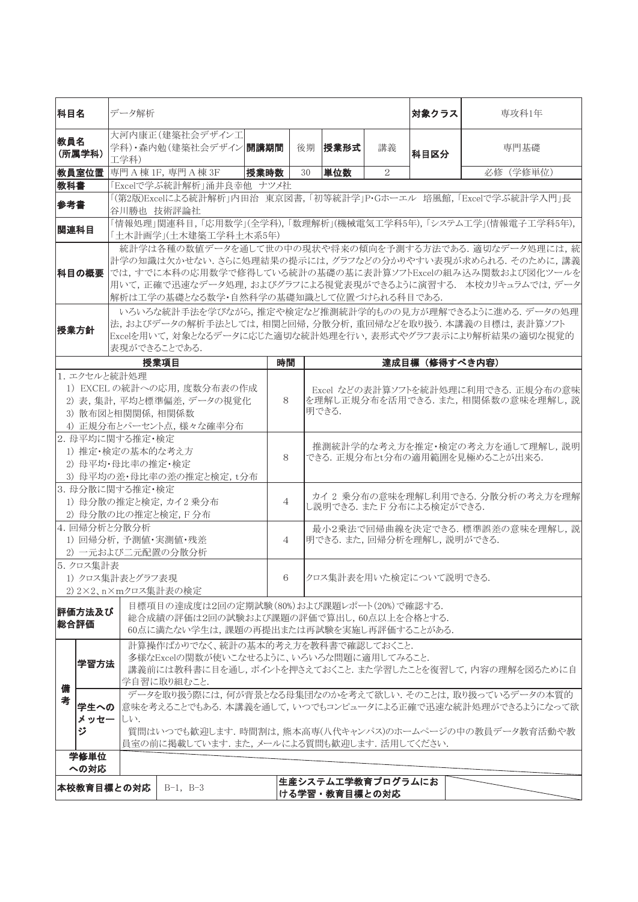| 科目名 | データ解析 | | | | | 対象クラス | 専攻科1年 |
|---|---|---|---|---|---|---|---|
| 教員名<br>(所属学科) | 大河内康正(建築社会デザイン工学科)・森内勉(建築社会デザイン工学科) | 開講期間 | 後期 | 授業形式 | 講義 | 科目区分 | 専門基礎 |
| 教員室位置 | 専門 A 棟 1F, 専門 A 棟 3F | 授業時数 | 30 | 単位数 | 2 | | 必修 (学修単位) |
| 教科書 | 「Excelで学ぶ統計解析」涌井良幸他　ナツメ社 | | | | | | |
| 参考書 | 「(第2版)Excelによる統計解析」内田治　東京図書,「初等統計学」P・Gホーエル　培風館,「Excelで学ぶ統計学入門」長谷川勝也　技術評論社 | | | | | | |
| 関連科目 | 「情報処理」関連科目,「応用数学」(全学科),「数理解析」(機械電気工学科5年),「システム工学」(情報電子工学科5年),「土木計画学」(土木建築工学科土木系5年) | | | | | | |
| 科目の概要 | 統計学は各種の数値データを通して世の中の現状や将来の傾向を予測する方法である. 適切なデータ処理には, 統計学の知識は欠かせない. さらに処理結果の提示には, グラフなどの分かりやすい表現が求められる. そのために, 講義では, すでに本科の応用数学で修得している統計の基礎の基に表計算ソフトExcelの組み込み関数および図化ツールを用いて, 正確で迅速なデータ処理, およびグラフによる視覚表現ができるように演習する.　本校カリキュラムでは, データ解析は工学の基礎となる数学・自然科学の基礎知識として位置づけられる科目である. | | | | | | |
| 授業方針 | いろいろな統計手法を学びながら, 推定や検定など推測統計学的ものの見方が理解できるように進める. データの処理法, およびデータの解析手法としては, 相関と回帰, 分散分析, 重回帰などを取り扱う. 本講義の目標は, 表計算ソフトExcelを用いて, 対象となるデータに応じた適切な統計処理を行い, 表形式やグラフ表示により解析結果の適切な視覚的表現ができることである. | | | | | | |

| 授業項目 | 時間 | 達成目標（修得すべき内容） |
|---|---|---|
| 1. エクセルと統計処理<br>1) EXCEL の統計への応用, 度数分布表の作成<br>2) 表, 集計, 平均と標準偏差, データの視覚化<br>3) 散布図と相関関係, 相関係数<br>4) 正規分布とパーセント点, 様々な確率分布 | 8 | Excel などの表計算ソフトを統計処理に利用できる. 正規分布の意味を理解し正規分布を活用できる. また, 相関係数の意味を理解し, 説明できる. |
| 2. 母平均に関する推定・検定<br>1) 推定・検定の基本的な考え方<br>2) 母平均・母比率の推定・検定<br>3) 母平均の差・母比率の差の推定と検定, t分布 | 8 | 推測統計学的な考え方を推定・検定の考え方を通して理解し, 説明できる. 正規分布とt分布の適用範囲を見極めることが出来る. |
| 3. 母分散に関する推定・検定<br>1) 母分散の推定と検定, カイ2 乗分布<br>2) 母分散の比の推定と検定, F 分布 | 4 | カイ 2 乗分布の意味を理解し利用できる. 分散分析の考え方を理解し説明できる. また F 分布による検定ができる. |
| 4. 回帰分析と分散分析<br>1) 回帰分析, 予測値・実測値・残差<br>2) 一元および二元配置の分散分析 | 4 | 最小2乗法で回帰曲線を決定できる. 標準誤差の意味を理解し, 説明できる. また, 回帰分析を理解し, 説明ができる. |
| 5. クロス集計表<br>1) クロス集計表とグラフ表現<br>2) 2×2、n×mクロス集計表の検定 | 6 | クロス集計表を用いた検定について説明できる. |

| 評価方法及び総合評価 | | 目標項目の達成度は2回の定期試験(80%)および課題レポート(20%)で確認する.<br>総合成績の評価は2回の試験および課題の評価で算出し, 60点以上を合格とする.<br>60点に満たない学生は, 課題の再提出または再試験を実施し再評価することがある. |
|---|---|---|
| 備考 | 学習方法 | 計算操作ばかりでなく、統計の基本的考え方を教科書で確認しておくこと.<br>多様なExcelの関数が使いこなせるように、いろいろな問題に適用してみること.<br>講義前には教科書に目を通し, ポイントを押さえておくこと. また学習したことを復習して, 内容の理解を図るために自学自習に取り組むこと. |
| | 学生へのメッセージ | データを取り扱う際には, 何が背景となる母集団なのかを考えて欲しい. そのことは, 取り扱っているデータの本質的意味を考えることでもある. 本講義を通して, いつでもコンピュータによる正確で迅速な統計処理ができるようになって欲しい.<br>質問はいつでも歓迎します. 時間割は, 熊本高専(八代キャンパス)のホームページの中の教員データ教育活動や教員室の前に掲載しています. また, メールによる質問も歓迎します. 活用してください. |
| 学修単位への対応 | | |

| 本校教育目標との対応 | B-1, B-3 | 生産システム工学教育プログラムにおける学習・教育目標との対応 | |
|---|---|---|---|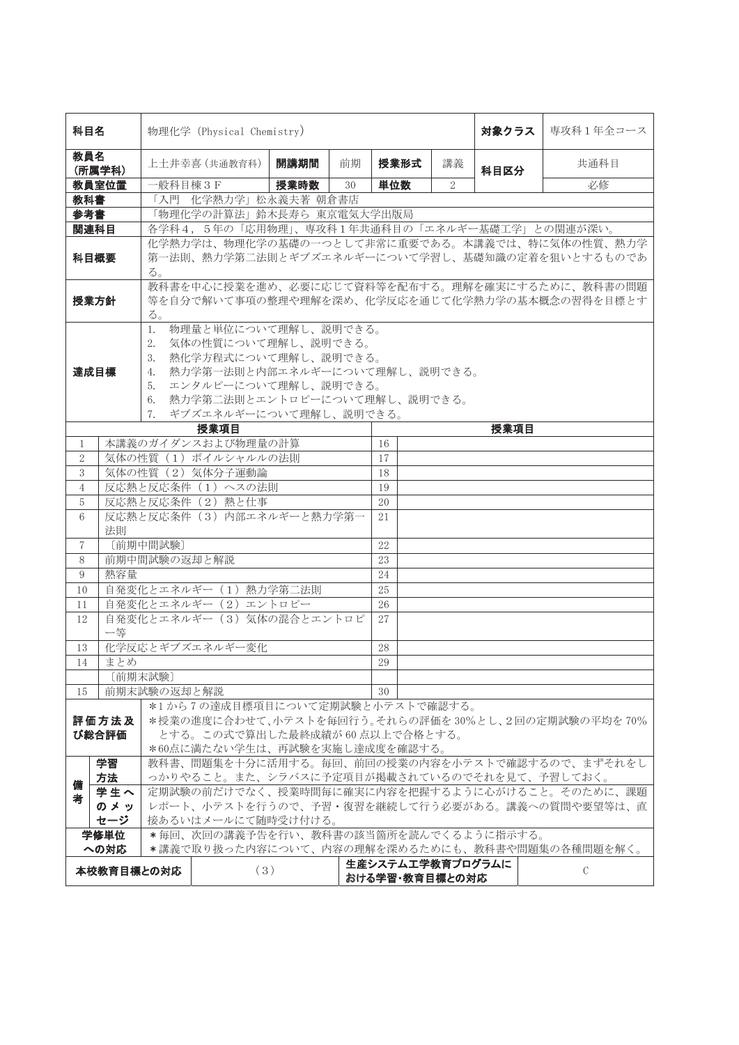| 科目名 | 物理化学（Physical Chemistry） | | | | | | 対象クラス | 専攻科１年全コース |
|---|---|---|---|---|---|---|---|---|
| 教員名（所属学科） | 上土井幸喜（共通教育科） | 開講期間 | 前期 | 授業形式 | 講義 | | 科目区分 | 共通科目 |
| 教員室位置 | 一般科目棟３Ｆ | 授業時数 | 30 | 単位数 | 2 | | | 必修 |
| 教科書 | 「入門　化学熱力学」松永義夫著 朝倉書店 | | | | | | | |
| 参考書 | 「物理化学の計算法」鈴木長寿ら 東京電気大学出版局 | | | | | | | |
| 関連科目 | 各学科４，５年の「応用物理」、専攻科１年共通科目の「エネルギー基礎工学」との関連が深い。 | | | | | | | |
| 科目概要 | 化学熱力学は、物理化学の基礎の一つとして非常に重要である。本講義では、特に気体の性質、熱力学第一法則、熱力学第二法則とギブズエネルギーについて学習し、基礎知識の定着を狙いとするものである。 | | | | | | | |
| 授業方針 | 教科書を中心に授業を進め、必要に応じて資料等を配布する。理解を確実にするために、教科書の問題等を自分で解いて事項の整理や理解を深め、化学反応を通じて化学熱力学の基本概念の習得を目標とする。 | | | | | | | |
| 達成目標 | 1. 物理量と単位について理解し、説明できる。<br>2. 気体の性質について理解し、説明できる。<br>3. 熱化学方程式について理解し、説明できる。<br>4. 熱力学第一法則と内部エネルギーについて理解し、説明できる。<br>5. エンタルピーについて理解し、説明できる。<br>6. 熱力学第二法則とエントロピーについて理解し、説明できる。<br>7. ギブズエネルギーについて理解し、説明できる。 | | | | | | | |

| | 授業項目 | | 授業項目 |
|---|---|---|---|
| 1 | 本講義のガイダンスおよび物理量の計算 | 16 | |
| 2 | 気体の性質（1）ボイルシャルルの法則 | 17 | |
| 3 | 気体の性質（2）気体分子運動論 | 18 | |
| 4 | 反応熱と反応条件（1）ヘスの法則 | 19 | |
| 5 | 反応熱と反応条件（2）熱と仕事 | 20 | |
| 6 | 反応熱と反応条件（3）内部エネルギーと熱力学第一法則 | 21 | |
| 7 | 〔前期中間試験〕 | 22 | |
| 8 | 前期中間試験の返却と解説 | 23 | |
| 9 | 熱容量 | 24 | |
| 10 | 自発変化とエネルギー（1）熱力学第二法則 | 25 | |
| 11 | 自発変化とエネルギー（2）エントロピー | 26 | |
| 12 | 自発変化とエネルギー（3）気体の混合とエントロピー等 | 27 | |
| 13 | 化学反応とギブズエネルギー変化 | 28 | |
| 14 | まとめ | 29 | |
| | 〔前期末試験〕 | | |
| 15 | 前期末試験の返却と解説 | 30 | |

| | | |
|---|---|---|
| 評価方法及び総合評価 | | *1 から 7 の達成目標項目について定期試験と小テストで確認する。<br>*授業の進度に合わせて、小テストを毎回行う。それらの評価を 30%とし、2回の定期試験の平均を 70%とする。この式で算出した最終成績が 60 点以上で合格とする。<br>*60点に満たない学生は、再試験を実施し達成度を確認する。 |
| 備考 | 学習方法 | 教科書、問題集を十分に活用する。毎回、前回の授業の内容を小テストで確認するので、まずそれをしっかりやること。また、シラバスに予定項目が掲載されているのでそれを見て、予習しておく。 |
| | 学生へのメッセージ | 定期試験の前だけでなく、授業時間毎に確実に内容を把握するように心がけること。そのために、課題レポート、小テストを行うので、予習・復習を継続して行う必要がある。講義への質問や要望等は、直接あるいはメールにて随時受け付ける。 |
| 学修単位への対応 | | *毎回、次回の講義予告を行い、教科書の該当箇所を読んでくるように指示する。<br>*講義で取り扱った内容について、内容の理解を深めるためにも、教科書や問題集の各種問題を解く。 |

| 本校教育目標との対応 | （3） | 生産システム工学教育プログラムにおける学習・教育目標との対応 | C |
|---|---|---|---|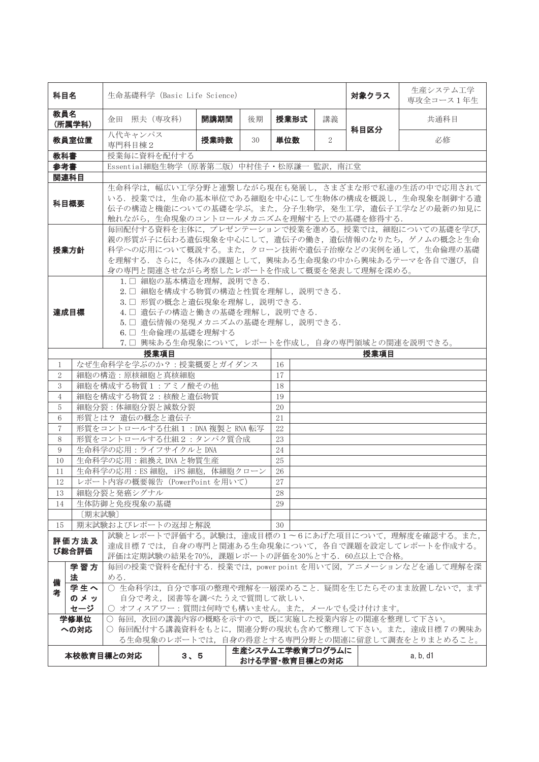| 科目名 | 生命基礎科学（Basic Life Science） | | | | | | 対象クラス | 生産システム工学専攻全コース１年生 |
|---|---|---|---|---|---|---|---|---|
| 教員名（所属学科） | 金田　照夫（専攻科） | 開講期間 | 後期 | 授業形式 | 講義 | | 科目区分 | 共通科目 |
| 教員室位置 | 八代キャンパス専門科目棟２ | 授業時数 | 30 | 単位数 | 2 | | | 必修 |
| 教科書 | 授業毎に資料を配付する | | | | | | | |
| 参考書 | Essential細胞生物学（原著第二版）中村佳子・松原謙一 監訳，南江堂 | | | | | | | |
| 関連科目 | | | | | | | | |
| 科目概要 | 生命科学は，幅広い工学分野と連繋しながら現在も発展し，さまざまな形で私達の生活の中で応用されている．授業では，生命の基本単位である細胞を中心にして生物体の構成を概説し，生命現象を制御する遺伝子の構造と機能についての基礎を学ぶ．また，分子生物学，発生工学，遺伝子工学などの最新の知見に触れながら，生命現象のコントロールメカニズムを理解する上での基礎を修得する． | | | | | | | |
| 授業方針 | 毎回配付する資料を主体に，プレゼンテーションで授業を進める。授業では，細胞についての基礎を学び，親の形質が子に伝わる遺伝現象を中心にして，遺伝子の働き，遺伝情報のなりたち，ゲノムの概念と生命科学への応用について概説する。また，クローン技術や遺伝子治療などの実例を通して，生命倫理の基礎を理解する．さらに，冬休みの課題として，興味ある生命現象の中から興味あるテーマを各自で選び，自身の専門と関連させながら考察したレポートを作成して概要を発表して理解を深める。 | | | | | | | |
| 達成目標 | 1.□ 細胞の基本構造を理解，説明できる．<br>2.□ 細胞を構成する物質の構造と性質を理解し，説明できる．<br>3.□ 形質の概念と遺伝現象を理解し，説明できる．<br>4.□ 遺伝子の構造と働きの基礎を理解し，説明できる．<br>5.□ 遺伝情報の発現メカニズムの基礎を理解し，説明できる．<br>6.□ 生命倫理の基礎を理解する<br>7.□ 興味ある生命現象について，レポートを作成し，自身の専門領域との関連を説明できる。 | | | | | | | |

| | 授業項目 | | 授業項目 |
|---|---|---|---|
| 1 | なぜ生命科学を学ぶのか？：授業概要とガイダンス | 16 | |
| 2 | 細胞の構造：原核細胞と真核細胞 | 17 | |
| 3 | 細胞を構成する物質１：アミノ酸その他 | 18 | |
| 4 | 細胞を構成する物質２：核酸と遺伝物質 | 19 | |
| 5 | 細胞分裂：体細胞分裂と減数分裂 | 20 | |
| 6 | 形質とは？ 遺伝の概念と遺伝子 | 21 | |
| 7 | 形質をコントロールする仕組１：DNA 複製と RNA 転写 | 22 | |
| 8 | 形質をコントロールする仕組２：タンパク質合成 | 23 | |
| 9 | 生命科学の応用：ライフサイクルと DNA | 24 | |
| 10 | 生命科学の応用：組換え DNA と物質生産 | 25 | |
| 11 | 生命科学の応用：ES 細胞，iPS 細胞，体細胞クローン | 26 | |
| 12 | レポート内容の概要報告（PowerPoint を用いて） | 27 | |
| 13 | 細胞分裂と発癌シグナル | 28 | |
| 14 | 生体防御と免疫現象の基礎 | 29 | |
| | 〔期末試験〕 | | |
| 15 | 期末試験およびレポートの返却と解説 | 30 | |

| | | |
|---|---|---|
| 評価方法及び総合評価 | | 試験とレポートで評価する。試験は，達成目標の１～６にあげた項目について，理解度を確認する。また，達成目標７では，自身の専門と関連ある生命現象について，各自で課題を設定してレポートを作成する。評価は定期試験の結果を70%，課題レポートの評価を30%とする．60点以上で合格。 |
| 備考 | 学習方法 | 毎回の授業で資料を配付する．授業では，power point を用いて図，アニメーションなどを通して理解を深める． |
| | 学生へのメッセージ | ○ 生命科学は，自分で事項の整理や理解を一層深めること．疑問を生じたらそのまま放置しないで，まず自分で考え，図書等を調べたうえで質問して欲しい．<br>○ オフィスアワー：質問は何時でも構いません。また，メールでも受け付けます。 |
| 学修単位への対応 | | ○ 毎回，次回の講義内容の概略を示すので，既に実施した授業内容との関連を整理して下さい。<br>○ 毎回配付する講義資料をもとに，関連分野の現状も含めて整理して下さい。また，達成目標７の興味ある生命現象のレポートでは，自身の得意とする専門分野との関連に留意して調査をとりまとめること。 |

| 本校教育目標との対応 | 3、5 | 生産システム工学教育プログラムにおける学習・教育目標との対応 | a, b, d1 |
|---|---|---|---|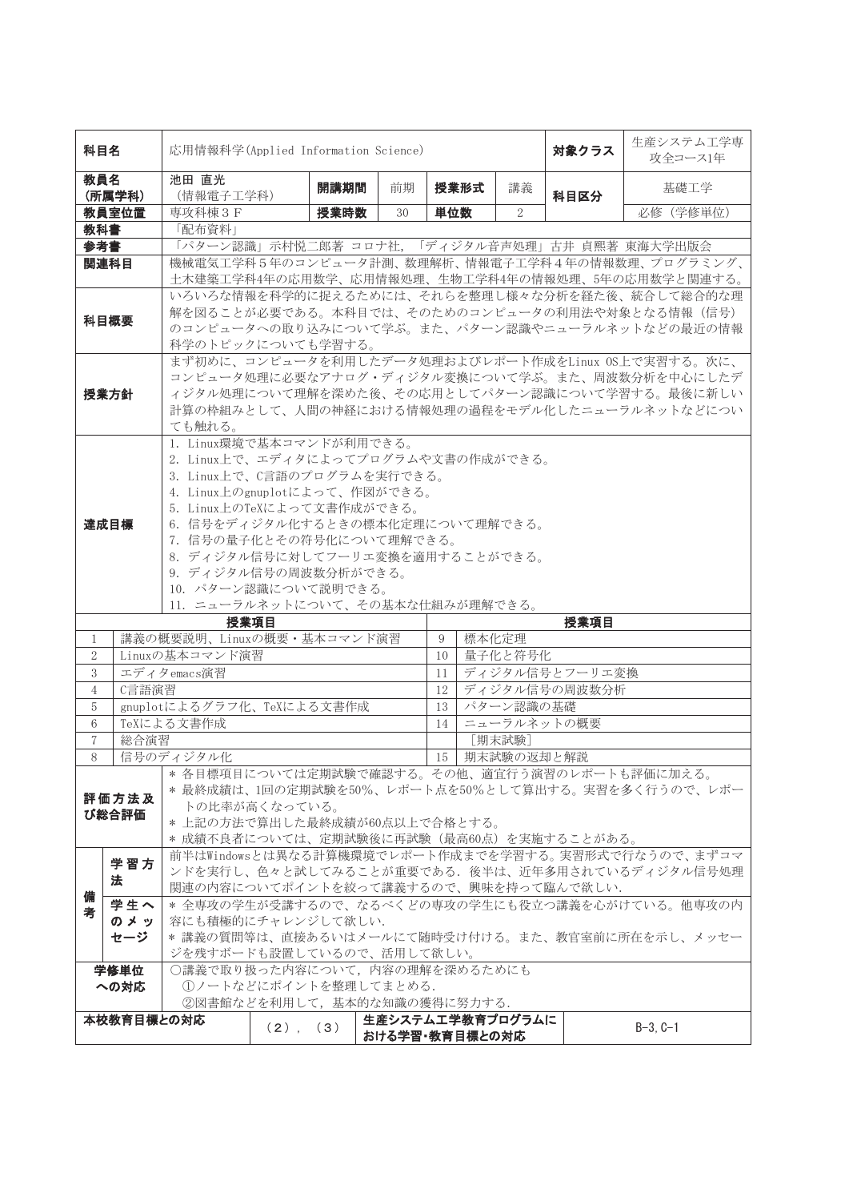| 科目名 | 応用情報科学(Applied Information Science) | | | | | 対象クラス | 生産システム工学専攻全コース1年 |
|---|---|---|---|---|---|---|---|
| 教員名（所属学科） | 池田 直光（情報電子工学科） | 開講期間 | 前期 | 授業形式 | 講義 | 科目区分 | 基礎工学 |
| 教員室位置 | 専攻科棟３Ｆ | 授業時数 | 30 | 単位数 | 2 | | 必修（学修単位） |
| 教科書 | 「配布資料」 | | | | | | |
| 参考書 | 「パターン認識」示村悦二郎著 コロナ社, 「ディジタル音声処理」古井 貞熙著 東海大学出版会 | | | | | | |
| 関連科目 | 機械電気工学科５年のコンピュータ計測、数理解析、情報電子工学科４年の情報数理、プログラミング、土木建築工学科4年の応用数学、応用情報処理、生物工学科4年の情報処理、5年の応用数学と関連する。 | | | | | | |
| 科目概要 | いろいろな情報を科学的に捉えるためには、それらを整理し様々な分析を経た後、統合して総合的な理解を図ることが必要である。本科目では、そのためのコンピュータの利用法や対象となる情報（信号）のコンピュータへの取り込みについて学ぶ。また、パターン認識やニューラルネットなどの最近の情報科学のトピックについても学習する。 | | | | | | |
| 授業方針 | まず初めに、コンピュータを利用したデータ処理およびレポート作成をLinux OS上で実習する。次に、コンピュータ処理に必要なアナログ・ディジタル変換について学ぶ。また、周波数分析を中心にしたディジタル処理について理解を深めた後、その応用としてパターン認識について学習する。最後に新しい計算の枠組みとして、人間の神経における情報処理の過程をモデル化したニューラルネットなどについても触れる。 | | | | | | |
| 達成目標 | 1. Linux環境で基本コマンドが利用できる。<br>2. Linux上で、エディタによってプログラムや文書の作成ができる。<br>3. Linux上で、C言語のプログラムを実行できる。<br>4. Linux上のgnuplotによって、作図ができる。<br>5. Linux上のTeXによって文書作成ができる。<br>6. 信号をディジタル化するときの標本化定理について理解できる。<br>7. 信号の量子化とその符号化について理解できる。<br>8. ディジタル信号に対してフーリエ変換を適用することができる。<br>9. ディジタル信号の周波数分析ができる。<br>10. パターン認識について説明できる。<br>11. ニューラルネットについて、その基本な仕組みが理解できる。 | | | | | | |

| | 授業項目 | | 授業項目 |
|---|---|---|---|
| 1 | 講義の概要説明、Linuxの概要・基本コマンド演習 | 9 | 標本化定理 |
| 2 | Linuxの基本コマンド演習 | 10 | 量子化と符号化 |
| 3 | エディタemacs演習 | 11 | ディジタル信号とフーリエ変換 |
| 4 | C言語演習 | 12 | ディジタル信号の周波数分析 |
| 5 | gnuplotによるグラフ化、TeXによる文書作成 | 13 | パターン認識の基礎 |
| 6 | TeXによる文書作成 | 14 | ニューラルネットの概要 |
| 7 | 総合演習 | | ［期末試験］ |
| 8 | 信号のディジタル化 | 15 | 期末試験の返却と解説 |

| | | |
|---|---|---|
| 評価方法及び総合評価 | | * 各目標項目については定期試験で確認する。その他、適宜行う演習のレポートも評価に加える。<br>* 最終成績は、1回の定期試験を50%、レポート点を50%として算出する。実習を多く行うので、レポートの比率が高くなっている。<br>* 上記の方法で算出した最終成績が60点以上で合格とする。<br>* 成績不良者については、定期試験後に再試験（最高60点）を実施することがある。 |
| 備考 | 学習方法 | 前半はWindowsとは異なる計算機環境でレポート作成までを学習する。実習形式で行なうので、まずコマンドを実行し、色々と試してみることが重要である．後半は、近年多用されているディジタル信号処理関連の内容についてポイントを絞って講義するので、興味を持って臨んで欲しい． |
| | 学生へのメッセージ | * 全専攻の学生が受講するので、なるべくどの専攻の学生にも役立つ講義を心がけている。他専攻の内容にも積極的にチャレンジして欲しい．<br>* 講義の質問等は、直接あるいはメールにて随時受け付ける。また、教官室前に所在を示し、メッセージを残すボードも設置しているので、活用して欲しい。 |
| 学修単位への対応 | | ○講義で取り扱った内容について，内容の理解を深めるためにも<br>①ノートなどにポイントを整理してまとめる．<br>②図書館などを利用して，基本的な知識の獲得に努力する． |

| 本校教育目標との対応 | （2），（3） | 生産システム工学教育プログラムにおける学習・教育目標との対応 | B-3, C-1 |
|---|---|---|---|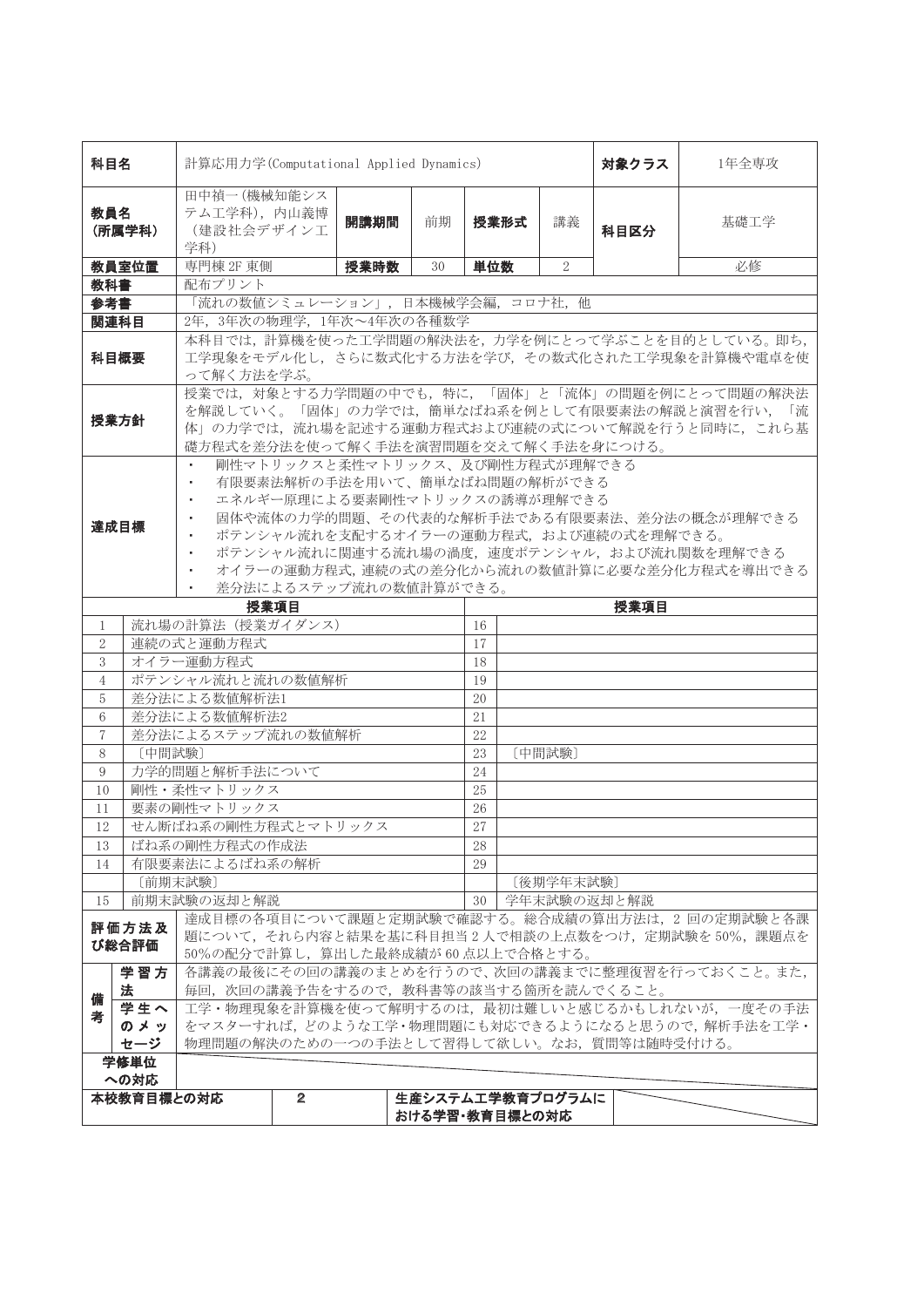| 科目名 | 計算応用力学(Computational Applied Dynamics) | | | | | | 対象クラス | 1年全専攻 |
|---|---|---|---|---|---|---|---|---|
| 教員名(所属学科) | 田中禎一(機械知能システム工学科), 内山義博(建設社会デザイン工学科) | 開講期間 | 前期 | 授業形式 | 講義 | | 科目区分 | 基礎工学 |
| 教員室位置 | 専門棟 2F 東側 | 授業時数 | 30 | 単位数 | 2 | | | 必修 |
| 教科書 | 配布プリント | | | | | | | |
| 参考書 | 「流れの数値シミュレーション」, 日本機械学会編, コロナ社, 他 | | | | | | | |
| 関連科目 | 2年, 3年次の物理学, 1年次～4年次の各種数学 | | | | | | | |
| 科目概要 | 本科目では, 計算機を使った工学問題の解決法を, 力学を例にとって学ぶことを目的としている。即ち, 工学現象をモデル化し, さらに数式化する方法を学び, その数式化された工学現象を計算機や電卓を使って解く方法を学ぶ。 | | | | | | | |
| 授業方針 | 授業では, 対象とする力学問題の中でも, 特に, 「固体」と「流体」の問題を例にとって問題の解決法を解説していく。「固体」の力学では, 簡単なばね系を例として有限要素法の解説と演習を行い, 「流体」の力学では, 流れ場を記述する運動方程式および連続の式について解説を行うと同時に, これら基礎方程式を差分法を使って解く手法を演習問題を交えて解く手法を身につける。 | | | | | | | |
| 達成目標 | ・剛性マトリックスと柔性マトリックス、及び剛性方程式が理解できる<br>・有限要素法解析の手法を用いて、簡単なばね問題の解析ができる<br>・エネルギー原理による要素剛性マトリックスの誘導が理解できる<br>・固体や流体の力学的問題、その代表的な解析手法である有限要素法、差分法の概念が理解できる<br>・ポテンシャル流れを支配するオイラーの運動方程式, および連続の式を理解できる。<br>・ポテンシャル流れに関連する流れ場の渦度, 速度ポテンシャル, および流れ関数を理解できる<br>・オイラーの運動方程式, 連続の式の差分化から流れの数値計算に必要な差分化方程式を導出できる<br>・差分法によるステップ流れの数値計算ができる。 | | | | | | | |

| | 授業項目 | | 授業項目 |
|---|---|---|---|
| 1 | 流れ場の計算法 (授業ガイダンス) | 16 | |
| 2 | 連続の式と運動方程式 | 17 | |
| 3 | オイラー運動方程式 | 18 | |
| 4 | ポテンシャル流れと流れの数値解析 | 19 | |
| 5 | 差分法による数値解析法1 | 20 | |
| 6 | 差分法による数値解析法2 | 21 | |
| 7 | 差分法によるステップ流れの数値解析 | 22 | |
| 8 | 〔中間試験〕 | 23 | 〔中間試験〕 |
| 9 | 力学的問題と解析手法について | 24 | |
| 10 | 剛性・柔性マトリックス | 25 | |
| 11 | 要素の剛性マトリックス | 26 | |
| 12 | せん断ばね系の剛性方程式とマトリックス | 27 | |
| 13 | ばね系の剛性方程式の作成法 | 28 | |
| 14 | 有限要素法によるばね系の解析 | 29 | |
| | 〔前期末試験〕 | | 〔後期学年末試験〕 |
| 15 | 前期末試験の返却と解説 | 30 | 学年末試験の返却と解説 |

| | | |
|---|---|---|
| 評価方法及び総合評価 | | 達成目標の各項目について課題と定期試験で確認する。総合成績の算出方法は, 2 回の定期試験と各課題について, それら内容と結果を基に科目担当 2 人で相談の上点数をつけ, 定期試験を 50%, 課題点を 50%の配分で計算し, 算出した最終成績が 60 点以上で合格とする。 |
| 備考 | 学習方法 | 各講義の最後にその回の講義のまとめを行うので, 次回の講義までに整理復習を行っておくこと。また, 毎回, 次回の講義予告をするので, 教科書等の該当する箇所を読んでくること。 |
| | 学生へのメッセージ | 工学・物理現象を計算機を使って解明するのは, 最初は難しいと感じるかもしれないが, 一度その手法をマスターすれば, どのような工学・物理問題にも対応できるようになると思うので, 解析手法を工学・物理問題の解決のための一つの手法として習得して欲しい。なお, 質問等は随時受付ける。 |
| 学修単位への対応 | | |

| 本校教育目標との対応 | 2 | 生産システム工学教育プログラムにおける学習・教育目標との対応 | |
|---|---|---|---|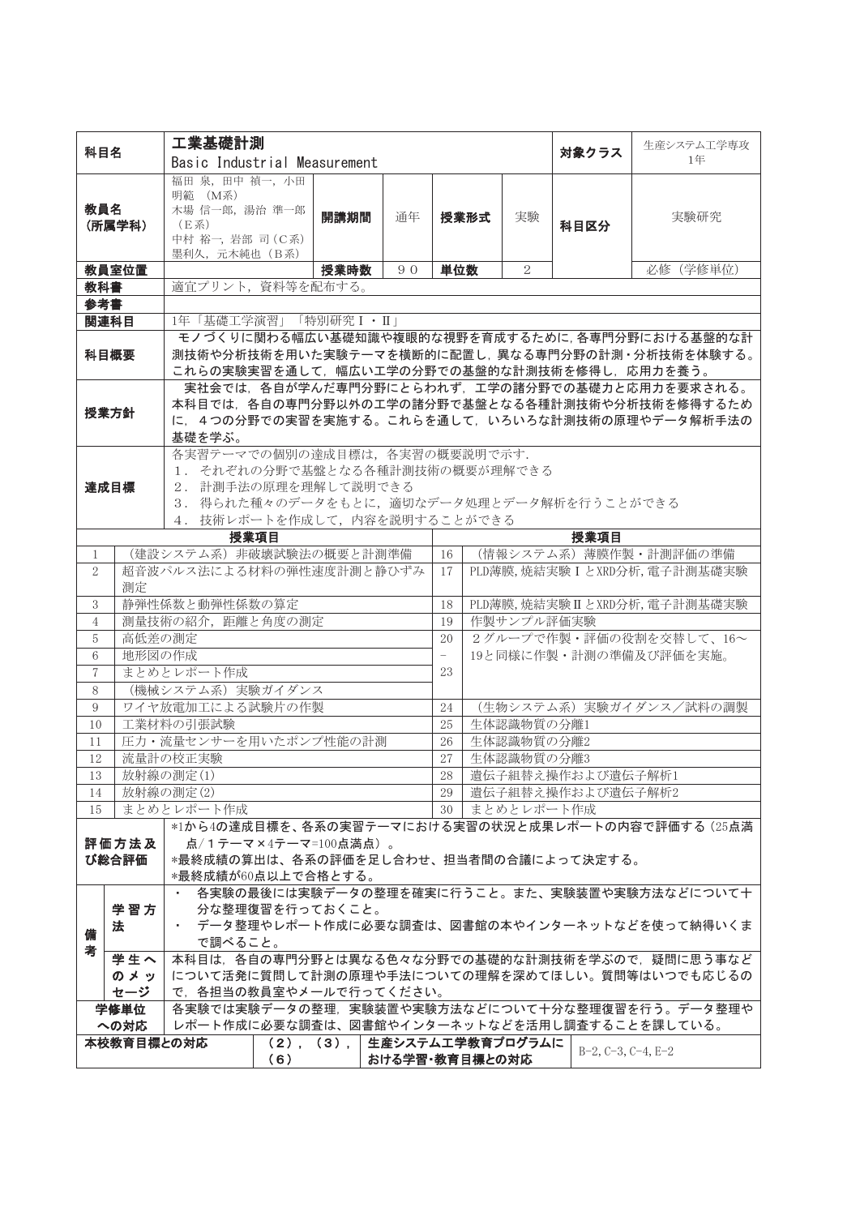| 科目名 | 工業基礎計測<br>Basic Industrial Measurement | | | | | 対象クラス | 生産システム工学専攻1年 |
|---|---|---|---|---|---|---|---|
| 教員名<br>(所属学科) | 福田 泉, 田中 禎一, 小田 明範 (M系)<br>木場 信一郎, 湯治 準一郎 (E系)<br>中村 裕一, 岩部 司 (C系)<br>墨利久, 元木純也 (B系) | 開講期間 | 通年 | 授業形式 | 実験 | 科目区分 | 実験研究 |
| 教員室位置 | | 授業時数 | 90 | 単位数 | 2 | | 必修 (学修単位) |
| 教科書 | 適宜プリント, 資料等を配布する。 | | | | | | |
| 参考書 | | | | | | | |
| 関連科目 | 1年「基礎工学演習」「特別研究Ⅰ・Ⅱ」 | | | | | | |
| 科目概要 | モノづくりに関わる幅広い基礎知識や複眼的な視野を育成するために, 各専門分野における基盤的な計測技術や分析技術を用いた実験テーマを横断的に配置し, 異なる専門分野の計測・分析技術を体験する。これらの実験実習を通して, 幅広い工学の分野での基盤的な計測技術を修得し, 応用力を養う。 | | | | | | |
| 授業方針 | 実社会では, 各自が学んだ専門分野にとらわれず, 工学の諸分野での基礎力と応用力を要求される。本科目では, 各自の専門分野以外の工学の諸分野で基盤となる各種計測技術や分析技術を修得するために, 4つの分野での実習を実施する。これらを通して, いろいろな計測技術の原理やデータ解析手法の基礎を学ぶ。 | | | | | | |
| 達成目標 | 各実習テーマでの個別の達成目標は, 各実習の概要説明で示す.<br>1. それぞれの分野で基盤となる各種計測技術の概要が理解できる<br>2. 計測手法の原理を理解して説明できる<br>3. 得られた種々のデータをもとに, 適切なデータ処理とデータ解析を行うことができる<br>4. 技術レポートを作成して, 内容を説明することができる | | | | | | |

| | 授業項目 | | 授業項目 |
|---|---|---|---|
| 1 | (建設システム系) 非破壊試験法の概要と計測準備 | 16 | (情報システム系) 薄膜作製・計測評価の準備 |
| 2 | 超音波パルス法による材料の弾性速度計測と静ひずみ測定 | 17 | PLD薄膜, 焼結実験ⅠとXRD分析, 電子計測基礎実験 |
| 3 | 静弾性係数と動弾性係数の算定 | 18 | PLD薄膜, 焼結実験ⅡとXRD分析, 電子計測基礎実験 |
| 4 | 測量技術の紹介, 距離と角度の測定 | 19 | 作製サンプル評価実験 |
| 5 | 高低差の測定 | 20<br>–<br>23 | 2グループで作製・評価の役割を交替して、16～19と同様に作製・計測の準備及び評価を実施。 |
| 6 | 地形図の作成 | | |
| 7 | まとめとレポート作成 | | |
| 8 | (機械システム系) 実験ガイダンス | | |
| 9 | ワイヤ放電加工による試験片の作製 | 24 | (生物システム系) 実験ガイダンス／試料の調製 |
| 10 | 工業材料の引張試験 | 25 | 生体認識物質の分離1 |
| 11 | 圧力・流量センサーを用いたポンプ性能の計測 | 26 | 生体認識物質の分離2 |
| 12 | 流量計の校正実験 | 27 | 生体認識物質の分離3 |
| 13 | 放射線の測定(1) | 28 | 遺伝子組替え操作および遺伝子解析1 |
| 14 | 放射線の測定(2) | 29 | 遺伝子組替え操作および遺伝子解析2 |
| 15 | まとめとレポート作成 | 30 | まとめとレポート作成 |

| 評価方法及び総合評価 | *1から4の達成目標を、各系の実習テーマにおける実習の状況と成果レポートの内容で評価する (25点満点／1テーマ×4テーマ=100点満点)。<br>*最終成績の算出は、各系の評価を足し合わせ、担当者間の合議によって決定する。<br>*最終成績が60点以上で合格とする。 | | |
|---|---|---|---|
| 備考 学習方法 | ・ 各実験の最後には実験データの整理を確実に行うこと。また、実験装置や実験方法などについて十分な整理復習を行っておくこと。<br>・ データ整理やレポート作成に必要な調査は、図書館の本やインターネットなどを使って納得いくまで調べること。 | | |
| 備考 学生へのメッセージ | 本科目は, 各自の専門分野とは異なる色々な分野での基礎的な計測技術を学ぶので, 疑問に思う事などについて活発に質問して計測の原理や手法についての理解を深めてほしい。質問等はいつでも応じるので, 各担当の教員室やメールで行ってください。 | | |
| 学修単位への対応 | 各実験では実験データの整理, 実験装置や実験方法などについて十分な整理復習を行う。データ整理やレポート作成に必要な調査は、図書館やインターネットなどを活用し調査することを課している。 | | |
| 本校教育目標との対応 | (2), (3), (6) | 生産システム工学教育プログラムにおける学習・教育目標との対応 | B-2, C-3, C-4, E-2 |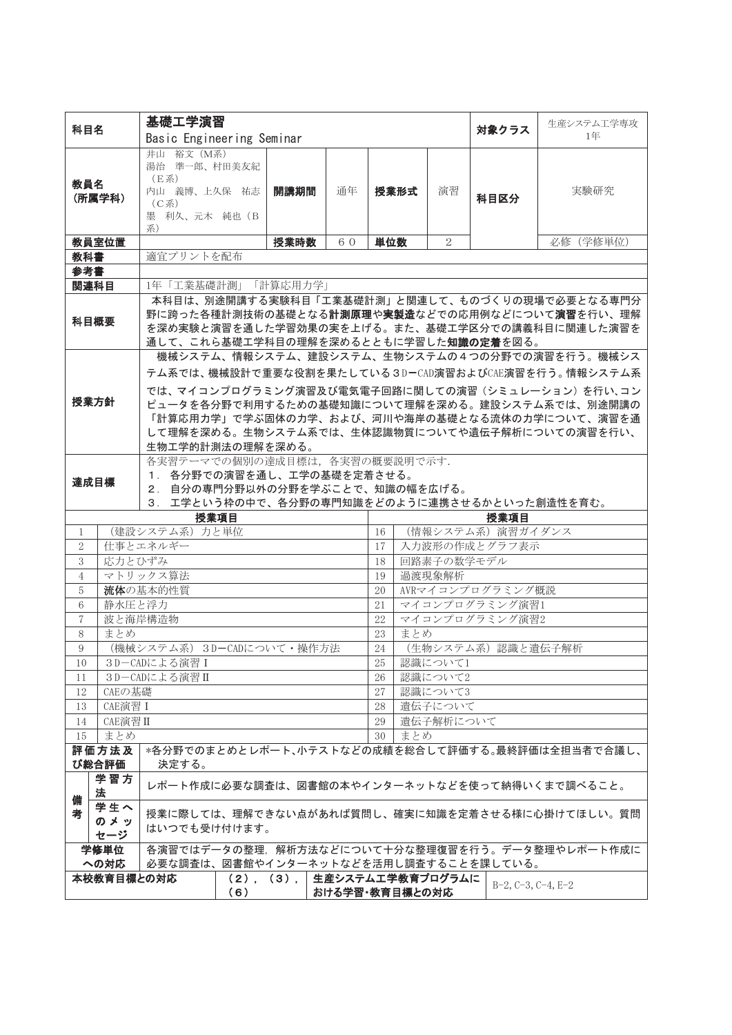| 科目名 | 基礎工学演習<br>Basic Engineering Seminar | | | | | | 対象クラス | 生産システム工学専攻 1年 |
|---|---|---|---|---|---|---|---|---|
| 教員名<br>(所属学科) | 井山 裕文 (M系)<br>湯治 準一郎、村田美友紀 (E系)<br>内山 義博、上久保 祐志 (C系)<br>墨 利久、元木 純也 (B系) | 開講期間 | 通年 | 授業形式 | 演習 | | 科目区分 | 実験研究 |
| 教員室位置 | | 授業時数 | 60 | 単位数 | 2 | | | 必修 (学修単位) |
| 教科書 | 適宜プリントを配布 | | | | | | | |
| 参考書 | | | | | | | | |
| 関連科目 | 1年「工業基礎計測」「計算応用力学」 | | | | | | | |
| 科目概要 | 本科目は、別途開講する実験科目「工業基礎計測」と関連して、ものづくりの現場で必要となる専門分野に跨った各種計測技術の基礎となる**計測原理**や**実製造**などでの応用例などについて**演習**を行い、理解を深め実験と演習を通した学習効果の実を上げる。また、基礎工学区分での講義科目に関連した演習を通して、これら基礎工学科目の理解を深めるとともに学習した**知識の定着**を図る。 | | | | | | | |
| 授業方針 | 機械システム、情報システム、建設システム、生物システムの４つの分野での演習を行う。機械システム系では、機械設計で重要な役割を果たしている３Ｄ−CAD演習およびCAE演習を行う。情報システム系では、マイコンプログラミング演習及び電気電子回路に関しての演習（シミュレーション）を行い、コンピュータを各分野で利用するための基礎知識について理解を深める。建設システム系では、別途開講の「計算応用力学」で学ぶ固体の力学、および、河川や海岸の基礎となる流体の力学について、演習を通して理解を深める。生物システム系では、生体認識物質についてや遺伝子解析についての演習を行い、生物工学的計測法の理解を深める。 | | | | | | | |
| 達成目標 | 各実習テーマでの個別の達成目標は，各実習の概要説明で示す．<br>1．各分野での演習を通し、工学の基礎を定着させる。<br>2．自分の専門分野以外の分野を学ぶことで、知識の幅を広げる。<br>3．工学という枠の中で、各分野の専門知識をどのように連携させるかといった創造性を育む。 | | | | | | | |

| | 授業項目 | | 授業項目 |
|---|---|---|---|
| 1 | （建設システム系）力と単位 | 16 | （情報システム系）演習ガイダンス |
| 2 | 仕事とエネルギー | 17 | 入力波形の作成とグラフ表示 |
| 3 | 応力とひずみ | 18 | 回路素子の数学モデル |
| 4 | マトリックス算法 | 19 | 過渡現象解析 |
| 5 | **流体**の基本的性質 | 20 | AVRマイコンプログラミング概説 |
| 6 | 静水圧と浮力 | 21 | マイコンプログラミング演習1 |
| 7 | 波と海岸構造物 | 22 | マイコンプログラミング演習2 |
| 8 | まとめ | 23 | まとめ |
| 9 | （機械システム系）３Ｄ−CADについて・操作方法 | 24 | （生物システム系）認識と遺伝子解析 |
| 10 | ３Ｄ−CADによる演習Ⅰ | 25 | 認識について1 |
| 11 | ３Ｄ−CADによる演習Ⅱ | 26 | 認識について2 |
| 12 | CAEの基礎 | 27 | 認識について3 |
| 13 | CAE演習Ⅰ | 28 | 遺伝子について |
| 14 | CAE演習Ⅱ | 29 | 遺伝子解析について |
| 15 | まとめ | 30 | まとめ |

| 項目 | 内容 |
|---|---|
| 評価方法及び総合評価 | *各分野でのまとめとレポート、小テストなどの成績を総合して評価する。最終評価は全担当者で合議し、決定する。 |
| 備考 学習方法 | レポート作成に必要な調査は、図書館の本やインターネットなどを使って納得いくまで調べること。 |
| 備考 学生へのメッセージ | 授業に際しては、理解できない点があれば質問し、確実に知識を定着させる様に心掛けてほしい。質問はいつでも受け付けます。 |
| 学修単位への対応 | 各演習ではデータの整理，解析方法などについて十分な整理復習を行う。データ整理やレポート作成に必要な調査は、図書館やインターネットなどを活用し調査することを課している。 |

| 本校教育目標との対応 | (2)，(3)，(6) | 生産システム工学教育プログラムにおける学習・教育目標との対応 | B-2, C-3, C-4, E-2 |
|---|---|---|---|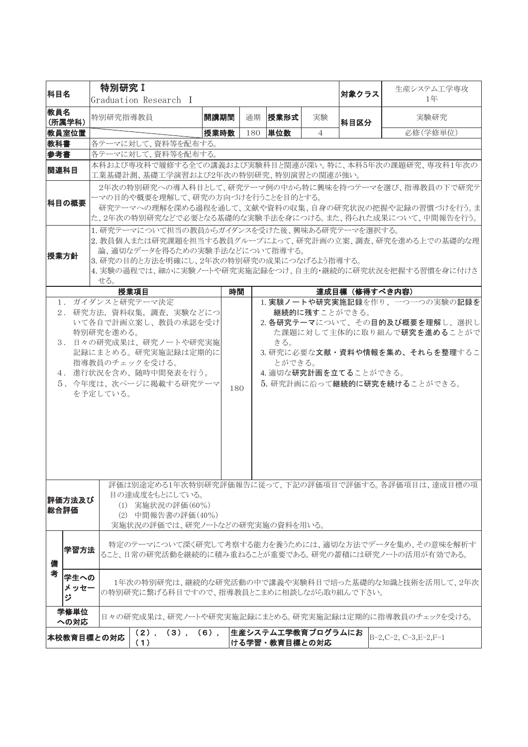| 科目名 | 特別研究Ⅰ<br>Graduation Research Ⅰ | | | | | 対象クラス | 生産システム工学専攻<br>1年 |
|---|---|---|---|---|---|---|---|
| 教員名<br>(所属学科) | 特別研究指導教員 | 開講期間 | 通期 | 授業形式 | 実験 | 科目区分 | 実験研究 |
| 教員室位置 | | 授業時数 | 180 | 単位数 | 4 | | 必修(学修単位) |
| 教科書 | 各テーマに対して、資料等を配布する。 | | | | | | |
| 参考書 | 各テーマに対して、資料等を配布する。 | | | | | | |
| 関連科目 | 本科および専攻科で履修する全ての講義および実験科目と関連が深い。特に、本科5年次の課題研究、専攻科1年次の工業基礎計測、基礎工学演習および2年次の特別研究、特別演習との関連が強い。 | | | | | | |
| 科目の概要 | 2年次の特別研究への導入科目として、研究テーマ例の中から特に興味を持つテーマを選び、指導教員の下で研究テーマの目的や概要を理解して、研究の方向づけを行うことを目的とする。<br>研究テーマへの理解を深める過程を通して、文献や資料の収集、自身の研究状況の把握や記録の習慣づけを行う。また、2年次の特別研究などで必要となる基礎的な実験手法を身につける。また、得られた成果について、中間報告を行う。 | | | | | | |
| 授業方針 | 1. 研究テーマについて担当の教員からガイダンスを受けた後、興味ある研究テーマを選択する。<br>2. 教員個人または研究課題を担当する教員グループによって、研究計画の立案、調査、研究を進める上での基礎的な理論、適切なデータを得るための実験手法などについて指導する。<br>3. 研究の目的と方法を明確にし、2年次の特別研究の成果につなげるよう指導する。<br>4. 実験の過程では、細かに実験ノートや研究実施記録をつけ、自主的・継続的に研究状況を把握する習慣を身に付けさせる。 | | | | | | |

| 授業項目 | 時間 | 達成目標（修得すべき内容） |
|---|---|---|
| 1．ガイダンスと研究テーマ決定<br>2．研究方法，資料収集，調査，実験などについて各自で計画立案し、教員の承認を受け特別研究を進める。<br>3．日々の研究成果は、研究ノートや研究実施記録にまとめる。研究実施記録は定期的に指導教員のチェックを受ける。<br>4．進行状況を含め、随時中間発表を行う。<br>5．今年度は、次ページに掲載する研究テーマを予定している。 | 180 | 1. **実験ノート**や**研究実施記録**を作り、一つ一つの実験の**記録を継続的に残す**ことができる。<br>2. **各研究テーマ**について、その**目的及び概要を理解**し、選択した課題に対して主体的に取り組んで**研究を進める**ことができる。<br>3. 研究に必要な**文献・資料や情報を集め、それらを整理**することができる。<br>4. 適切な**研究計画を立てる**ことができる。<br>5. 研究計画に沿って**継続的に研究を続ける**ことができる。 |

| 評価方法及び総合評価 | | 評価は別途定める1年次特別研究評価報告に従って、下記の評価項目で評価する。各評価項目は、達成目標の項目の達成度をもとにしている。<br>(1) 実施状況の評価(60%)<br>(2) 中間報告書の評価(40%)<br>実施状況の評価では、研究ノートなどの研究実施の資料を用いる。 |
|---|---|---|
| 備考 | 学習方法 | 特定のテーマについて深く研究して考察する能力を養うためには、適切な方法でデータを集め、その意味を解析すること、日常の研究活動を継続的に積み重ねることが重要である。研究の蓄積には研究ノートの活用が有効である。 |
| | 学生へのメッセージ | 1年次の特別研究は、継続的な研究活動の中で講義や実験科目で培った基礎的な知識と技術を活用して、2年次の特別研究に繋げる科目ですので、指導教員とこまめに相談しながら取り組んで下さい。 |
| 学修単位への対応 | | 日々の研究成果は、研究ノートや研究実施記録にまとめる。研究実施記録は定期的に指導教員のチェックを受ける。 |

| 本校教育目標との対応 | (2)，(3)，(6)，(1) | 生産システム工学教育プログラムにおける学習・教育目標との対応 | B-2,C-2, C-3,E-2,F-1 |
|---|---|---|---|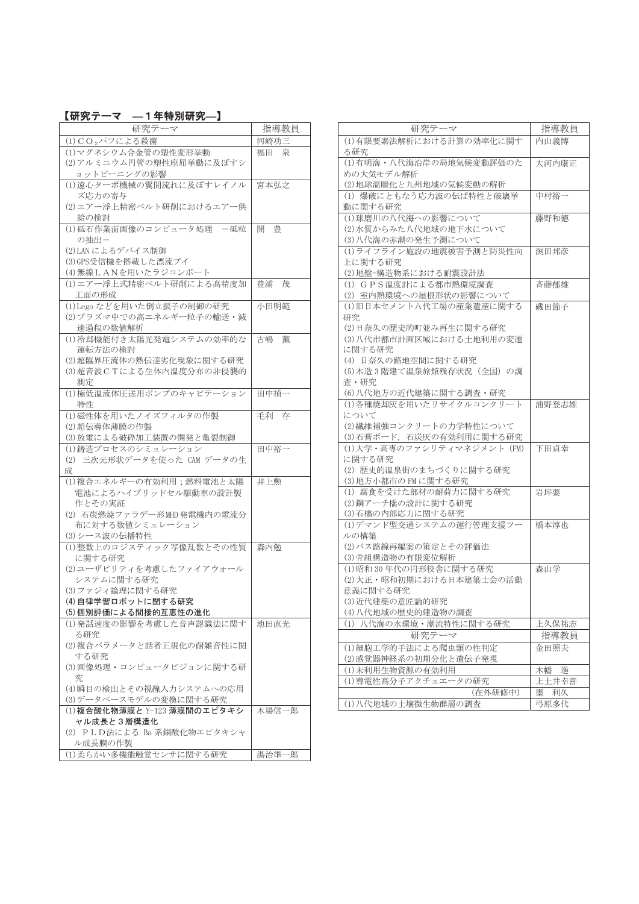**【研究テーマ　—１年特別研究—】**

| 研究テーマ | 指導教員 |
|---|---|
| (1) $CO_2$パフによる殺菌 | 河崎功三 |
| (1)マグネシウム合金管の塑性変形挙動<br>(2)アルミニウム円管の塑性座屈挙動に及ぼすショットピーニングの影響 | 福田　泉 |
| (1)遠心ターボ機械の翼間流れに及ぼすレイノルズ応力の寄与<br>(2)エアー浮上精密ベルト研削におけるエアー供給の検討 | 宮本弘之 |
| (1)砥石作業面画像のコンピュータ処理　－砥粒の抽出－<br>(2)LANによるデバイス制御<br>(3)GPS受信機を搭載した漂流ブイ<br>(4)無線ＬＡＮを用いたラジコンボート | 開　豊 |
| (1)エアー浮上式精密ベルト研削による高精度加工面の形成 | 豊浦　茂 |
| (1)Lego などを用いた倒立振子の制御の研究<br>(2)プラズマ中での高エネルギー粒子の輸送・減速過程の数値解析 | 小田明範 |
| (1)冷却機能付き太陽光発電システムの効率的な運転方法の検討<br>(2)超臨界圧流体の熱伝達劣化現象に関する研究<br>(3)超音波ＣＴによる生体内温度分布の非侵襲的測定 | 古嶋　薫 |
| (1)極低温流体圧送用ポンプのキャビテーション特性 | 田中禎一 |
| (1)磁性体を用いたノイズフィルタの作製<br>(2)超伝導体薄膜の作製<br>(3)放電による破砕加工装置の開発と亀裂制御 | 毛利　存 |
| (1)鋳造プロセスのシミュレーション<br>(2) 三次元形状データを使った CAM データの生成 | 田中裕一 |
| (1)複合エネルギーの有効利用；燃料電池と太陽電池によるハイブリッドセル駆動車の設計製作とその実証<br>(2) 石炭燃焼ファラデー形MHD発電機内の電流分布に対する数値シミュレーション<br>(3)シース波の伝播特性 | 井上勲 |
| (1)整数上のロジスティック写像乱数とその性質に関する研究<br>(2)ユーザビリティを考慮したファイアウォールシステムに関する研究<br>(3)ファジィ論理に関する研究<br>**(4)自律学習ロボットに関する研究**<br>**(5)個別評価による間接的互恵性の進化** | 森内勉 |
| (1)発話速度の影響を考慮した音声認識法に関する研究<br>(2)複合パラメータと話者正規化の耐雑音性に関する研究<br>(3)画像処理・コンピュータビジョンに関する研究<br>(4)瞬目の検出とその視線入力システムへの応用<br>(3)データベースモデルの変換に関する研究 | 池田直光 |
| **(1)複合酸化物薄膜と Y-123 薄膜間のエピタキシャル成長と３層構造化**<br>(2) ＰＬＤ法による Ba 系銅酸化物エピタキシャル成長膜の作製 | 木場信一郎 |
| (1)柔らかい多機能触覚センサに関する研究 | 湯治準一郎 |
| (1)有限要素法解析における計算の効率化に関する研究 | 内山義博 |
| (1)有明海・八代海沿岸の局地気候変動評価のための大気モデル解析<br>(2)地球温暖化と九州地域の気候変動の解析 | 大河内康正 |
| (1) 爆破にともなう応力波の伝ぱ特性と破壊挙動に関する研究 | 中村裕一 |
| (1)球磨川の八代海への影響について<br>(2)水質からみた八代地域の地下水について<br>(3)八代海の赤潮の発生予測について | 藤野和徳 |
| (1)ライフライン施設の地震被害予測と防災性向上に関する研究<br>(2)地盤-構造物系における耐震設計法 | 渕田邦彦 |
| (1) ＧＰＳ温度計による都市熱環境調査<br>(2) 室内熱環境への屋根形状の影響について | 斉藤郁雄 |
| (1)旧日本セメント八代工場の産業遺産に関する研究<br>(2)日奈久の歴史的町並み再生に関する研究<br>(3)八代市都市計画区域における土地利用の変遷に関する研究<br>(4) 日奈久の路地空間に関する研究<br>(5)木造３階建て温泉旅館残存状況（全国）の調査・研究<br>(6)八代地方の近代建築に関する調査・研究 | 磯田節子 |
| (1)各種焼却灰を用いたリサイクルコンクリートについて<br>(2)繊維補強コンクリートの力学特性について<br>(3)石膏ボード，石炭灰の有効利用に関する研究 | 浦野登志雄 |
| (1)大学・高専のファシリティマネジメント (FM) に関する研究<br>(2) 歴史的温泉街のまちづくりに関する研究<br>(3)地方小都市の FM に関する研究 | 下田貞幸 |
| (1) 腐食を受けた部材の耐荷力に関する研究<br>(2)鋼アーチ橋の設計に関する研究<br>(3)石橋の内部応力に関する研究 | 岩坪要 |
| (1)デマンド型交通システムの運行管理支援ツールの構築<br>(2)バス路線再編案の策定とその評価法<br>(3)骨組構造物の有限変位解析 | 橋本淳也 |
| (1)昭和 30 年代の円形校舎に関する研究<br>(2)大正・昭和初期における日本建築士会の活動意義に関する研究<br>(3)近代建築の意匠論的研究<br>(4)八代地域の歴史的建造物の調査 | 森山学 |
| (1) 八代海の水環境・潮流特性に関する研究 | 上久保祐志 |

| 研究テーマ | 指導教員 |
|---|---|
| (1)細胞工学的手法による爬虫類の性判定<br>(2)感覚器神経系の初期分化と遺伝子発現 | 金田照夫 |
| (1)未利用生物資源の有効利用 | 木幡　進 |
| (1)導電性高分子アクチュエータの研究 | 上土井幸喜 |
| (在外研修中) | 墨　利久 |
| (1)八代地域の土壌微生物群層の調査 | 弓原多代 |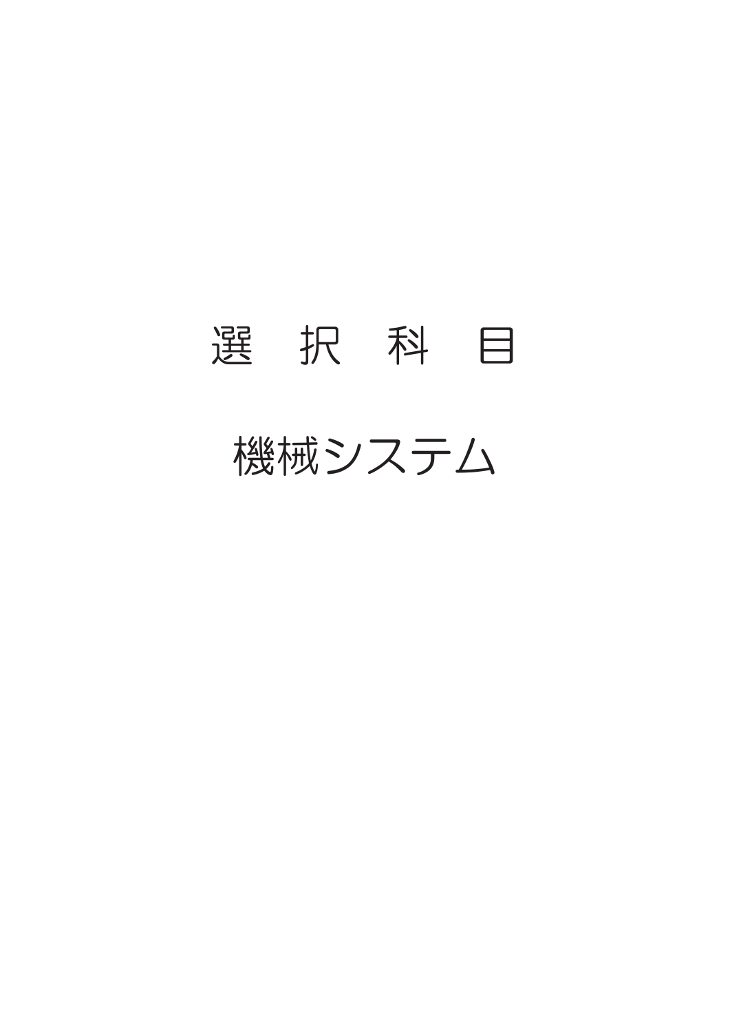# 選　択　科　目

# 機械システム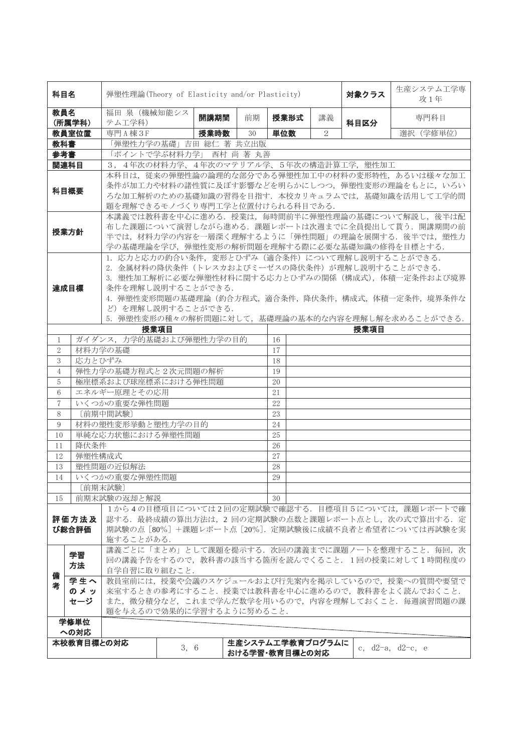| 科目名 | 弾塑性理論(Theory of Elasticity and/or Plasticity) | | | | | | 対象クラス | 生産システム工学専攻1年 |
|---|---|---|---|---|---|---|---|---|
| 教員名（所属学科） | 福田 泉（機械知能システム工学科） | 開講期間 | 前期 | 授業形式 | 講義 | | 科目区分 | 専門科目 |
| 教員室位置 | 専門A棟3F | 授業時数 | 30 | 単位数 | 2 | | | 選択（学修単位） |
| 教科書 | 「弾塑性力学の基礎」吉田 総仁 著 共立出版 | | | | | | | |
| 参考書 | 「ポイントで学ぶ材料力学」 西村 尚 著 丸善 | | | | | | | |
| 関連科目 | 3，4年次の材料力学、4年次のマテリアル学、5年次の構造計算工学，塑性加工 | | | | | | | |
| 科目概要 | 本科目は，従来の弾塑性論の論理的な部分である弾塑性加工中の材料の変形特性，あるいは様々な加工条件が加工力や材料の諸性質に及ぼす影響などを明らかにしつつ，弾塑性変形の理論をもとに，いろいろな加工解析のための基礎知識の習得を目指す．本校カリキュラムでは，基礎知識を活用して工学的問題を理解できるモノづくり専門工学と位置付けられる科目である． | | | | | | | |
| 授業方針 | 本講義では教科書を中心に進める．授業は，毎時間前半に弾塑性理論の基礎について解説し，後半は配布した課題について演習しながら進める．課題レポートは次週までに全員提出して貰う．開講期間の前半では，材料力学の内容を一層深く理解するように「弾性問題」の理論を展開する．後半では，塑性力学の基礎理論を学び，弾塑性変形の解析問題を理解する際に必要な基礎知識の修得を目標とする． | | | | | | | |
| 達成目標 | 1. 応力と応力の釣合い条件，変形とひずみ（適合条件）について理解し説明することができる．<br>2. 金属材料の降伏条件（トレスカおよびミーゼスの降伏条件）が理解し説明することができる．<br>3. 塑性加工解析に必要な弾塑性材料に関する応力とひずみの関係（構成式），体積一定条件および境界条件を理解し説明することができる．<br>4. 弾塑性変形問題の基礎理論（釣合方程式，適合条件，降伏条件，構成式，体積一定条件，境界条件など）を理解し説明することができる．<br>5. 弾塑性変形の種々の解析問題に対して，基礎理論の基本的な内容を理解し解を求めることができる． | | | | | | | |

| | 授業項目 | | 授業項目 |
|---|---|---|---|
| 1 | ガイダンス，力学的基礎および弾塑性力学の目的 | 16 | |
| 2 | 材料力学の基礎 | 17 | |
| 3 | 応力とひずみ | 18 | |
| 4 | 弾性力学の基礎方程式と2次元問題の解析 | 19 | |
| 5 | 極座標系および球座標系における弾性問題 | 20 | |
| 6 | エネルギー原理とその応用 | 21 | |
| 7 | いくつかの重要な弾性問題 | 22 | |
| 8 | 〔前期中間試験〕 | 23 | |
| 9 | 材料の塑性変形挙動と塑性力学の目的 | 24 | |
| 10 | 単純な応力状態における弾塑性問題 | 25 | |
| 11 | 降伏条件 | 26 | |
| 12 | 弾塑性構成式 | 27 | |
| 13 | 塑性問題の近似解法 | 28 | |
| 14 | いくつかの重要な弾塑性問題 | 29 | |
| | 〔前期末試験〕 | | |
| 15 | 前期末試験の返却と解説 | 30 | |

| | | |
|---|---|---|
| 評価方法及び総合評価 | | 1から4の目標項目については2回の定期試験で確認する．目標項目5については，課題レポートで確認する．最終成績の算出方法は，2回の定期試験の点数と課題レポート点とし，次の式で算出する．定期試験の点［80%］＋課題レポート点［20%］．定期試験後に成績不良者と希望者については再試験を実施することがある． |
| 備考 | 学習方法 | 講義ごとに「まとめ」として課題を提示する．次回の講義までに課題ノートを整理すること．毎回，次回の講義予告をするので，教科書の該当する箇所を読んでくること．1回の授業に対して1時間程度の自学自習に取り組むこと． |
| | 学生へのメッセージ | 教員室前には，授業や会議のスケジュールおよび行先案内を掲示しているので，授業への質問や要望で来室するときの参考にすること．授業では教科書を中心に進めるので，教科書をよく読んでおくこと．また，微分積分など，これまで学んだ数学を用いるので，内容を理解しておくこと．毎週演習問題の課題を与えるので効果的に学習するように努めること． |
| 学修単位への対応 | | |

| 本校教育目標との対応 | 3，6 | 生産システム工学教育プログラムにおける学習・教育目標との対応 | c，d2-a，d2-c，e |
|---|---|---|---|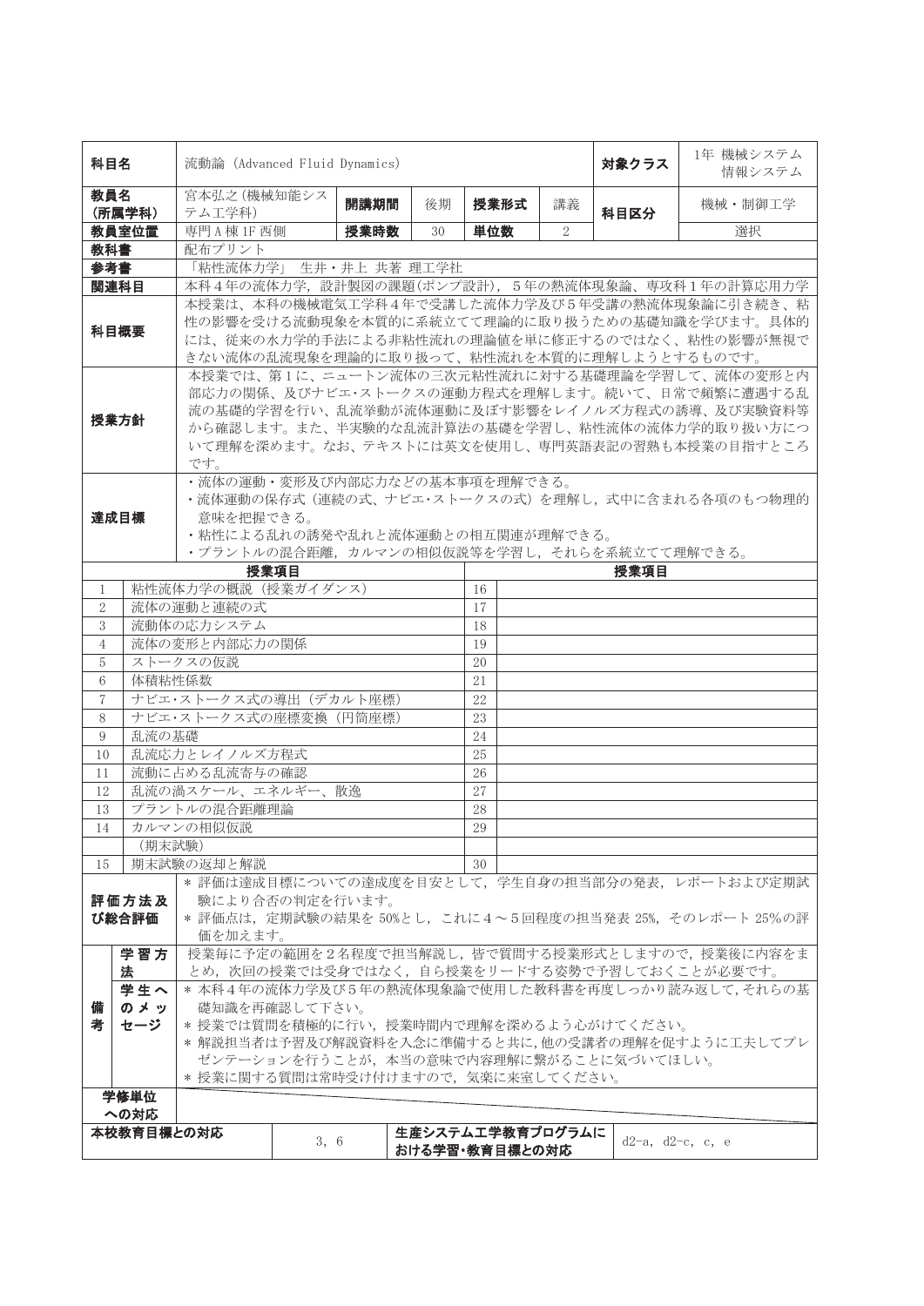| 科目名 | 流動論 (Advanced Fluid Dynamics) | | | | | 対象クラス | 1年 機械システム 情報システム |
|---|---|---|---|---|---|---|---|
| 教員名 (所属学科) | 宮本弘之 (機械知能システム工学科) | 開講期間 | 後期 | 授業形式 | 講義 | 科目区分 | 機械・制御工学 |
| 教員室位置 | 専門 A 棟 1F 西側 | 授業時数 | 30 | 単位数 | 2 | | 選択 |
| 教科書 | 配布プリント | | | | | | |
| 参考書 | 「粘性流体力学」 生井・井上 共著 理工学社 | | | | | | |
| 関連科目 | 本科4年の流体力学，設計製図の課題(ポンプ設計)，5年の熱流体現象論、専攻科1年の計算応用力学 | | | | | | |
| 科目概要 | 本授業は、本科の機械電気工学科4年で受講した流体力学及び5年受講の熱流体現象論に引き続き、粘性の影響を受ける流動現象を本質的に系統立てて理論的に取り扱うための基礎知識を学びます。具体的には、従来の水力学的手法による非粘性流れの理論値を単に修正するのではなく、粘性の影響が無視できない流体の乱流現象を理論的に取り扱って、粘性流れを本質的に理解しようとするものです。 | | | | | | |
| 授業方針 | 本授業では、第1に、ニュートン流体の三次元粘性流れに対する基礎理論を学習して、流体の変形と内部応力の関係、及びナビエ・ストークスの運動方程式を理解します。続いて、日常で頻繁に遭遇する乱流の基礎的学習を行い、乱流挙動が流体運動に及ぼす影響をレイノルズ方程式の誘導、及び実験資料等から確認します。また、半実験的な乱流計算法の基礎を学習し、粘性流体の流体力学的取り扱い方について理解を深めます。なお、テキストには英文を使用し、専門英語表記の習熟も本授業の目指すところです。 | | | | | | |
| 達成目標 | ・流体の運動・変形及び内部応力などの基本事項を理解できる。<br>・流体運動の保存式（連続の式、ナビエ・ストークスの式）を理解し，式中に含まれる各項のもつ物理的意味を把握できる。<br>・粘性による乱れの誘発や乱れと流体運動との相互関連が理解できる。<br>・プラントルの混合距離，カルマンの相似仮説等を学習し，それらを系統立てて理解できる。 | | | | | | |

| | 授業項目 | | 授業項目 |
|---|---|---|---|
| 1 | 粘性流体力学の概説（授業ガイダンス） | 16 | |
| 2 | 流体の運動と連続の式 | 17 | |
| 3 | 流動体の応力システム | 18 | |
| 4 | 流体の変形と内部応力の関係 | 19 | |
| 5 | ストークスの仮説 | 20 | |
| 6 | 体積粘性係数 | 21 | |
| 7 | ナビエ・ストークス式の導出（デカルト座標） | 22 | |
| 8 | ナビエ・ストークス式の座標変換（円筒座標） | 23 | |
| 9 | 乱流の基礎 | 24 | |
| 10 | 乱流応力とレイノルズ方程式 | 25 | |
| 11 | 流動に占める乱流寄与の確認 | 26 | |
| 12 | 乱流の渦スケール、エネルギー、散逸 | 27 | |
| 13 | プラントルの混合距離理論 | 28 | |
| 14 | カルマンの相似仮説 | 29 | |
| | （期末試験） | | |
| 15 | 期末試験の返却と解説 | 30 | |

| | | |
|---|---|---|
| 評価方法及び総合評価 | | * 評価は達成目標についての達成度を目安として，学生自身の担当部分の発表，レポートおよび定期試験により合否の判定を行います。<br>* 評価点は，定期試験の結果を 50%とし，これに4～5回程度の担当発表 25%，そのレポート 25%の評価を加えます。 |
| 備考 | 学習方法 | 授業毎に予定の範囲を2名程度で担当解説し，皆で質問する授業形式としますので，授業後に内容をまとめ，次回の授業では受身ではなく，自ら授業をリードする姿勢で予習しておくことが必要です。 |
| | 学生へのメッセージ | * 本科4年の流体力学及び5年の熱流体現象論で使用した教科書を再度しっかり読み返して,それらの基礎知識を再確認して下さい。<br>* 授業では質問を積極的に行い，授業時間内で理解を深めるよう心がけてください。<br>* 解説担当者は予習及び解説資料を入念に準備すると共に,他の受講者の理解を促すように工夫してプレゼンテーションを行うことが，本当の意味で内容理解に繋がることに気づいてほしい。<br>* 授業に関する質問は常時受け付けますので，気楽に来室してください。 |
| 学修単位への対応 | | |

| 本校教育目標との対応 | 3, 6 | 生産システム工学教育プログラムにおける学習・教育目標との対応 | d2-a, d2-c, c, e |
|---|---|---|---|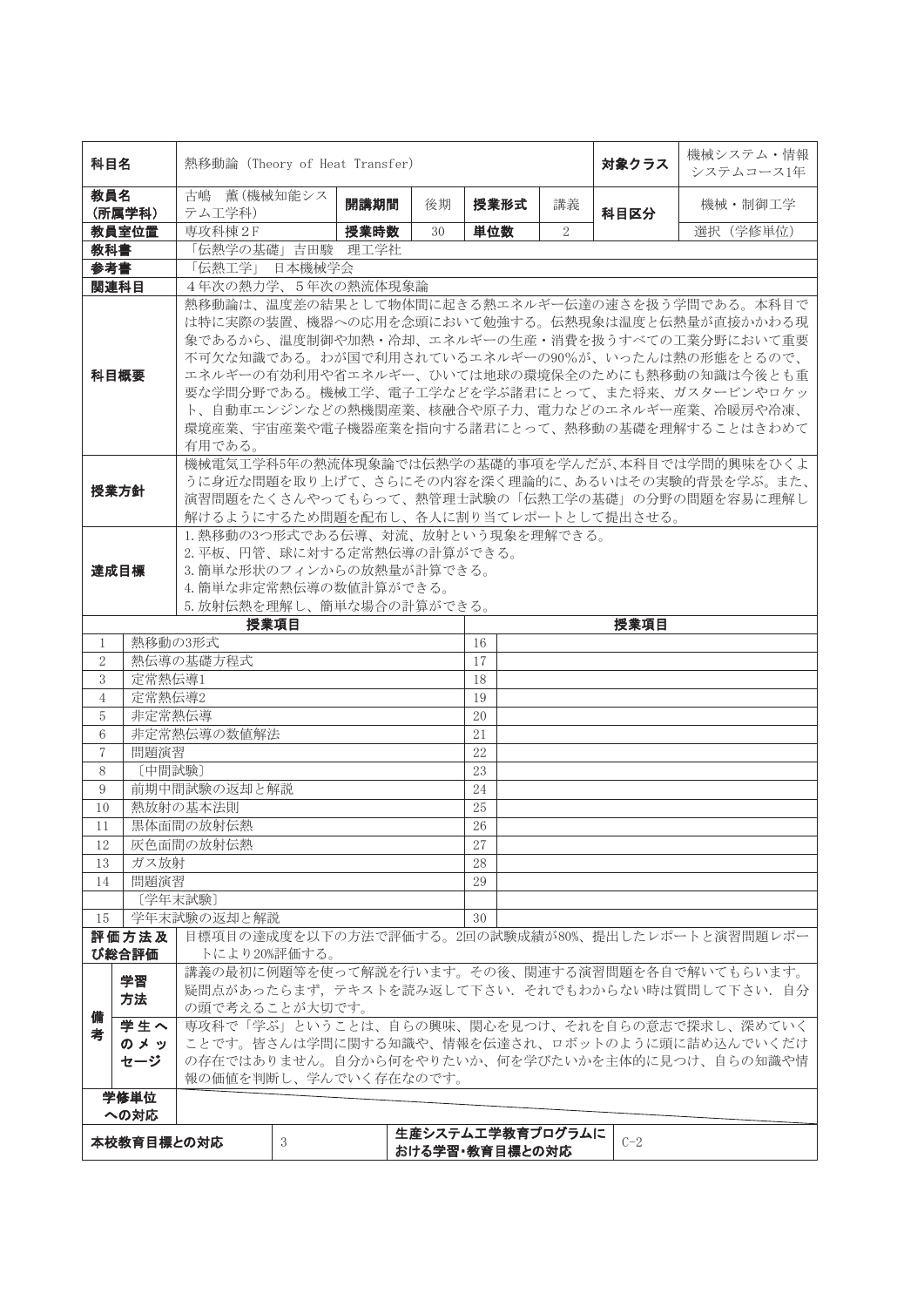| 科目名 | 熱移動論 (Theory of Heat Transfer) | | | | | 対象クラス | 機械システム・情報システムコース1年 |
|---|---|---|---|---|---|---|---|
| 教員名(所属学科) | 古嶋 薫(機械知能システム工学科) | 開講期間 | 後期 | 授業形式 | 講義 | 科目区分 | 機械・制御工学 |
| 教員室位置 | 専攻科棟2F | 授業時数 | 30 | 単位数 | 2 | | 選択 (学修単位) |
| 教科書 | 「伝熱学の基礎」吉田駿 理工学社 | | | | | | |
| 参考書 | 「伝熱工学」 日本機械学会 | | | | | | |
| 関連科目 | 4年次の熱力学、5年次の熱流体現象論 | | | | | | |
| 科目概要 | 熱移動論は、温度差の結果として物体間に起きる熱エネルギー伝達の速さを扱う学問である。本科目では特に実際の装置、機器への応用を念頭において勉強する。伝熱現象は温度と伝熱量が直接かかわる現象であるから、温度制御や加熱・冷却、エネルギーの生産・消費を扱うすべての工業分野において重要不可欠な知識である。わが国で利用されているエネルギーの90%が、いったんは熱の形態をとるので、エネルギーの有効利用や省エネルギー、ひいては地球の環境保全のためにも熱移動の知識は今後とも重要な学問分野である。機械工学、電子工学などを学ぶ諸君にとって、また将来、ガスタービンやロケット、自動車エンジンなどの熱機関産業、核融合や原子力、電力などのエネルギー産業、冷暖房や冷凍、環境産業、宇宙産業や電子機器産業を指向する諸君にとって、熱移動の基礎を理解することはきわめて有用である。 | | | | | | |
| 授業方針 | 機械電気工学科5年の熱流体現象論では伝熱学の基礎的事項を学んだが、本科目では学問的興味をひくように身近な問題を取り上げて、さらにその内容を深く理論的に、あるいはその実験的背景を学ぶ。また、演習問題をたくさんやってもらって、熱管理士試験の「伝熱工学の基礎」の分野の問題を容易に理解し解けるようにするため問題を配布し、各人に割り当てレポートとして提出させる。 | | | | | | |
| 達成目標 | 1.熱移動の3つ形式である伝導、対流、放射という現象を理解できる。<br>2.平板、円管、球に対する定常熱伝導の計算ができる。<br>3.簡単な形状のフィンからの放熱量が計算できる。<br>4.簡単な非定常熱伝導の数値計算ができる。<br>5.放射伝熱を理解し、簡単な場合の計算ができる。 | | | | | | |

| | 授業項目 | | 授業項目 |
|---|---|---|---|
| 1 | 熱移動の3形式 | 16 | |
| 2 | 熱伝導の基礎方程式 | 17 | |
| 3 | 定常熱伝導1 | 18 | |
| 4 | 定常熱伝導2 | 19 | |
| 5 | 非定常熱伝導 | 20 | |
| 6 | 非定常熱伝導の数値解法 | 21 | |
| 7 | 問題演習 | 22 | |
| 8 | 〔中間試験〕 | 23 | |
| 9 | 前期中間試験の返却と解説 | 24 | |
| 10 | 熱放射の基本法則 | 25 | |
| 11 | 黒体面間の放射伝熱 | 26 | |
| 12 | 灰色面間の放射伝熱 | 27 | |
| 13 | ガス放射 | 28 | |
| 14 | 問題演習 | 29 | |
| | 〔学年末試験〕 | | |
| 15 | 学年末試験の返却と解説 | 30 | |

| | | |
|---|---|---|
| 評価方法及び総合評価 | | 目標項目の達成度を以下の方法で評価する。2回の試験成績が80%、提出したレポートと演習問題レポートにより20%評価する。 |
| 備考 | 学習方法 | 講義の最初に例題等を使って解説を行います。その後、関連する演習問題を各自で解いてもらいます。疑問点があったらまず,テキストを読み返して下さい. それでもわからない時は質問して下さい. 自分の頭で考えることが大切です。 |
| | 学生へのメッセージ | 専攻科で「学ぶ」ということは、自らの興味、関心を見つけ、それを自らの意志で探求し、深めていくことです。皆さんは学問に関する知識や、情報を伝達され、ロボットのように頭に詰め込んでいくだけの存在ではありません。自分から何をやりたいか、何を学びたいかを主体的に見つけ、自らの知識や情報の価値を判断し、学んでいく存在なのです。 |
| 学修単位への対応 | | |

| 本校教育目標との対応 | 3 | 生産システム工学教育プログラムにおける学習・教育目標との対応 | C-2 |
|---|---|---|---|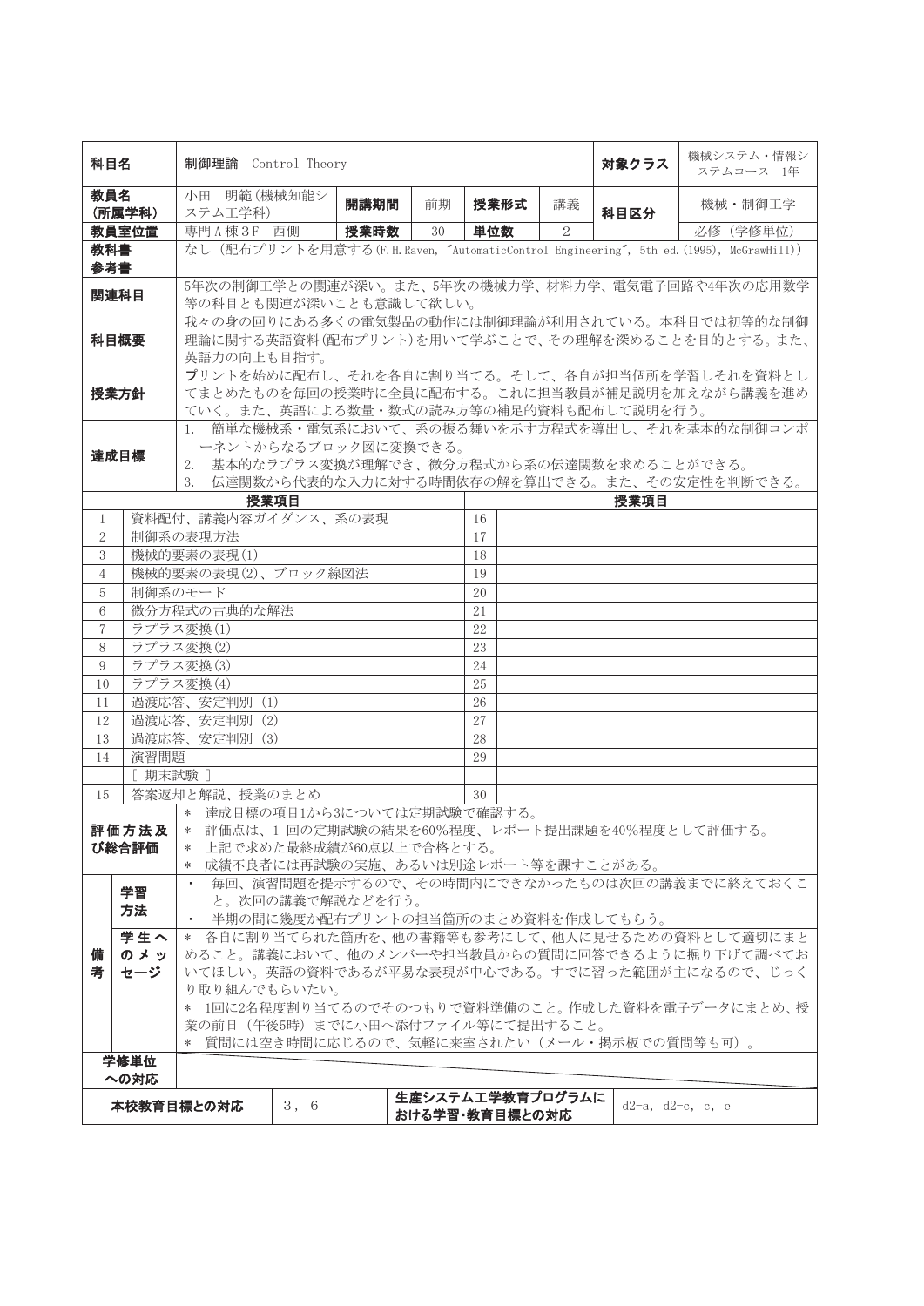| 科目名 | 制御理論　Control Theory | | | | | 対象クラス | 機械システム・情報システムコース　1年 |
|---|---|---|---|---|---|---|---|
| 教員名（所属学科） | 小田　明範（機械知能システム工学科） | 開講期間 | 前期 | 授業形式 | 講義 | 科目区分 | 機械・制御工学 |
| 教員室位置 | 専門A棟3F　西側 | 授業時数 | 30 | 単位数 | 2 | | 必修（学修単位） |
| 教科書 | なし（配布プリントを用意する(F.H.Raven, "AutomaticControl Engineering", 5th ed.(1995), McGrawHill)) | | | | | | |
| 参考書 | | | | | | | |
| 関連科目 | 5年次の制御工学との関連が深い。また、5年次の機械力学、材料力学、電気電子回路や4年次の応用数学等の科目とも関連が深いことも意識して欲しい。 | | | | | | |
| 科目概要 | 我々の身の回りにある多くの電気製品の動作には制御理論が利用されている。本科目では初等的な制御理論に関する英語資料(配布プリント)を用いて学ぶことで、その理解を深めることを目的とする。また、英語力の向上も目指す。 | | | | | | |
| 授業方針 | プリントを始めに配布し、それを各自に割り当てる。そして、各自が担当個所を学習しそれを資料としてまとめたものを毎回の授業時に全員に配布する。これに担当教員が補足説明を加えながら講義を進めていく。また、英語による数量・数式の読み方等の補足的資料も配布して説明を行う。 | | | | | | |
| 達成目標 | 1.　簡単な機械系・電気系において、系の振る舞いを示す方程式を導出し、それを基本的な制御コンポーネントからなるブロック図に変換できる。<br>2.　基本的なラプラス変換が理解でき、微分方程式から系の伝達関数を求めることができる。<br>3.　伝達関数から代表的な入力に対する時間依存の解を算出できる。また、その安定性を判断できる。 | | | | | | |

| | 授業項目 | | 授業項目 |
|---|---|---|---|
| 1 | 資料配付、講義内容ガイダンス、系の表現 | 16 | |
| 2 | 制御系の表現方法 | 17 | |
| 3 | 機械的要素の表現(1) | 18 | |
| 4 | 機械的要素の表現(2)、ブロック線図法 | 19 | |
| 5 | 制御系のモード | 20 | |
| 6 | 微分方程式の古典的な解法 | 21 | |
| 7 | ラプラス変換(1) | 22 | |
| 8 | ラプラス変換(2) | 23 | |
| 9 | ラプラス変換(3) | 24 | |
| 10 | ラプラス変換(4) | 25 | |
| 11 | 過渡応答、安定判別 (1) | 26 | |
| 12 | 過渡応答、安定判別 (2) | 27 | |
| 13 | 過渡応答、安定判別 (3) | 28 | |
| 14 | 演習問題 | 29 | |
| | [ 期末試験 ] | | |
| 15 | 答案返却と解説、授業のまとめ | 30 | |

| 評価方法及び総合評価 | | * 達成目標の項目1から3については定期試験で確認する。<br>* 評価点は、1 回の定期試験の結果を60%程度、レポート提出課題を40%程度として評価する。<br>* 上記で求めた最終成績が60点以上で合格とする。<br>* 成績不良者には再試験の実施、あるいは別途レポート等を課すことがある。 |
|---|---|---|
| 備考 | 学習方法 | ・ 毎回、演習問題を提示するので、その時間内にできなかったものは次回の講義までに終えておくこと。次回の講義で解説などを行う。<br>・ 半期の間に幾度か配布プリントの担当箇所のまとめ資料を作成してもらう。 |
| | 学生へのメッセージ | * 各自に割り当てられた箇所を、他の書籍等も参考にして、他人に見せるための資料として適切にまとめること。講義において、他のメンバーや担当教員からの質問に回答できるように掘り下げて調べておいてほしい。英語の資料であるが平易な表現が中心である。すでに習った範囲が主になるので、じっくり取り組んでもらいたい。<br>* 1回に2名程度割り当てるのでそのつもりで資料準備のこと。作成した資料を電子データにまとめ、授業の前日（午後5時）までに小田へ添付ファイル等にて提出すること。<br>* 質問には空き時間に応じるので、気軽に来室されたい（メール・掲示板での質問等も可）。 |
| 学修単位への対応 | | |

| 本校教育目標との対応 | 3, 6 | 生産システム工学教育プログラムにおける学習・教育目標との対応 | d2-a, d2-c, c, e |
|---|---|---|---|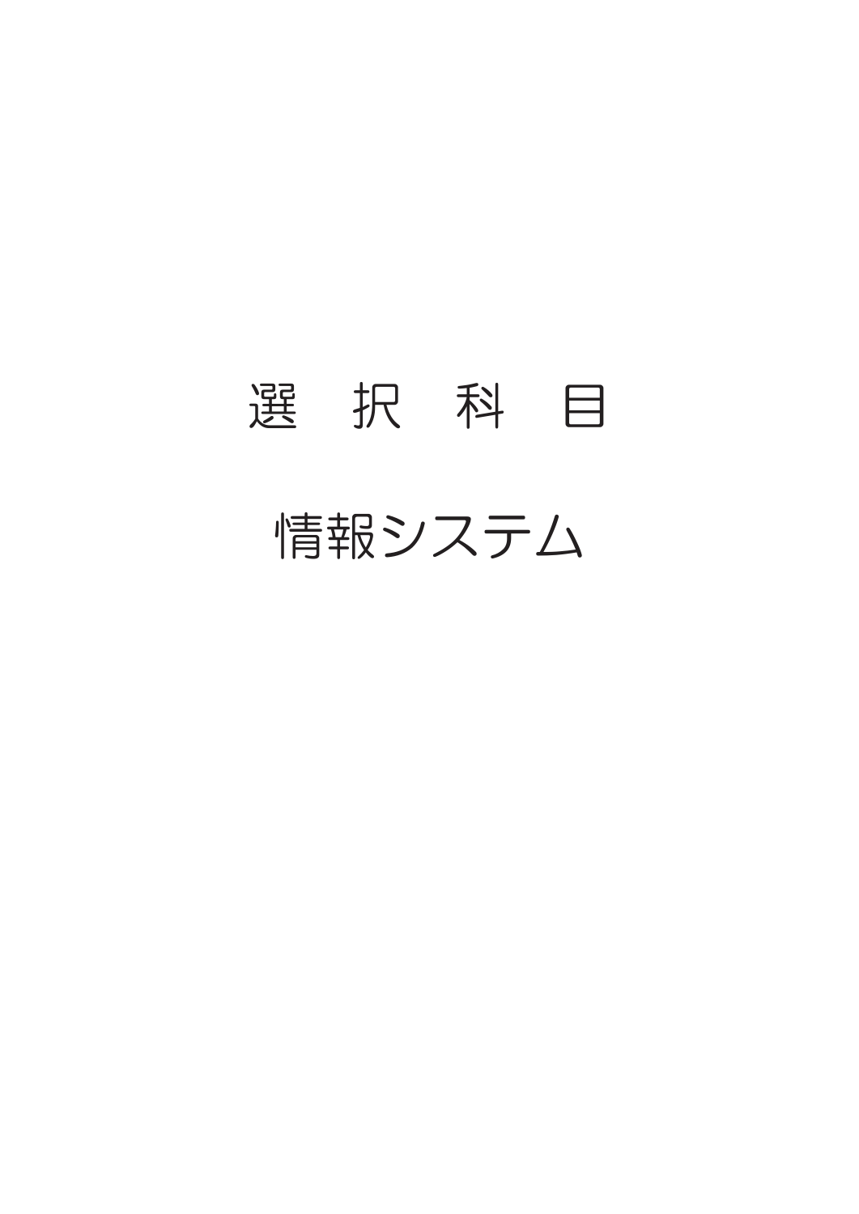# 選　択　科　目

## 情報システム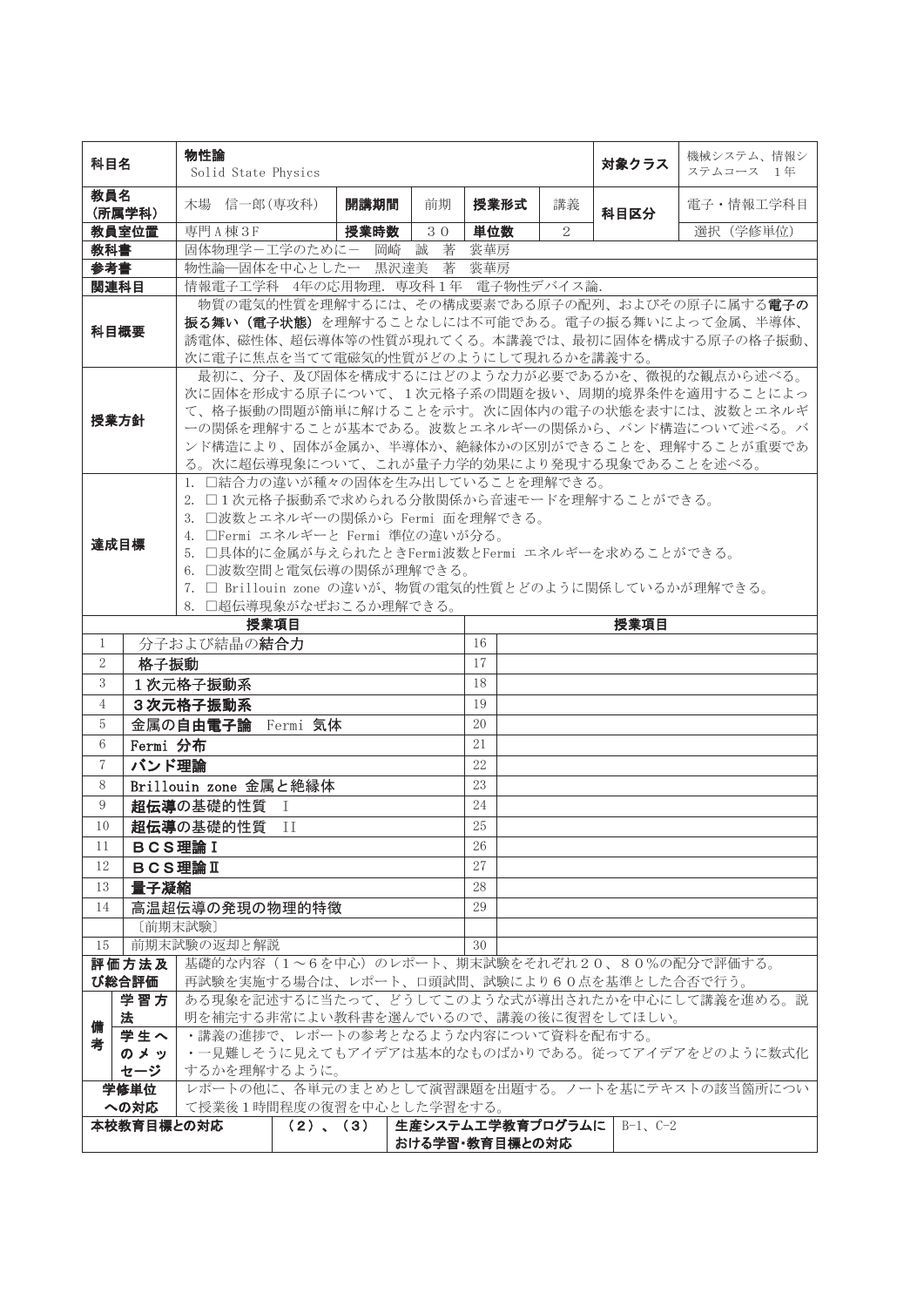| 科目名 | 物性論<br>Solid State Physics | | | | | | 対象クラス | 機械システム、情報システムコース　1年 |
|---|---|---|---|---|---|---|---|---|
| 教員名<br>(所属学科) | 木場　信一郎(専攻科) | 開講期間 | 前期 | 授業形式 | 講義 | | 科目区分 | 電子・情報工学科目 |
| 教員室位置 | 専門A棟3F | 授業時数 | ３０ | 単位数 | 2 | | | 選択（学修単位） |
| 教科書 | 固体物理学－工学のために－　岡崎　誠　著　裳華房 | | | | | | | |
| 参考書 | 物性論―固体を中心とした―　黒沢達美　著　裳華房 | | | | | | | |
| 関連科目 | 情報電子工学科　4年の応用物理．専攻科1年　電子物性デバイス論． | | | | | | | |
| 科目概要 | 物質の電気的性質を理解するには、その構成要素である原子の配列、およびその原子に属する**電子の振る舞い（電子状態）**を理解することなしには不可能である。電子の振る舞いによって金属、半導体、誘電体、磁性体、超伝導体等の性質が現れてくる。本講義では、最初に固体を構成する原子の格子振動、次に電子に焦点を当てて電磁気的性質がどのようにして現れるかを講義する。 | | | | | | | |
| 授業方針 | 最初に、分子、及び固体を構成するにはどのような力が必要であるかを、微視的な観点から述べる。次に固体を形成する原子について、１次元格子系の問題を扱い、周期的境界条件を適用することによって、格子振動の問題が簡単に解けることを示す。次に固体内の電子の状態を表すには、波数とエネルギーの関係を理解することが基本である。波数とエネルギーの関係から、バンド構造について述べる。バンド構造により、固体が金属か、半導体か、絶縁体かの区別ができることを、理解することが重要である。次に超伝導現象について、これが量子力学的効果により発現する現象であることを述べる。 | | | | | | | |
| 達成目標 | 1. □結合力の違いが種々の固体を生み出していることを理解できる。<br>2. □１次元格子振動系で求められる分散関係から音速モードを理解することができる。<br>3. □波数とエネルギーの関係から Fermi 面を理解できる。<br>4. □Fermi エネルギーと Fermi 準位の違いが分る。<br>5. □具体的に金属が与えられたときFermi波数とFermi エネルギーを求めることができる。<br>6. □波数空間と電気伝導の関係が理解できる。<br>7. □ Brillouin zone の違いが、物質の電気的性質とどのように関係しているかが理解できる。<br>8. □超伝導現象がなぜおこるか理解できる。 | | | | | | | |

| | 授業項目 | | 授業項目 |
|---|---|---|---|
| 1 | 分子および結晶の**結合力** | 16 | |
| 2 | **格子振動** | 17 | |
| 3 | **1次元格子振動系** | 18 | |
| 4 | **3次元格子振動系** | 19 | |
| 5 | **金属の自由電子論**　Fermi **気体** | 20 | |
| 6 | Fermi **分布** | 21 | |
| 7 | **バンド理論** | 22 | |
| 8 | Brillouin zone **金属と絶縁体** | 23 | |
| 9 | **超伝導**の基礎的性質　I | 24 | |
| 10 | **超伝導**の基礎的性質　II | 25 | |
| 11 | **BCS理論Ⅰ** | 26 | |
| 12 | **BCS理論Ⅱ** | 27 | |
| 13 | **量子凝縮** | 28 | |
| 14 | 高温超伝導の発現の物理的特徴 | 29 | |
| | 〔前期末試験〕 | | |
| 15 | 前期末試験の返却と解説 | 30 | |

| 評価方法及び総合評価 | | 基礎的な内容（1～6を中心）のレポート、期末試験をそれぞれ２０、８０%の配分で評価する。<br>再試験を実施する場合は、レポート、口頭試問、試験により６０点を基準とした合否で行う。 | | |
|---|---|---|---|---|
| 備考 | 学習方法 | ある現象を記述するに当たって、どうしてこのような式が導出されたかを中心にして講義を進める。説明を補完する非常によい教科書を選んでいるので、講義の後に復習をしてほしい。 | | |
| | 学生へのメッセージ | ・講義の進捗で、レポートの参考となるような内容について資料を配布する。<br>・一見難しそうに見えてもアイデアは基本的なものばかりである。従ってアイデアをどのように数式化するかを理解するように。 | | |
| 学修単位への対応 | | レポートの他に、各単元のまとめとして演習課題を出題する。ノートを基にテキストの該当箇所について授業後１時間程度の復習を中心とした学習をする。 | | |
| 本校教育目標との対応 | | （２）、（３） | 生産システム工学教育プログラムにおける学習・教育目標との対応 | B-1、C-2 |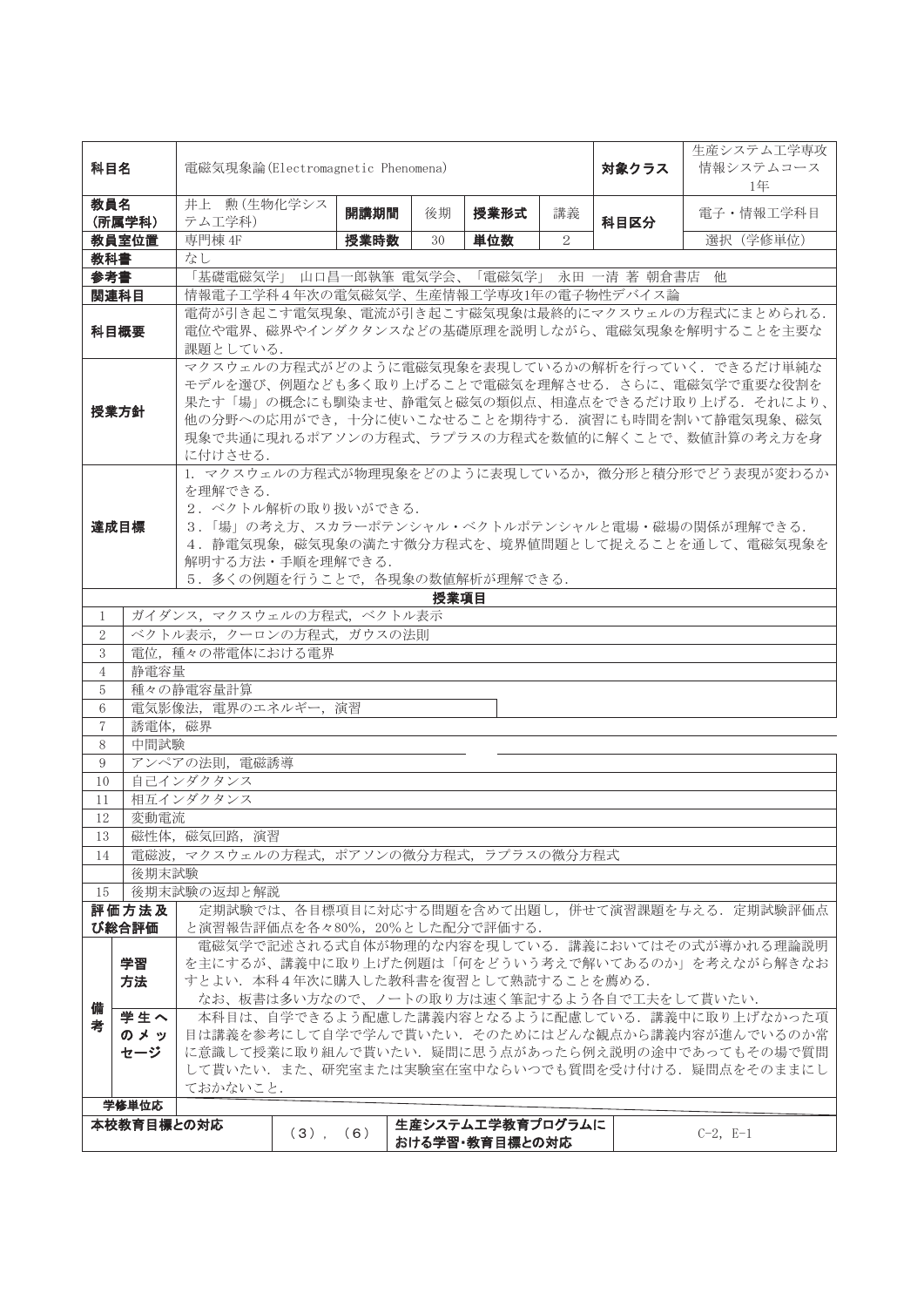| 科目名 | 電磁気現象論(Electromagnetic Phenomena) | | | | | | 対象クラス | 生産システム工学専攻 情報システムコース 1年 |
|---|---|---|---|---|---|---|---|---|
| 教員名 (所属学科) | 井上　勲(生物化学システム工学科) | 開講期間 | 後期 | 授業形式 | 講義 | | 科目区分 | 電子・情報工学科目 |
| 教員室位置 | 専門棟 4F | 授業時数 | 30 | 単位数 | 2 | | | 選択（学修単位） |
| 教科書 | なし | | | | | | | |
| 参考書 | 「基礎電磁気学」 山口昌一郎執筆 電気学会、「電磁気学」 永田 一清 著 朝倉書店　他 | | | | | | | |
| 関連科目 | 情報電子工学科４年次の電気磁気学、生産情報工学専攻1年の電子物性デバイス論 | | | | | | | |
| 科目概要 | 電荷が引き起こす電気現象、電流が引き起こす磁気現象は最終的にマクスウェルの方程式にまとめられる．電位や電界、磁界やインダクタンスなどの基礎原理を説明しながら、電磁気現象を解明することを主要な課題としている． | | | | | | | |
| 授業方針 | マクスウェルの方程式がどのように電磁気現象を表現しているかの解析を行っていく．できるだけ単純なモデルを選び、例題なども多く取り上げることで電磁気を理解させる．さらに、電磁気学で重要な役割を果たす「場」の概念にも馴染ませ、静電気と磁気の類似点、相違点をできるだけ取り上げる．それにより、他の分野への応用ができ，十分に使いこなせることを期待する．演習にも時間を割いて静電気現象、磁気現象で共通に現れるポアソンの方程式、ラプラスの方程式を数値的に解くことで、数値計算の考え方を身に付けさせる． | | | | | | | |
| 達成目標 | 1．マクスウェルの方程式が物理現象をどのように表現しているか，微分形と積分形でどう表現が変わるかを理解できる．<br>2．ベクトル解析の取り扱いができる．<br>3．「場」の考え方、スカラーポテンシャル・ベクトルポテンシャルと電場・磁場の関係が理解できる．<br>4．静電気現象，磁気現象の満たす微分方程式を、境界値問題として捉えることを通して、電磁気現象を解明する方法・手順を理解できる．<br>5．多くの例題を行うことで，各現象の数値解析が理解できる． | | | | | | | |

**授業項目**

| | |
|---|---|
| 1 | ガイダンス，マクスウェルの方程式，ベクトル表示 |
| 2 | ベクトル表示，クーロンの方程式，ガウスの法則 |
| 3 | 電位，種々の帯電体における電界 |
| 4 | 静電容量 |
| 5 | 種々の静電容量計算 |
| 6 | 電気影像法，電界のエネルギー，演習 |
| 7 | 誘電体，磁界 |
| 8 | 中間試験 |
| 9 | アンペアの法則，電磁誘導 |
| 10 | 自己インダクタンス |
| 11 | 相互インダクタンス |
| 12 | 変動電流 |
| 13 | 磁性体，磁気回路，演習 |
| 14 | 電磁波，マクスウェルの方程式，ポアソンの微分方程式，ラプラスの微分方程式 |
| | 後期末試験 |
| 15 | 後期末試験の返却と解説 |

| | | |
|---|---|---|
| 評価方法及び総合評価 | | 定期試験では、各目標項目に対応する問題を含めて出題し，併せて演習課題を与える．定期試験評価点と演習報告評価点を各々80%，20%とした配分で評価する． |
| 備考 | 学習方法 | 電磁気学で記述される式自体が物理的な内容を現している．講義においてはその式が導かれる理論説明を主にするが、講義中に取り上げた例題は「何をどういう考えで解いてあるのか」を考えながら解きなおすとよい．本科４年次に購入した教科書を復習として熟読することを薦める．<br>なお、板書は多い方なので、ノートの取り方は速く筆記するよう各自で工夫をして貰いたい． |
| | 学生へのメッセージ | 本科目は、自学できるよう配慮した講義内容となるように配慮している．講義中に取り上げなかった項目は講義を参考にして自学で学んで貰いたい．そのためにはどんな観点から講義内容が進んでいるのか常に意識して授業に取り組んで貰いたい．疑問に思う点があったら例え説明の途中であってもその場で質問して貰いたい．また、研究室または実験室在室中ならいつでも質問を受け付ける．疑問点をそのままにしておかないこと． |
| 学修単位応 | | |

| 本校教育目標との対応 | （3），（6） | 生産システム工学教育プログラムにおける学習･教育目標との対応 | C-2, E-1 |
|---|---|---|---|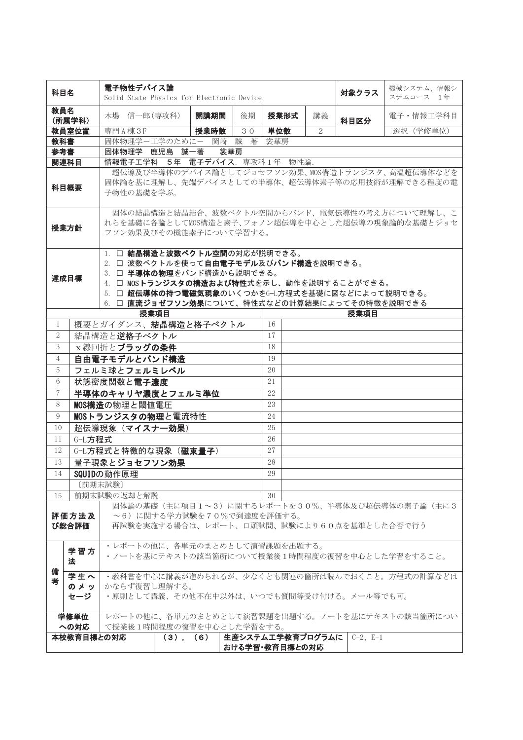| 科目名 | 電子物性デバイス論<br>Solid State Physics for Electronic Device | | | | | 対象クラス | 機械システム、情報システムコース　1年 |
|---|---|---|---|---|---|---|---|
| 教員名<br>(所属学科) | 木場　信一郎(専攻科) | 開講期間 | 後期 | 授業形式 | 講義 | 科目区分 | 電子・情報工学科目 |
| 教員室位置 | 専門A棟3F | 授業時数 | ３０ | 単位数 | ２ | | 選択（学修単位） |
| 教科書 | 固体物理学ー工学のためにー　岡崎　誠　著　裳華房 | | | | | | |
| 参考書 | 固体物理学　鹿児島　誠一著　　裳華房 | | | | | | |
| 関連科目 | 情報電子工学科　５年　電子デバイス．専攻科１年　物性論． | | | | | | |
| 科目概要 | 超伝導及び半導体のデバイス論としてジョセフソン効果、MOS構造トランジスタ、高温超伝導体などを固体論を基に理解し、先端デバイスとしての半導体、超伝導体素子等の応用技術が理解できる程度の電子物性の基礎を学ぶ。 | | | | | | |
| 授業方針 | 固体の結晶構造と結晶結合、波数ベクトル空間からバンド、電気伝導性の考え方について理解し、これらを基礎に各論としてMOS構造と素子、フォノン超伝導を中心とした超伝導の現象論的な基礎とジョセフソン効果及びその機能素子について学習する。 | | | | | | |
| 達成目標 | 1. □ **結晶構造**と**波数ベクトル空間**の対応が説明できる。<br>2. □ 波数ベクトルを使って**自由電子モデル**及び**バンド構造**を説明できる。<br>3. □ **半導体の物理**をバンド構造から説明できる。<br>4. □ **MOSトランジスタの構造および特性**式を示し、動作を説明することができる。<br>5. □ **超伝導体の持つ電磁気現象**のいくつかをG-L方程式を基礎に図などによって説明できる。<br>6. □ **直流ジョゼフソン効果**について、特性式などの計算結果によってその特徴を説明できる | | | | | | |

| | 授業項目 | | 授業項目 |
|---|---|---|---|
| 1 | 概要とガイダンス、結晶構造と格子ベクトル | 16 | |
| 2 | 結晶構造と**逆格子ベクトル** | 17 | |
| 3 | ｘ線回折と**ブラッグの条件** | 18 | |
| 4 | **自由電子モデルとバンド構造** | 19 | |
| 5 | フェルミ球と**フェルミレベル** | 20 | |
| 6 | 状態密度関数と**電子濃度** | 21 | |
| 7 | **半導体のキャリヤ濃度とフェルミ準位** | 22 | |
| 8 | **MOS構造**の物理と閾値電圧 | 23 | |
| 9 | **MOSトランジスタの物理**と電流特性 | 24 | |
| 10 | 超伝導現象（**マイスナー効果**） | 25 | |
| 11 | G-L方程式 | 26 | |
| 12 | G-L方程式と特徴的な現象（**磁束量子**） | 27 | |
| 13 | 量子現象と**ジョセフソン効果** | 28 | |
| 14 | **SQUID**の動作原理 | 29 | |
| | 〔前期末試験〕 | | |
| 15 | 前期末試験の返却と解説 | 30 | |

| | | |
|---|---|---|
| 評価方法及び総合評価 | | 固体論の基礎（主に項目１～３）に関するレポートを３０%、半導体及び超伝導体の素子論（主に３～６）に関する学力試験を７０%で到達度を評価する。<br>再試験を実施する場合は、レポート、口頭試問、試験により６０点を基準とした合否で行う |
| 備考 | 学習方法 | ・レポートの他に、各単元のまとめとして演習課題を出題する。<br>・ノートを基にテキストの該当箇所について授業後１時間程度の復習を中心とした学習をすること。 |
| | 学生へのメッセージ | ・教科書を中心に講義が進められるが、少なくとも関連の箇所は読んでおくこと。方程式の計算などはかならず復習し理解する。<br>・原則として講義、その他不在中以外は、いつでも質問等受け付ける。メール等でも可。 |
| 学修単位への対応 | | レポートの他に、各単元のまとめとして演習課題を出題する。ノートを基にテキストの該当箇所について授業後１時間程度の復習を中心とした学習をする。 |

| 本校教育目標との対応 | （３），（６） | 生産システム工学教育プログラムにおける学習・教育目標との対応 | C-2、E-1 |
|---|---|---|---|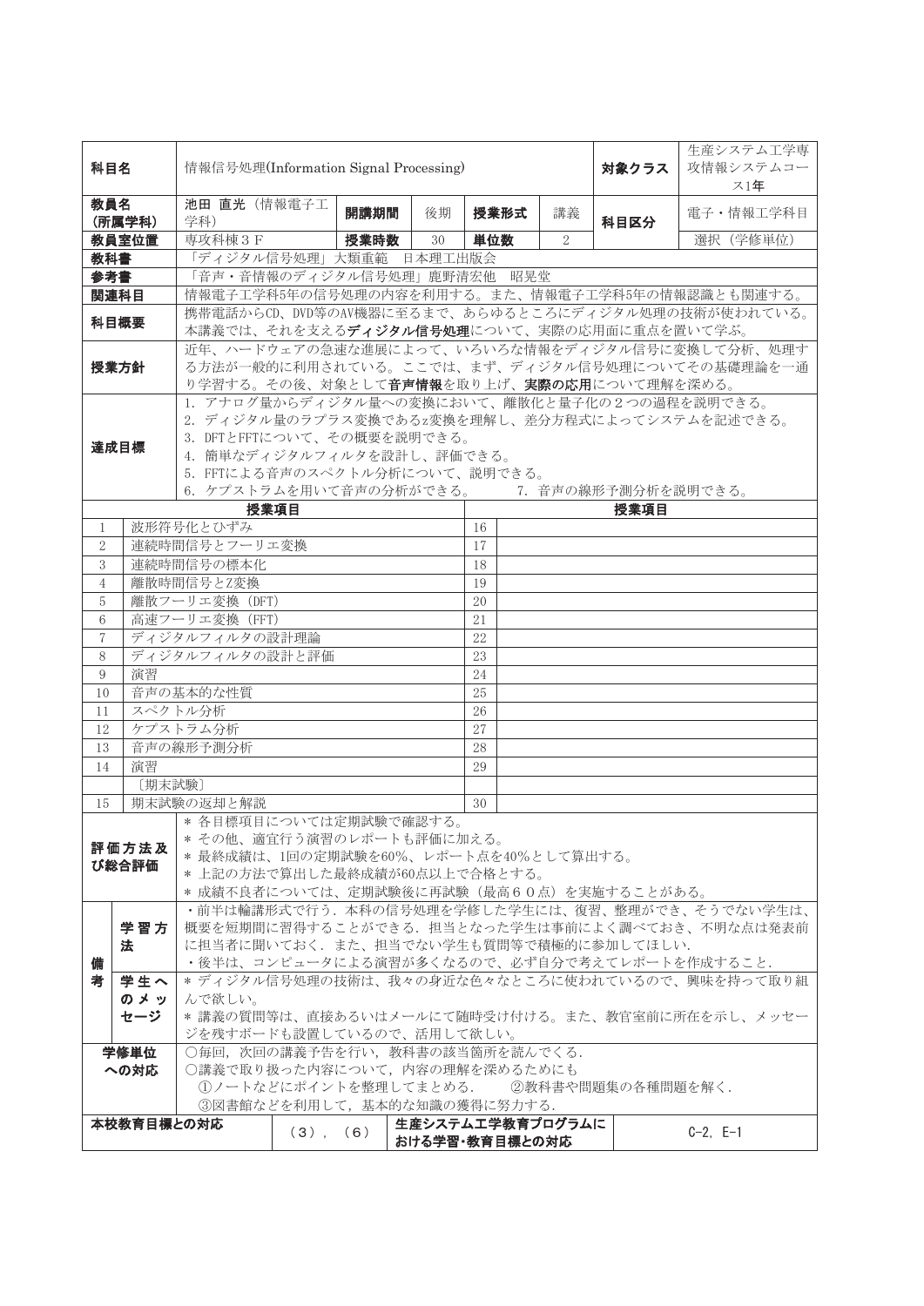| 科目名 | 情報信号処理(Information Signal Processing) | | | | | 対象クラス | 生産システム工学専攻情報システムコース1年 |
|---|---|---|---|---|---|---|---|
| 教員名（所属学科） | 池田 直光（情報電子工学科） | 開講期間 | 後期 | 授業形式 | 講義 | 科目区分 | 電子・情報工学科目 |
| 教員室位置 | 専攻科棟３Ｆ | 授業時数 | 30 | 単位数 | 2 | | 選択（学修単位） |
| 教科書 | 「ディジタル信号処理」大類重範　日本理工出版会 | | | | | | |
| 参考書 | 「音声・音情報のディジタル信号処理」鹿野清宏他　昭晃堂 | | | | | | |
| 関連科目 | 情報電子工学科5年の信号処理の内容を利用する。また、情報電子工学科5年の情報認識とも関連する。 | | | | | | |
| 科目概要 | 携帯電話からCD、DVD等のAV機器に至るまで、あらゆるところにディジタル処理の技術が使われている。本講義では、それを支える**ディジタル信号処理**について、実際の応用面に重点を置いて学ぶ。 | | | | | | |
| 授業方針 | 近年、ハードウェアの急速な進展によって、いろいろな情報をディジタル信号に変換して分析、処理する方法が一般的に利用されている。ここでは、まず、ディジタル信号処理についてその基礎理論を一通り学習する。その後、対象として**音声情報**を取り上げ、**実際の応用**について理解を深める。 | | | | | | |
| 達成目標 | 1. アナログ量からディジタル量への変換において、離散化と量子化の２つの過程を説明できる。<br>2. ディジタル量のラプラス変換であるz変換を理解し、差分方程式によってシステムを記述できる。<br>3. DFTとFFTについて、その概要を説明できる。<br>4. 簡単なディジタルフィルタを設計し、評価できる。<br>5. FFTによる音声のスペクトル分析について、説明できる。<br>6. ケプストラムを用いて音声の分析ができる。　　7. 音声の線形予測分析を説明できる。 | | | | | | |

| | 授業項目 | | 授業項目 |
|---|---|---|---|
| 1 | 波形符号化とひずみ | 16 | |
| 2 | 連続時間信号とフーリエ変換 | 17 | |
| 3 | 連続時間信号の標本化 | 18 | |
| 4 | 離散時間信号とZ変換 | 19 | |
| 5 | 離散フーリエ変換（DFT） | 20 | |
| 6 | 高速フーリエ変換（FFT） | 21 | |
| 7 | ディジタルフィルタの設計理論 | 22 | |
| 8 | ディジタルフィルタの設計と評価 | 23 | |
| 9 | 演習 | 24 | |
| 10 | 音声の基本的な性質 | 25 | |
| 11 | スペクトル分析 | 26 | |
| 12 | ケプストラム分析 | 27 | |
| 13 | 音声の線形予測分析 | 28 | |
| 14 | 演習 | 29 | |
| | 〔期末試験〕 | | |
| 15 | 期末試験の返却と解説 | 30 | |

| 評価方法及び総合評価 | | ＊各目標項目については定期試験で確認する。<br>＊その他、適宜行う演習のレポートも評価に加える。<br>＊最終成績は、1回の定期試験を60%、レポート点を40%として算出する。<br>＊上記の方法で算出した最終成績が60点以上で合格とする。<br>＊成績不良者については、定期試験後に再試験（最高６０点）を実施することがある。 | | |
|---|---|---|---|---|
| 備考 | 学習方法 | ・前半は輪講形式で行う．本科の信号処理を学修した学生には，復習、整理ができ、そうでない学生は、概要を短期間に習得することができる．担当となった学生は事前によく調べておき、不明な点は発表前に担当者に聞いておく．また、担当でない学生も質問等で積極的に参加してほしい．<br>・後半は、コンピュータによる演習が多くなるので、必ず自分で考えてレポートを作成すること． | | |
| | 学生へのメッセージ | ＊ディジタル信号処理の技術は、我々の身近な色々なところに使われているので、興味を持って取り組んで欲しい。<br>＊講義の質問等は、直接あるいはメールにて随時受け付ける。また、教官室前に所在を示し、メッセージを残すボードも設置しているので、活用して欲しい。 | | |
| 学修単位への対応 | | ○毎回，次回の講義予告を行い，教科書の該当箇所を読んでくる．<br>○講義で取り扱った内容について，内容の理解を深めるためにも<br>①ノートなどにポイントを整理してまとめる．　②教科書や問題集の各種問題を解く．<br>③図書館などを利用して，基本的な知識の獲得に努力する． | | |
| 本校教育目標との対応 | | （３），（６） | 生産システム工学教育プログラムにおける学習・教育目標との対応 | C-2, E-1 |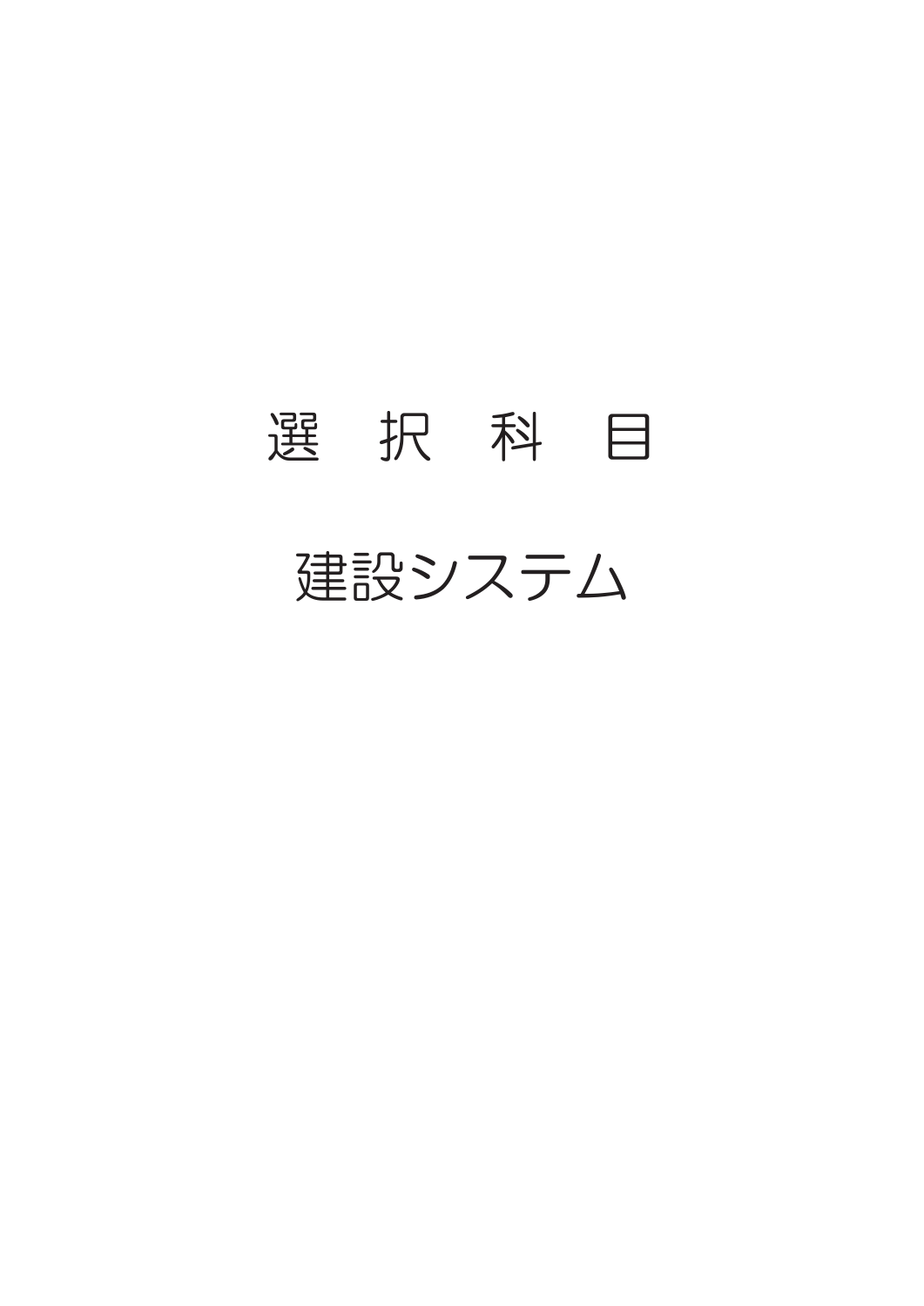# 選　択　科　目

# 建設システム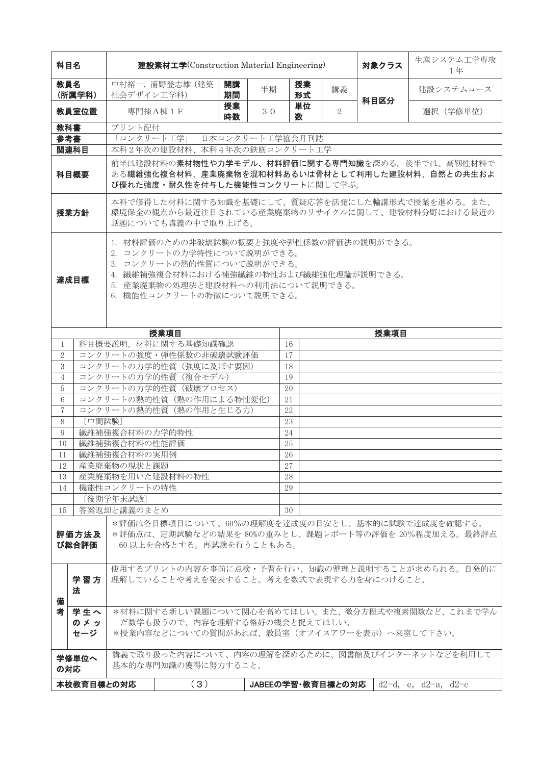| 科目名 | 建設素材工学(Construction Material Engineering) | | | | | 対象クラス | 生産システム工学専攻1年 |
|---|---|---|---|---|---|---|---|
| 教員名（所属学科） | 中村裕一，浦野登志雄（建築社会デザイン工学科） | 開講期間 | 半期 | 授業形式 | 講義 | 科目区分 | 建設システムコース |
| 教員室位置 | 専門棟A棟１Ｆ | 授業時数 | ３０ | 単位数 | ２ | | 選択（学修単位） |

| | |
|---|---|
| 教科書 | プリント配付 |
| 参考書 | 「コンクリート工学」　日本コンクリート工学協会月刊誌 |
| 関連科目 | 本科２年次の建設材料、本科４年次の鉄筋コンクリート工学 |
| 科目概要 | 前半は建設材料の**素材物性や力学モデル、材料評価に関する専門知識**を深める。後半では、高靱性材料である**繊維強化複合材料、産業廃棄物を混和材料あるいは骨材として利用した建設材料、自然との共生および優れた強度・耐久性を付与した機能性コンクリート**に関して学ぶ。 |
| 授業方針 | 本科で修得した材料に関する知識を基礎にして、質疑応答を活発にした輪講形式で授業を進める。また、環境保全の観点から最近注目されている産業廃棄物のリサイクルに関して、建設材料分野における最近の話題についても講義の中で取り上げる。 |
| 達成目標 | 1. 材料評価のための非破壊試験の概要と強度や弾性係数の評価法の説明ができる。<br>2. コンクリートの力学特性について説明ができる。<br>3. コンクリートの熱的性質について説明ができる。<br>4. 繊維補強複合材料における補強繊維の特性および繊維強化理論が説明できる。<br>5. 産業廃棄物の処理法と建設材料への利用法について説明できる。<br>6. 機能性コンクリートの特徴について説明できる。 |

| | 授業項目 | | 授業項目 |
|---|---|---|---|
| 1 | 科目概要説明，材料に関する基礎知識確認 | 16 | |
| 2 | コンクリートの強度・弾性係数の非破壊試験評価 | 17 | |
| 3 | コンクリートの力学的性質（強度に及ぼす要因） | 18 | |
| 4 | コンクリートの力学的性質（複合モデル） | 19 | |
| 5 | コンクリートの力学的性質（破壊プロセス） | 20 | |
| 6 | コンクリートの熱的性質（熱の作用による特性変化） | 21 | |
| 7 | コンクリートの熱的性質（熱の作用と生じる力） | 22 | |
| 8 | 〔中間試験〕 | 23 | |
| 9 | 繊維補強複合材料の力学的特性 | 24 | |
| 10 | 繊維補強複合材料の性能評価 | 25 | |
| 11 | 繊維補強複合材料の実用例 | 26 | |
| 12 | 産業廃棄物の現状と課題 | 27 | |
| 13 | 産業廃棄物を用いた建設材料の特性 | 28 | |
| 14 | 機能性コンクリートの特性 | 29 | |
| | 〔後期学年末試験〕 | | |
| 15 | 答案返却と講義のまとめ | 30 | |

| | | |
|---|---|---|
| 評価方法及び総合評価 | | *評価は各目標項目について、60%の理解度を達成度の目安とし、基本的に試験で達成度を確認する。<br>*評価点は、定期試験などの結果を 80%の重みとし、課題レポート等の評価を 20%程度加える。最終評点 60 以上を合格とする。再試験を行うこともある。 |
| 備考 | 学習方法 | 使用するプリントの内容を事前に点検・予習を行い、知識の整理と説明することが求められる。自発的に理解していることや考えを発表すること。考えを数式で表現する力を身につけること。 |
| | 学生へのメッセージ | *材料に関する新しい課題について関心を高めてほしい。また、微分方程式や複素関数など、これまで学んだ数学も扱うので、内容を理解する格好の機会と捉えてほしい。<br>*授業内容などについての質問があれば、教員室（オフィスアワーを表示）へ来室して下さい。 |
| 学修単位への対応 | | 講義で取り扱った内容について、内容の理解を深めるために、図書館及びインターネットなどを利用して基本的な専門知識の獲得に努力すること。 |

| 本校教育目標との対応 | （３） | JABEEの学習・教育目標との対応 | d2-d, e, d2-a, d2-c |
|---|---|---|---|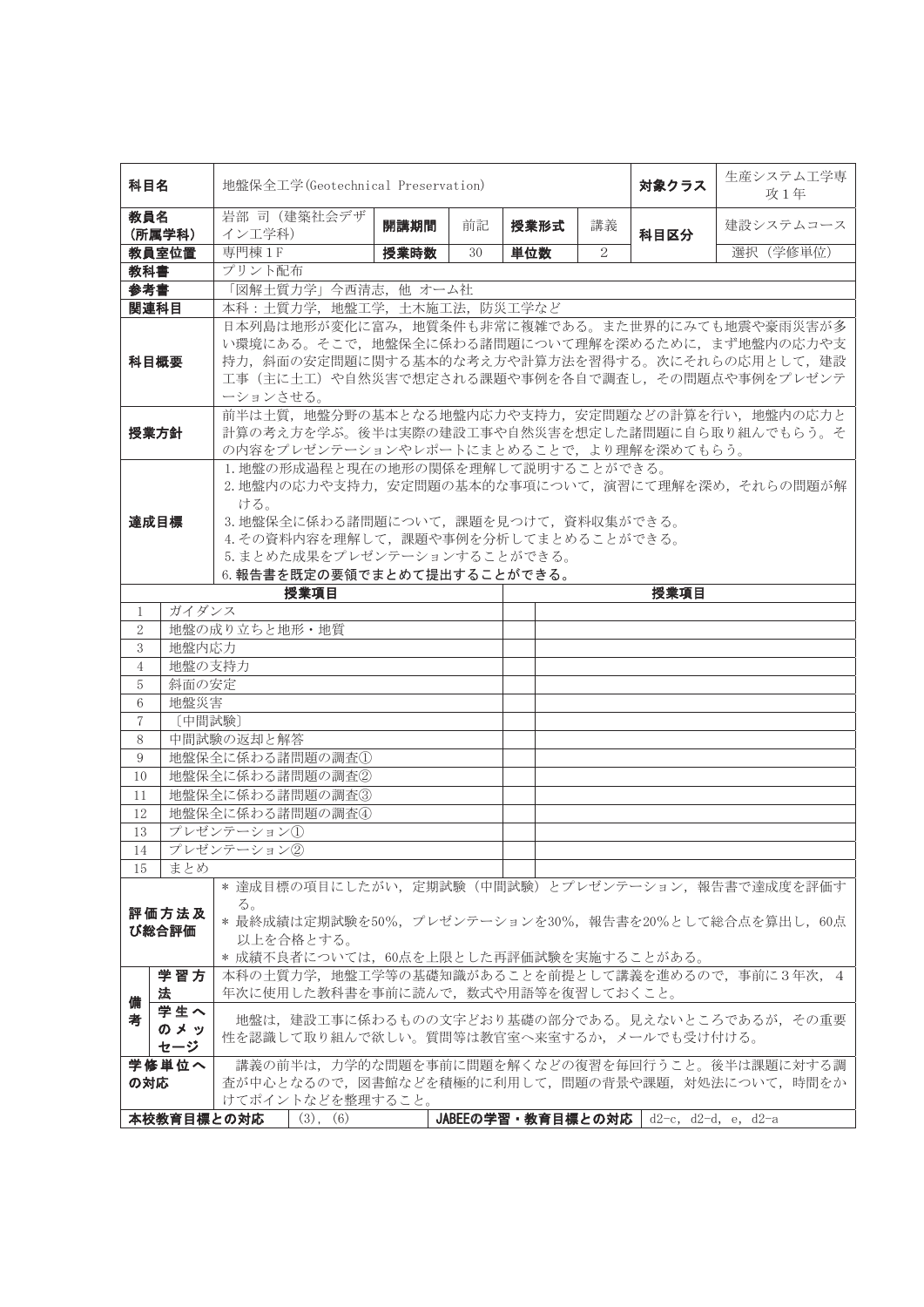| 科目名 | 地盤保全工学(Geotechnical Preservation) | | | | | 対象クラス | 生産システム工学専攻１年 |
|---|---|---|---|---|---|---|---|
| 教員名（所属学科） | 岩部 司（建築社会デザイン工学科） | 開講期間 | 前記 | 授業形式 | 講義 | 科目区分 | 建設システムコース |
| 教員室位置 | 専門棟１F | 授業時数 | 30 | 単位数 | 2 | | 選択（学修単位） |
| 教科書 | プリント配布 | | | | | | |
| 参考書 | 「図解土質力学」今西清志，他 オーム社 | | | | | | |
| 関連科目 | 本科：土質力学，地盤工学，土木施工法，防災工学など | | | | | | |
| 科目概要 | 日本列島は地形が変化に富み，地質条件も非常に複雑である。また世界的にみても地震や豪雨災害が多い環境にある。そこで，地盤保全に係わる諸問題について理解を深めるために，まず地盤内の応力や支持力，斜面の安定問題に関する基本的な考え方や計算方法を習得する。次にそれらの応用として，建設工事（主に土工）や自然災害で想定される課題や事例を各自で調査し，その問題点や事例をプレゼンテーションさせる。 | | | | | | |
| 授業方針 | 前半は土質，地盤分野の基本となる地盤内応力や支持力，安定問題などの計算を行い，地盤内の応力と計算の考え方を学ぶ。後半は実際の建設工事や自然災害を想定した諸問題に自ら取り組んでもらう。その内容をプレゼンテーションやレポートにまとめることで，より理解を深めてもらう。 | | | | | | |
| 達成目標 | 1.地盤の形成過程と現在の地形の関係を理解して説明することができる。<br>2.地盤内の応力や支持力，安定問題の基本的な事項について，演習にて理解を深め，それらの問題が解ける。<br>3.地盤保全に係わる諸問題について，課題を見つけて，資料収集ができる。<br>4.その資料内容を理解して，課題や事例を分析してまとめることができる。<br>5.まとめた成果をプレゼンテーションすることができる。<br>6.報告書を既定の要領でまとめて提出することができる。 | | | | | | |

| | 授業項目 | | 授業項目 |
|---|---|---|---|
| 1 | ガイダンス | | |
| 2 | 地盤の成り立ちと地形・地質 | | |
| 3 | 地盤内応力 | | |
| 4 | 地盤の支持力 | | |
| 5 | 斜面の安定 | | |
| 6 | 地盤災害 | | |
| 7 | 〔中間試験〕 | | |
| 8 | 中間試験の返却と解答 | | |
| 9 | 地盤保全に係わる諸問題の調査① | | |
| 10 | 地盤保全に係わる諸問題の調査② | | |
| 11 | 地盤保全に係わる諸問題の調査③ | | |
| 12 | 地盤保全に係わる諸問題の調査④ | | |
| 13 | プレゼンテーション① | | |
| 14 | プレゼンテーション② | | |
| 15 | まとめ | | |

| 評価方法及び総合評価 | | ＊達成目標の項目にしたがい，定期試験（中間試験）とプレゼンテーション，報告書で達成度を評価する。<br>＊最終成績は定期試験を50%，プレゼンテーションを30%，報告書を20%として総合点を算出し，60点以上を合格とする。<br>＊成績不良者については，60点を上限とした再評価試験を実施することがある。 |
|---|---|---|
| 備考 | 学習方法 | 本科の土質力学，地盤工学等の基礎知識があることを前提として講義を進めるので，事前に３年次，４年次に使用した教科書を事前に読んで，数式や用語等を復習しておくこと。 |
| | 学生へのメッセージ | 地盤は，建設工事に係わるものの文字どおり基礎の部分である。見えないところであるが，その重要性を認識して取り組んで欲しい。質問等は教官室へ来室するか，メールでも受け付ける。 |
| 学修単位への対応 | | 講義の前半は，力学的な問題を事前に問題を解くなどの復習を毎回行うこと。後半は課題に対する調査が中心となるので，図書館などを積極的に利用して，問題の背景や課題，対処法について，時間をかけてポイントなどを整理すること。 |

| 本校教育目標との対応 | (3)，(6) | JABEEの学習・教育目標との対応 | d2-c，d2-d，e，d2-a |
|---|---|---|---|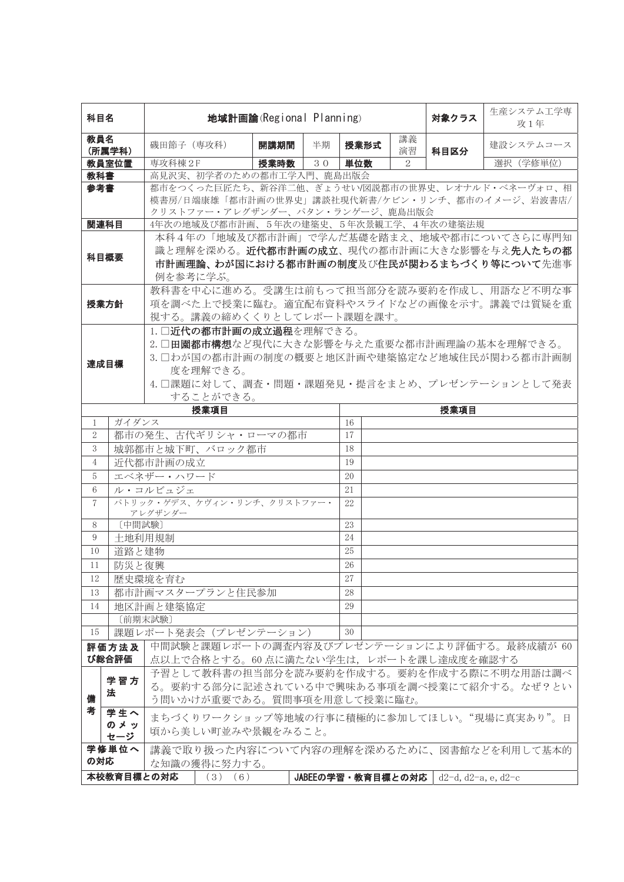| 科目名 | 地域計画論(Regional Planning) | | | | | 対象クラス | 生産システム工学専攻1年 |
|---|---|---|---|---|---|---|---|
| 教員名(所属学科) | 磯田節子（専攻科） | 開講期間 | 半期 | 授業形式 | 講義演習 | 科目区分 | 建設システムコース |
| 教員室位置 | 専攻科棟2F | 授業時数 | 30 | 単位数 | 2 | | 選択（学修単位） |
| 教科書 | 高見沢実、初学者のための都市工学入門、鹿島出版会 | | | | | | |
| 参考書 | 都市をつくった巨匠たち、新谷洋二他、ぎょうせい/図説都市の世界史、レオナルド・ベネーヴォロ、相模書房/日端康雄「都市計画の世界史」講談社現代新書/ケビン・リンチ、都市のイメージ、岩波書店/クリストファー・アレグザンダー、パタン・ランゲージ、鹿島出版会 | | | | | | |
| 関連科目 | 4年次の地域及び都市計画、5年次の建築史、5年次景観工学、4年次の建築法規 | | | | | | |
| 科目概要 | 本科4年の「地域及び都市計画」で学んだ基礎を踏まえ、地域や都市についてさらに専門知識と理解を深める。**近代都市計画の成立**、現代の都市計画に大きな影響を与え**先人たちの都市計画理論、わが国における都市計画の制度**及び**住民が関わるまちづくり等について**先進事例を参考に学ぶ。 | | | | | | |
| 授業方針 | 教科書を中心に進める。受講生は前もって担当部分を読み要約を作成し、用語など不明な事項を調べた上で授業に臨む。適宜配布資料やスライドなどの画像を示す。講義では質疑を重視する。講義の締めくくりとしてレポート課題を課す。 | | | | | | |
| 達成目標 | 1.□**近代の都市計画の成立過程**を理解できる。<br>2.□**田園都市構想**など現代に大きな影響を与えた重要な都市計画理論の基本を理解できる。<br>3.□わが国の都市計画の制度の概要と地区計画や建築協定など地域住民が関わる都市計画制度を理解できる。<br>4.□課題に対して、調査・問題・課題発見・提言をまとめ、プレゼンテーションとして発表することができる。 | | | | | | |

| | 授業項目 | | 授業項目 |
|---|---|---|---|
| 1 | ガイダンス | 16 | |
| 2 | 都市の発生、古代ギリシャ・ローマの都市 | 17 | |
| 3 | 城郭都市と城下町、バロック都市 | 18 | |
| 4 | 近代都市計画の成立 | 19 | |
| 5 | エベネザー・ハワード | 20 | |
| 6 | ル・コルビュジェ | 21 | |
| 7 | パトリック・ゲデス、ケヴィン・リンチ、クリストファー・アレグザンダー | 22 | |
| 8 | 〔中間試験〕 | 23 | |
| 9 | 土地利用規制 | 24 | |
| 10 | 道路と建物 | 25 | |
| 11 | 防災と復興 | 26 | |
| 12 | 歴史環境を育む | 27 | |
| 13 | 都市計画マスタープランと住民参加 | 28 | |
| 14 | 地区計画と建築協定 | 29 | |
| | 〔前期末試験〕 | | |
| 15 | 課題レポート発表会（プレゼンテーション） | 30 | |

| 評価方法及び総合評価 | | 中間試験と課題レポートの調査内容及びプレゼンテーションにより評価する。最終成績が60点以上で合格とする。60点に満たない学生は，レポートを課し達成度を確認する |
|---|---|---|
| 備考 | 学習方法 | 予習として教科書の担当部分を読み要約を作成する。要約を作成する際に不明な用語は調べる。要約する部分に記述されている中で興味ある事項を調べ授業にて紹介する。なぜ？という問いかけが重要である。質問事項を用意して授業に臨む。 |
| | 学生へのメッセージ | まちづくりワークショップ等地域の行事に積極的に参加してほしい。“現場に真実あり”。日頃から美しい町並みや景観をみること。 |
| 学修単位への対応 | | 講義で取り扱った内容について内容の理解を深めるために、図書館などを利用して基本的な知識の獲得に努力する。 |

| 本校教育目標との対応 | (3)(6) | JABEEの学習・教育目標との対応 | d2-d, d2-a, e, d2-c |
|---|---|---|---|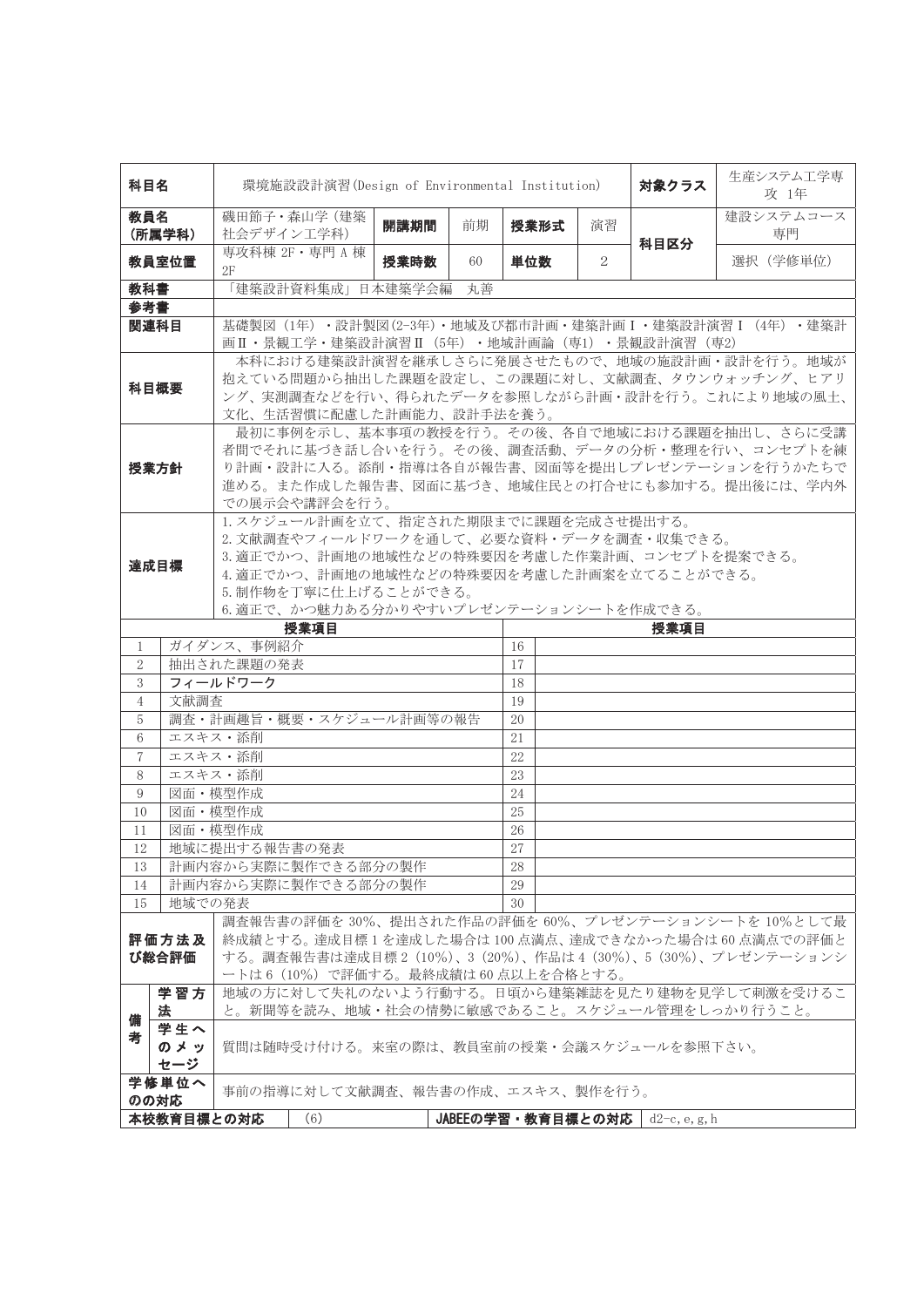| 科目名 | 環境施設設計演習(Design of Environmental Institution) | | | | | 対象クラス | 生産システム工学専攻 1年 |
|---|---|---|---|---|---|---|---|
| 教員名<br>(所属学科) | 磯田節子・森山学(建築社会デザイン工学科) | 開講期間 | 前期 | 授業形式 | 演習 | 科目区分 | 建設システムコース専門 |
| 教員室位置 | 専攻科棟 2F・専門 A 棟 2F | 授業時数 | 60 | 単位数 | 2 | | 選択 (学修単位) |
| 教科書 | 「建築設計資料集成」日本建築学会編　丸善 | | | | | | |
| 参考書 | | | | | | | |
| 関連科目 | 基礎製図 (1年)・設計製図(2-3年)・地域及び都市計画・建築計画Ⅰ・建築設計演習Ⅰ (4年)・建築計画Ⅱ・景観工学・建築設計演習Ⅱ (5年)・地域計画論 (専1)・景観設計演習 (専2) | | | | | | |
| 科目概要 | 本科における建築設計演習を継承しさらに発展させたもので、地域の施設計画・設計を行う。地域が抱えている問題から抽出した課題を設定し、この課題に対し、文献調査、タウンウォッチング、ヒアリング、実測調査などを行い、得られたデータを参照しながら計画・設計を行う。これにより地域の風土、文化、生活習慣に配慮した計画能力、設計手法を養う。 | | | | | | |
| 授業方針 | 最初に事例を示し、基本事項の教授を行う。その後、各自で地域における課題を抽出し、さらに受講者間でそれに基づき話し合いを行う。その後、調査活動、データの分析・整理を行い、コンセプトを練り計画・設計に入る。添削・指導は各自が報告書、図面等を提出しプレゼンテーションを行うかたちで進める。また作成した報告書、図面に基づき、地域住民との打合せにも参加する。提出後には、学内外での展示会や講評会を行う。 | | | | | | |
| 達成目標 | 1.スケジュール計画を立て、指定された期限までに課題を完成させ提出する。<br>2.文献調査やフィールドワークを通して、必要な資料・データを調査・収集できる。<br>3.適正でかつ、計画地の地域性などの特殊要因を考慮した作業計画、コンセプトを提案できる。<br>4.適正でかつ、計画地の地域性などの特殊要因を考慮した計画案を立てることができる。<br>5.制作物を丁寧に仕上げることができる。<br>6.適正で、かつ魅力ある分かりやすいプレゼンテーションシートを作成できる。 | | | | | | |

| | 授業項目 | | 授業項目 |
|---|---|---|---|
| 1 | ガイダンス、事例紹介 | 16 | |
| 2 | 抽出された課題の発表 | 17 | |
| 3 | フィールドワーク | 18 | |
| 4 | 文献調査 | 19 | |
| 5 | 調査・計画趣旨・概要・スケジュール計画等の報告 | 20 | |
| 6 | エスキス・添削 | 21 | |
| 7 | エスキス・添削 | 22 | |
| 8 | エスキス・添削 | 23 | |
| 9 | 図面・模型作成 | 24 | |
| 10 | 図面・模型作成 | 25 | |
| 11 | 図面・模型作成 | 26 | |
| 12 | 地域に提出する報告書の発表 | 27 | |
| 13 | 計画内容から実際に製作できる部分の製作 | 28 | |
| 14 | 計画内容から実際に製作できる部分の製作 | 29 | |
| 15 | 地域での発表 | 30 | |

| 項目 | 内容 |
|---|---|
| 評価方法及び総合評価 | 調査報告書の評価を 30%、提出された作品の評価を 60%、プレゼンテーションシートを 10%として最終成績とする。達成目標 1 を達成した場合は 100 点満点、達成できなかった場合は 60 点満点での評価とする。調査報告書は達成目標 2 (10%)、3 (20%)、作品は 4 (30%)、5 (30%)、プレゼンテーションシートは 6 (10%) で評価する。最終成績は 60 点以上を合格とする。 |
| 備考：学習方法 | 地域の方に対して失礼のないよう行動する。日頃から建築雑誌を見たり建物を見学して刺激を受けること。新聞等を読み、地域・社会の情勢に敏感であること。スケジュール管理をしっかり行うこと。 |
| 備考：学生へのメッセージ | 質問は随時受け付ける。来室の際は、教員室前の授業・会議スケジュールを参照下さい。 |
| 学修単位への対応 | 事前の指導に対して文献調査、報告書の作成、エスキス、製作を行う。 |
| 本校教育目標との対応 | (6) |
| JABEEの学習・教育目標との対応 | d2-c, e, g, h |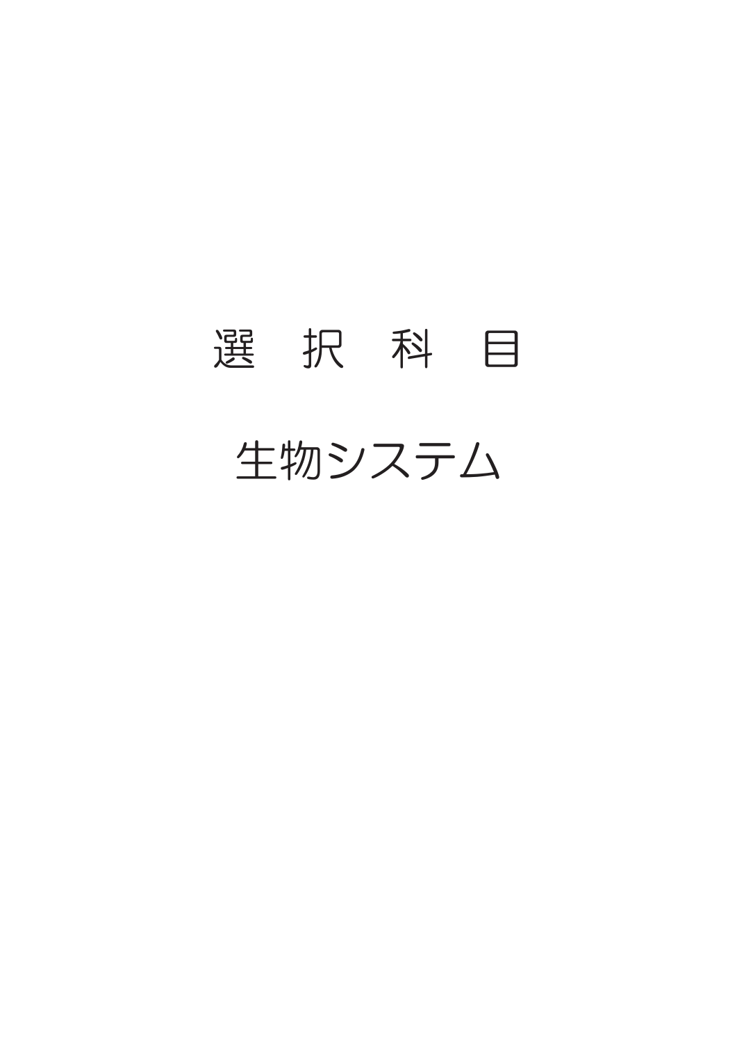# 選　択　科　目

# 生物システム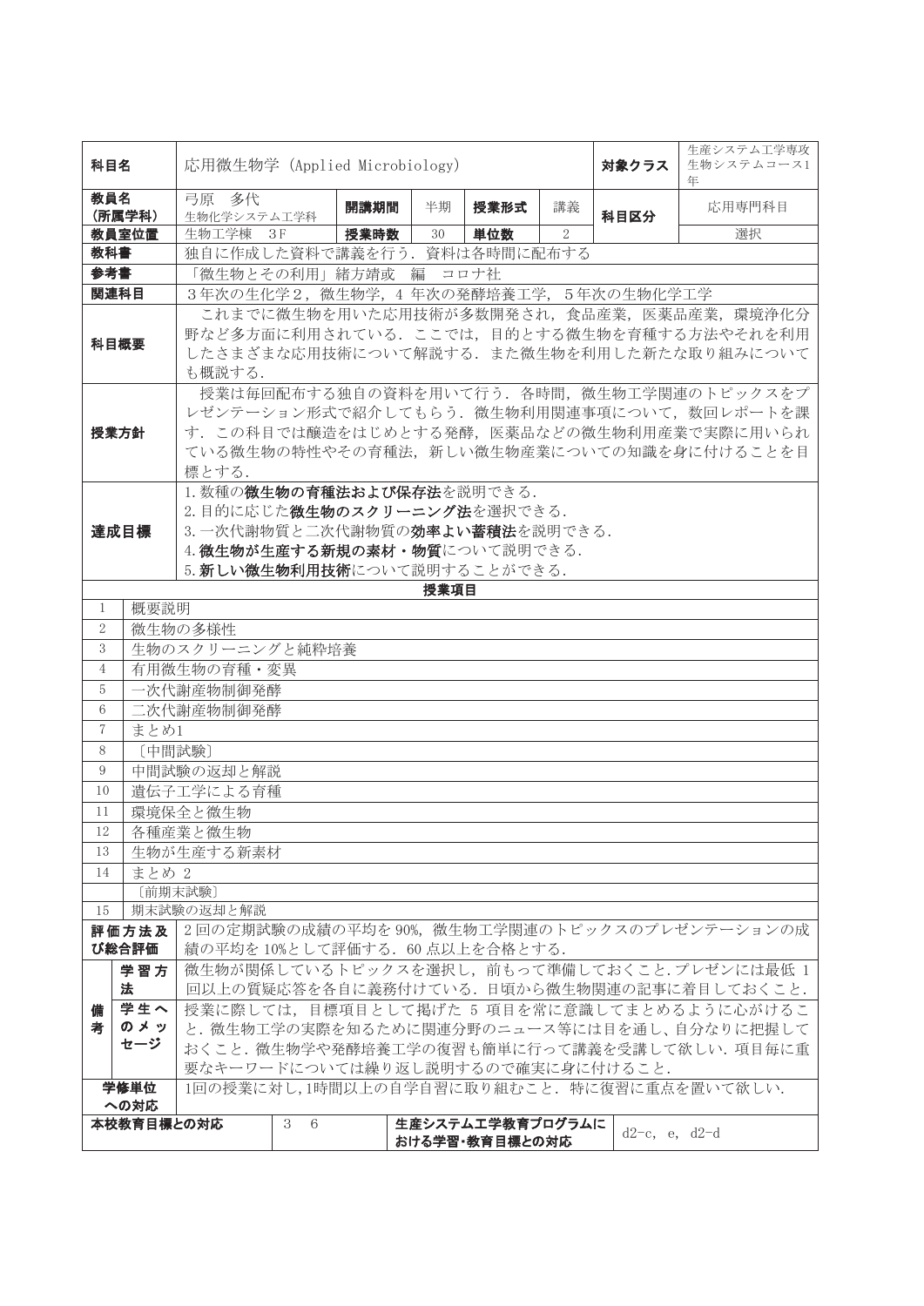| 科目名 | 応用微生物学 (Applied Microbiology) | | | | | 対象クラス | 生産システム工学専攻 生物システムコース1年 |
|---|---|---|---|---|---|---|---|
| 教員名 (所属学科) | 弓原　多代 生物化学システム工学科 | 開講期間 | 半期 | 授業形式 | 講義 | 科目区分 | 応用専門科目 |
| 教員室位置 | 生物工学棟　3F | 授業時数 | 30 | 単位数 | 2 | | 選択 |
| 教科書 | 独自に作成した資料で講義を行う．資料は各時間に配布する | | | | | | |
| 参考書 | 「微生物とその利用」緒方靖哉　編　コロナ社 | | | | | | |
| 関連科目 | 3年次の生化学2，微生物学，4 年次の発酵培養工学，5年次の生物化学工学 | | | | | | |
| 科目概要 | これまでに微生物を用いた応用技術が多数開発され，食品産業，医薬品産業，環境浄化分野など多方面に利用されている．ここでは，目的とする微生物を育種する方法やそれを利用したさまざまな応用技術について解説する．また微生物を利用した新たな取り組みについても概説する． | | | | | | |
| 授業方針 | 授業は毎回配布する独自の資料を用いて行う．各時間，微生物工学関連のトピックスをプレゼンテーション形式で紹介してもらう．微生物利用関連事項について，数回レポートを課す．この科目では醸造をはじめとする発酵，医薬品などの微生物利用産業で実際に用いられている微生物の特性やその育種法，新しい微生物産業についての知識を身に付けることを目標とする． | | | | | | |
| 達成目標 | 1.数種の**微生物の育種法および保存法**を説明できる．<br>2.目的に応じた**微生物のスクリーニング法**を選択できる．<br>3.一次代謝物質と二次代謝物質の**効率よい蓄積法**を説明できる．<br>4.**微生物が生産する新規の素材・物質**について説明できる．<br>5.**新しい微生物利用技術**について説明することができる． | | | | | | |

**授業項目**

| | |
|---|---|
| 1 | 概要説明 |
| 2 | 微生物の多様性 |
| 3 | 生物のスクリーニングと純粋培養 |
| 4 | 有用微生物の育種・変異 |
| 5 | 一次代謝産物制御発酵 |
| 6 | 二次代謝産物制御発酵 |
| 7 | まとめ1 |
| 8 | ［中間試験］ |
| 9 | 中間試験の返却と解説 |
| 10 | 遺伝子工学による育種 |
| 11 | 環境保全と微生物 |
| 12 | 各種産業と微生物 |
| 13 | 生物が生産する新素材 |
| 14 | まとめ 2 |
| | ［前期末試験］ |
| 15 | 期末試験の返却と解説 |

| | | |
|---|---|---|
| 評価方法及び総合評価 | | 2 回の定期試験の成績の平均を90%，微生物工学関連のトピックスのプレゼンテーションの成績の平均を10%として評価する．60 点以上を合格とする． |
| 備考 | 学習方法 | 微生物が関係しているトピックスを選択し，前もって準備しておくこと．プレゼンには最低 1 回以上の質疑応答を各自に義務付けている．日頃から微生物関連の記事に着目しておくこと． |
| | 学生へのメッセージ | 授業に際しては，目標項目として掲げた 5 項目を常に意識してまとめるように心がけること．微生物工学の実際を知るために関連分野のニュース等には目を通し，自分なりに把握しておくこと．微生物学や発酵培養工学の復習も簡単に行って講義を受講して欲しい．項目毎に重要なキーワードについては繰り返し説明するので確実に身に付けること． |
| 学修単位への対応 | | 1回の授業に対し，1時間以上の自学自習に取り組むこと．特に復習に重点を置いて欲しい． |

| 本校教育目標との対応 | 3　6 | 生産システム工学教育プログラムにおける学習・教育目標との対応 | d2-c，e，d2-d |
|---|---|---|---|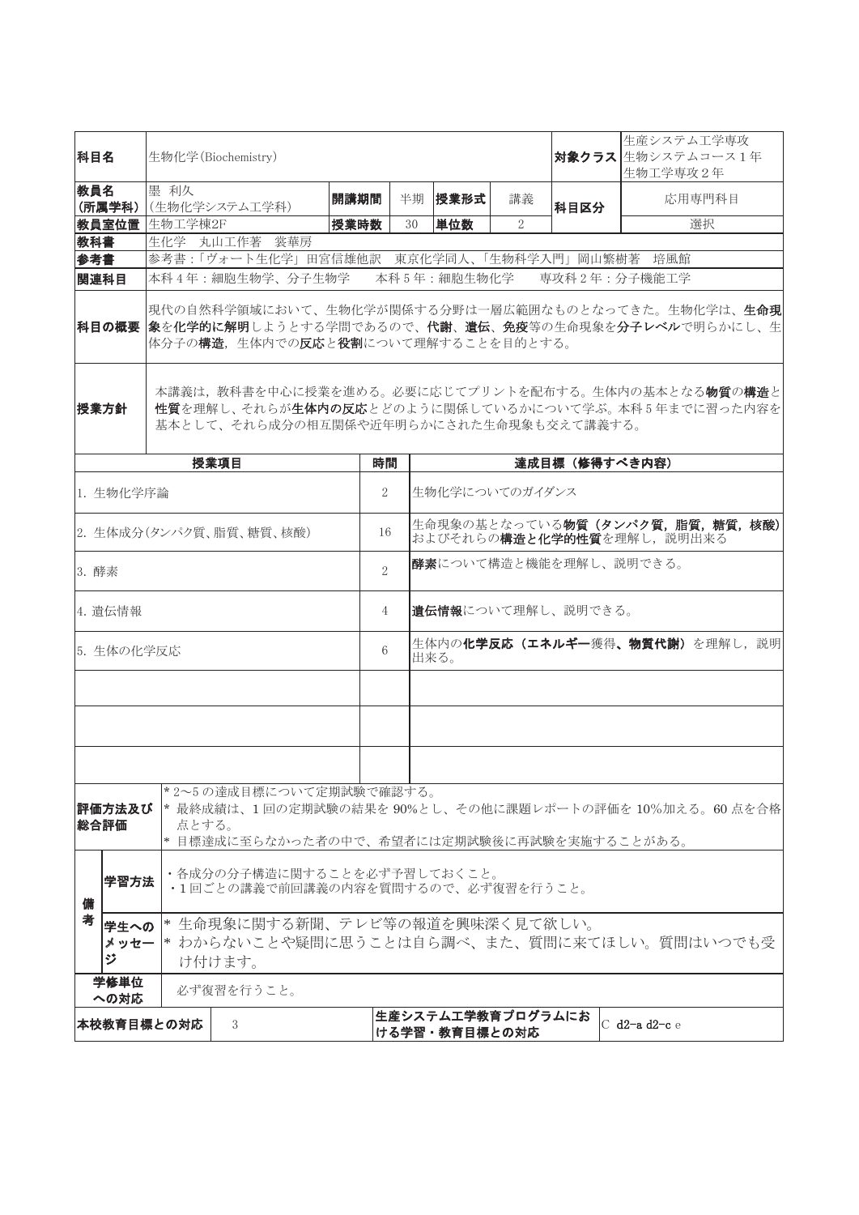| 科目名 | 生物化学(Biochemistry) | | | | | 対象クラス | 生産システム工学専攻 生物システムコース1年 生物工学専攻2年 |
|---|---|---|---|---|---|---|---|
| 教員名 (所属学科) | 墨 利久 (生物化学システム工学科) | 開講期間 | 半期 | 授業形式 | 講義 | 科目区分 | 応用専門科目 |
| 教員室位置 | 生物工学棟2F | 授業時数 | 30 | 単位数 | 2 | | 選択 |
| 教科書 | 生化学 丸山工作著 裳華房 | | | | | | |
| 参考書 | 参考書:「ヴォート生化学」田宮信雄他訳 東京化学同人、「生物科学入門」岡山繁樹著 培風館 | | | | | | |
| 関連科目 | 本科4年:細胞生物学、分子生物学 本科5年:細胞生物化学 専攻科2年:分子機能工学 | | | | | | |
| 科目の概要 | 現代の自然科学領域において、生物化学が関係する分野は一層広範囲なものとなってきた。生物化学は、**生命現象**を**化学的に解明**しようとする学問であるので、**代謝**、**遺伝**、**免疫**等の生命現象を**分子レベル**で明らかにし、生体分子の**構造**,生体内での**反応**と**役割**について理解することを目的とする。 | | | | | | |
| 授業方針 | 本講義は,教科書を中心に授業を進める。必要に応じてプリントを配布する。生体内の基本となる**物質**の**構造**と**性質**を理解し、それらが**生体内の反応**とどのように関係しているかについて学ぶ。本科5年までに習った内容を基本として、それら成分の相互関係や近年明らかにされた生命現象も交えて講義する。 | | | | | | |

| 授業項目 | 時間 | 達成目標（修得すべき内容） |
|---|---|---|
| 1. 生物化学序論 | 2 | 生物化学についてのガイダンス |
| 2. 生体成分(タンパク質、脂質、糖質、核酸) | 16 | 生命現象の基となっている**物質（タンパク質，脂質，糖質，核酸）**およびそれらの**構造と化学的性質**を理解し，説明出来る |
| 3. 酵素 | 2 | **酵素**について構造と機能を理解し、説明できる。 |
| 4. 遺伝情報 | 4 | **遺伝情報**について理解し、説明できる。 |
| 5. 生体の化学反応 | 6 | 生体内の**化学反応（エネルギー**獲得**、物質代謝）**を理解し，説明出来る。 |
| | | |
| | | |
| | | |

| 評価方法及び総合評価 | *2～5の達成目標について定期試験で確認する。<br>* 最終成績は、1回の定期試験の結果を90%とし、その他に課題レポートの評価を10%加える。60点を合格点とする。<br>* 目標達成に至らなかった者の中で、希望者には定期試験後に再試験を実施することがある。 |
|---|---|
| 備考 学習方法 | ・各成分の分子構造に関することを必ず予習しておくこと。<br>・1回ごとの講義で前回講義の内容を質問するので、必ず復習を行うこと。 |
| 備考 学生へのメッセージ | * 生命現象に関する新聞、テレビ等の報道を興味深く見て欲しい。<br>* わからないことや疑問に思うことは自ら調べ、また、質問に来てほしい。質問はいつでも受け付けます。 |
| 学修単位への対応 | 必ず復習を行うこと。 |

| 本校教育目標との対応 | 3 | 生産システム工学教育プログラムにおける学習・教育目標との対応 | C **d2-a d2-c** e |
|---|---|---|---|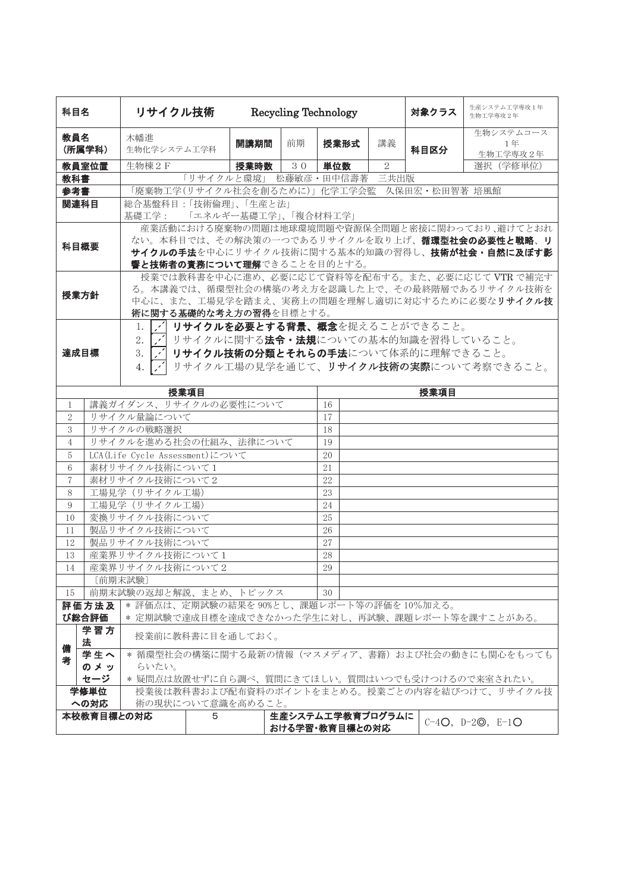| 科目名 | リサイクル技術　　Recycling Technology | | | | | | 対象クラス | 生産システム工学専攻1年<br>生物工学専攻2年 |
|---|---|---|---|---|---|---|---|---|
| 教員名<br>(所属学科) | 木幡進<br>生物化学システム工学科 | 開講期間 | 前期 | 授業形式 | 講義 | | 科目区分 | 生物システムコース<br>1年<br>生物工学専攻2年 |
| 教員室位置 | 生物棟2F | 授業時数 | 30 | 単位数 | 2 | | | 選択（学修単位） |
| 教科書 | 「リサイクルと環境」 松藤敏彦・田中信壽著　三共出版 | | | | | | | |
| 参考書 | 「廃棄物工学(リサイクル社会を創るために)」化学工学会監　久保田宏・松田智著 培風館 | | | | | | | |
| 関連科目 | 総合基盤科目：「技術倫理」、「生産と法」<br>基礎工学：　「エネルギー基礎工学」、「複合材料工学」 | | | | | | | |
| 科目概要 | 産業活動における廃棄物の問題は地球環境問題や資源保全問題と密接に関わっており、避けてとおれない。本科目では、その解決策の一つであるリサイクルを取り上げ、**循環型社会の必要性と戦略**、**リサイクルの手法**を中心にリサイクル技術に関する基本的知識の習得し、**技術が社会・自然に及ぼす影響と技術者の責務について理解**できることを目的とする。 | | | | | | | |
| 授業方針 | 授業では教科書を中心に進め、必要に応じて資料等を配布する。また、必要に応じてVTRで補完する。本講義では、循環型社会の構築の考え方を認識した上で、その最終階層であるリサイクル技術を中心に、また、工場見学を踏まえ、実務上の問題を理解し適切に対応するために必要な**リサイクル技術に関する基礎的な考え方の習得**を目標とする。 | | | | | | | |
| 達成目標 | 1. **リサイクルを必要とする背景、概念**を捉えることができること。<br>2. リサイクルに関する**法令・法規**についての基本的知識を習得していること。<br>3. **リサイクル技術の分類とそれらの手法**について体系的に理解できること。<br>4. リサイクル工場の見学を通じて、**リサイクル技術の実際**について考察できること。 | | | | | | | |

| | 授業項目 | | 授業項目 |
|---|---|---|---|
| 1 | 講義ガイダンス、リサイクルの必要性について | 16 | |
| 2 | リサイクル量論について | 17 | |
| 3 | リサイクルの戦略選択 | 18 | |
| 4 | リサイクルを進める社会の仕組み、法律について | 19 | |
| 5 | LCA(Life Cycle Assessment)について | 20 | |
| 6 | 素材リサイクル技術について1 | 21 | |
| 7 | 素材リサイクル技術について2 | 22 | |
| 8 | 工場見学（リサイクル工場） | 23 | |
| 9 | 工場見学（リサイクル工場） | 24 | |
| 10 | 変換リサイクル技術について | 25 | |
| 11 | 製品リサイクル技術について | 26 | |
| 12 | 製品リサイクル技術について | 27 | |
| 13 | 産業界リサイクル技術について1 | 28 | |
| 14 | 産業界リサイクル技術について2 | 29 | |
| | 〔前期末試験〕 | | |
| 15 | 前期末試験の返却と解説、まとめ、トピックス | 30 | |

| | | |
|---|---|---|
| 評価方法及び総合評価 | | ＊評価点は、定期試験の結果を90%とし、課題レポート等の評価を10%加える。<br>＊定期試験で達成目標を達成できなかった学生に対し、再試験、課題レポート等を課すことがある。 |
| 備考 | 学習方法 | 授業前に教科書に目を通しておく。 |
| | 学生へのメッセージ | ＊循環型社会の構築に関する最新の情報（マスメディア、書籍）および社会の動きにも関心をもってもらいたい。<br>＊疑問点は放置せずに自ら調べ、質問にきてほしい。質問はいつでも受けつけるので来室されたい。 |
| 学修単位への対応 | | 授業後は教科書および配布資料のポイントをまとめる。授業ごとの内容を結びつけて、リサイクル技術の現状について意識を高めること。 |

| 本校教育目標との対応 | 5 | 生産システム工学教育プログラムにおける学習・教育目標との対応 | C-4○, D-2◎, E-1○ |
|---|---|---|---|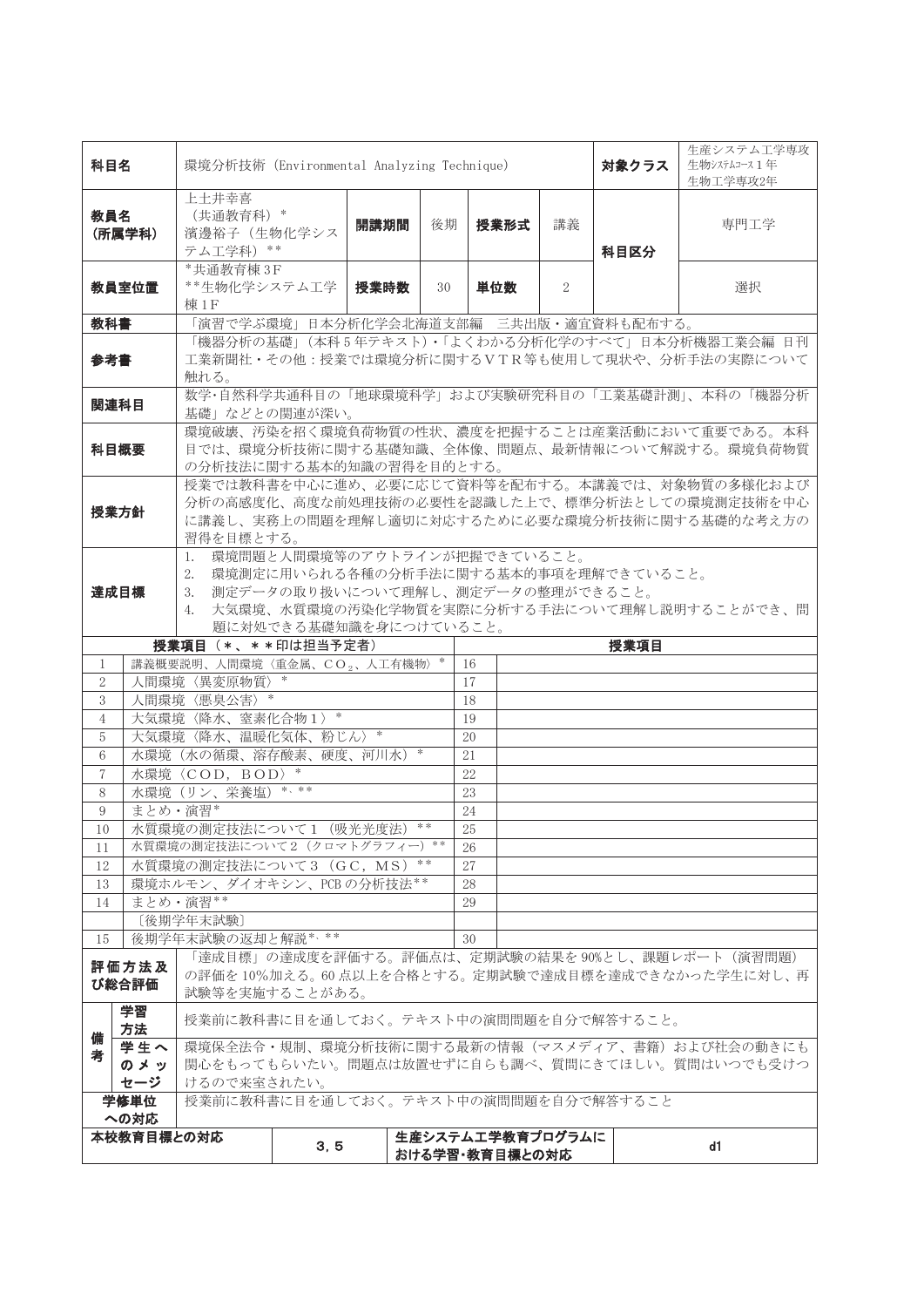| 科目名 | 環境分析技術 (Environmental Analyzing Technique) | | | | | | 対象クラス | 生産システム工学専攻 生物システムコース1年 生物工学専攻2年 |
|---|---|---|---|---|---|---|---|---|
| 教員名 (所属学科) | 上土井幸喜 (共通教育科) * 濱邊裕子 (生物化学システム工学科) ** | 開講期間 | 後期 | 授業形式 | 講義 | | 科目区分 | 専門工学 |
| 教員室位置 | *共通教育棟3F **生物化学システム工学棟1F | 授業時数 | 30 | 単位数 | 2 | | | 選択 |
| 教科書 | 「演習で学ぶ環境」日本分析化学会北海道支部編 三共出版・適宜資料も配布する。 | | | | | | | |
| 参考書 | 「機器分析の基礎」(本科5年テキスト)・「よくわかる分析化学のすべて」日本分析機器工業会編 日刊工業新聞社・その他：授業では環境分析に関するＶＴＲ等も使用して現状や、分析手法の実際について触れる。 | | | | | | | |
| 関連科目 | 数学･自然科学共通科目の「地球環境科学」および実験研究科目の「工業基礎計測」、本科の「機器分析基礎」などとの関連が深い。 | | | | | | | |
| 科目概要 | 環境破壊、汚染を招く環境負荷物質の性状、濃度を把握することは産業活動において重要である。本科目では、環境分析技術に関する基礎知識、全体像、問題点、最新情報について解説する。環境負荷物質の分析技法に関する基本的知識の習得を目的とする。 | | | | | | | |
| 授業方針 | 授業では教科書を中心に進め、必要に応じて資料等を配布する。本講義では、対象物質の多様化および分析の高感度化、高度な前処理技術の必要性を認識した上で、標準分析法としての環境測定技術を中心に講義し、実務上の問題を理解し適切に対応するために必要な環境分析技術に関する基礎的な考え方の習得を目標とする。 | | | | | | | |
| 達成目標 | 1. 環境問題と人間環境等のアウトラインが把握できていること。<br>2. 環境測定に用いられる各種の分析手法に関する基本的事項を理解できていること。<br>3. 測定データの取り扱いについて理解し、測定データの整理ができること。<br>4. 大気環境、水質環境の汚染化学物質を実際に分析する手法について理解し説明することができ、問題に対処できる基礎知識を身につけていること。 | | | | | | | |

| | 授業項目 (*、**印は担当予定者) | | 授業項目 |
|---|---|---|---|
| 1 | 講義概要説明、人間環境〈重金属、$CO_2$、人工有機物〉* | 16 | |
| 2 | 人間環境〈異変原物質〉* | 17 | |
| 3 | 人間環境〈悪臭公害〉* | 18 | |
| 4 | 大気環境〈降水、窒素化合物1〉* | 19 | |
| 5 | 大気環境〈降水、温暖化気体、粉じん〉* | 20 | |
| 6 | 水環境 (水の循環、溶存酸素、硬度、河川水) * | 21 | |
| 7 | 水環境〈COD, BOD〉* | 22 | |
| 8 | 水環境 (リン、栄養塩) *、** | 23 | |
| 9 | まとめ・演習* | 24 | |
| 10 | 水質環境の測定技法について1 (吸光光度法) ** | 25 | |
| 11 | 水質環境の測定技法について2 (クロマトグラフィー) ** | 26 | |
| 12 | 水質環境の測定技法について3 (GC, MS) ** | 27 | |
| 13 | 環境ホルモン、ダイオキシン、PCBの分析技法** | 28 | |
| 14 | まとめ・演習** | 29 | |
| | 〔後期学年末試験〕 | | |
| 15 | 後期学年末試験の返却と解説*、** | 30 | |

| 評価方法及び総合評価 | | 「達成目標」の達成度を評価する。評価点は、定期試験の結果を90%とし、課題レポート (演習問題) の評価を10%加える。60点以上を合格とする。定期試験で達成目標を達成できなかった学生に対し、再試験等を実施することがある。 | |
|---|---|---|---|
| 備考 | 学習方法 | 授業前に教科書に目を通しておく。テキスト中の演習問題を自分で解答すること。 | |
| | 学生へのメッセージ | 環境保全法令・規制、環境分析技術に関する最新の情報 (マスメディア、書籍) および社会の動きにも関心をもってもらいたい。問題点は放置せずに自らも調べ、質問にきてほしい。質問はいつでも受けつけるので来室されたい。 | |
| 学修単位への対応 | | 授業前に教科書に目を通しておく。テキスト中の演習問題を自分で解答すること | |
| 本校教育目標との対応 | 3，5 | 生産システム工学教育プログラムにおける学習・教育目標との対応 | d1 |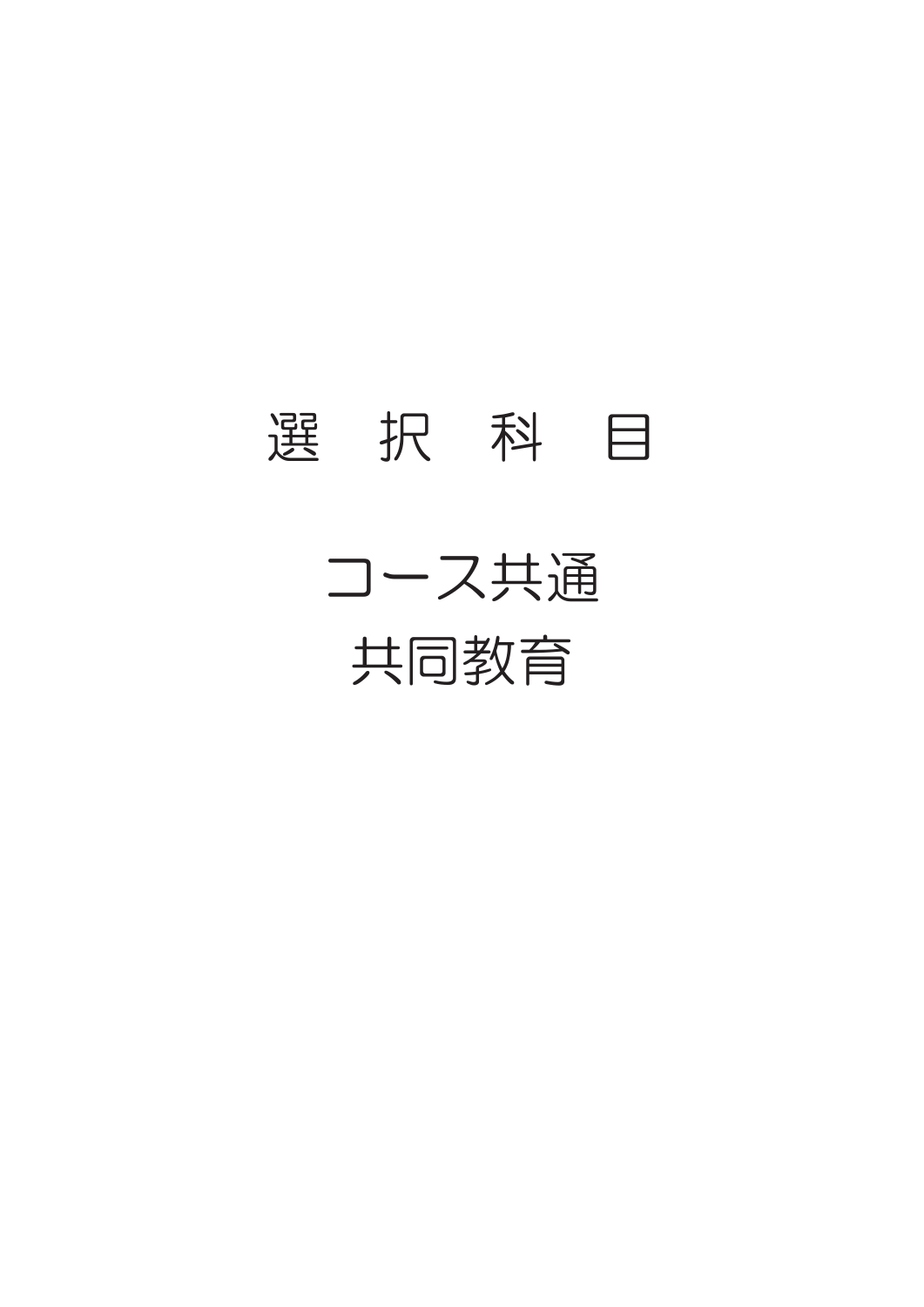# 選　択　科　目

## コース共通
## 共同教育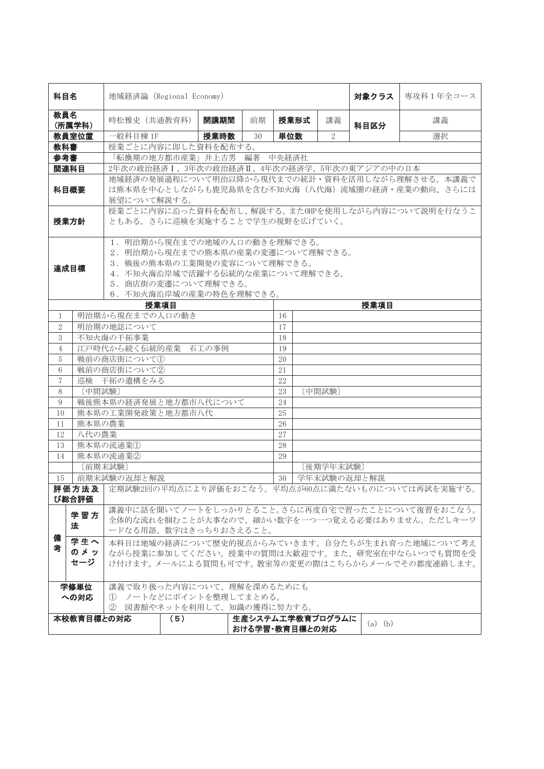| 科目名 | 地域経済論 (Regional Economy) | | | | | 対象クラス | 専攻科１年全コース |
|---|---|---|---|---|---|---|---|
| 教員名(所属学科) | 時松雅史（共通教育科） | 開講期間 | 前期 | 授業形式 | 講義 | 科目区分 | 講義 |
| 教員室位置 | 一般科目棟 1F | 授業時数 | 30 | 単位数 | 2 | | 選択 |
| 教科書 | 授業ごとに内容に即した資料を配布する。 | | | | | | |
| 参考書 | 「転換期の地方都市産業」井上吉男　編著　中央経済社 | | | | | | |
| 関連科目 | 2年次の政治経済Ⅰ、3年次の政治経済Ⅱ、4年次の経済学、5年次の東アジアの中の日本 | | | | | | |
| 科目概要 | 地域経済の発展過程について明治以降から現代までの統計・資料を活用しながら理解させる。本講義では熊本県を中心としながらも鹿児島県を含む不知火海（八代海）流域圏の経済・産業の動向、さらには展望について解説する。 | | | | | | |
| 授業方針 | 授業ごとに内容に沿った資料を配布し、解説する。またOHPを使用しながら内容について説明を行なうこともある。さらに巡検を実施することで学生の視野を広げていく。 | | | | | | |
| 達成目標 | 1．明治期から現在までの地域の人口の動きを理解できる。<br>2．明治期から現在までの熊本県の産業の変遷について理解できる。<br>3．戦後の熊本県の工業開発の変容について理解できる。<br>4．不知火海沿岸域で活躍する伝統的な産業について理解できる。<br>5．商店街の変遷について理解できる。<br>6．不知火海沿岸域の産業の特色を理解できる。 | | | | | | |

| | 授業項目 | | 授業項目 |
|---|---|---|---|
| 1 | 明治期から現在までの人口の動き | 16 | |
| 2 | 明治期の地誌について | 17 | |
| 3 | 不知火海の干拓事業 | 18 | |
| 4 | 江戸時代から続く伝統的産業　石工の事例 | 19 | |
| 5 | 戦前の商店街について① | 20 | |
| 6 | 戦前の商店街について② | 21 | |
| 7 | 巡検　干拓の遺構をみる | 22 | |
| 8 | ［中間試験］ | 23 | ［中間試験］ |
| 9 | 戦後熊本県の経済発展と地方都市八代について | 24 | |
| 10 | 熊本県の工業開発政策と地方都市八代 | 25 | |
| 11 | 熊本県の農業 | 26 | |
| 12 | 八代の農業 | 27 | |
| 13 | 熊本県の流通業① | 28 | |
| 14 | 熊本県の流通業② | 29 | |
| | ［前期末試験］ | | ［後期学年末試験］ |
| 15 | 前期末試験の返却と解説 | 30 | 学年末試験の返却と解説 |

| 評価方法及び総合評価 | | 定期試験2回の平均点により評価をおこなう。平均点が60点に満たないものについては再試を実施する。 |
|---|---|---|
| 備考 | 学習方法 | 講義中に話を聞いてノートをしっかりとること。さらに再度自宅で習ったことについて復習をおこなう。全体的な流れを掴むことが大事なので、細かい数字を一つ一つ覚える必要はありません。ただしキーワードなる用語、数字はきっちりおさえること。 |
| | 学生へのメッセージ | 本科目は地域の経済について歴史的視点からみていきます。自分たちが生まれ育った地域について考えながら授業に参加してください。授業中の質問は大歓迎です。また、研究室在中ならいつでも質問を受け付けます。メールによる質問も可です。教室等の変更の際はこちらからメールでその都度連絡します。 |
| 学修単位への対応 | | 講義で取り扱った内容について、理解を深めるためにも<br>① ノートなどにポイントを整理してまとめる。<br>② 図書館やネットを利用して、知識の獲得に努力する。 |

| 本校教育目標との対応 | (5) | 生産システム工学教育プログラムにおける学習・教育目標との対応 | (a) (b) |
|---|---|---|---|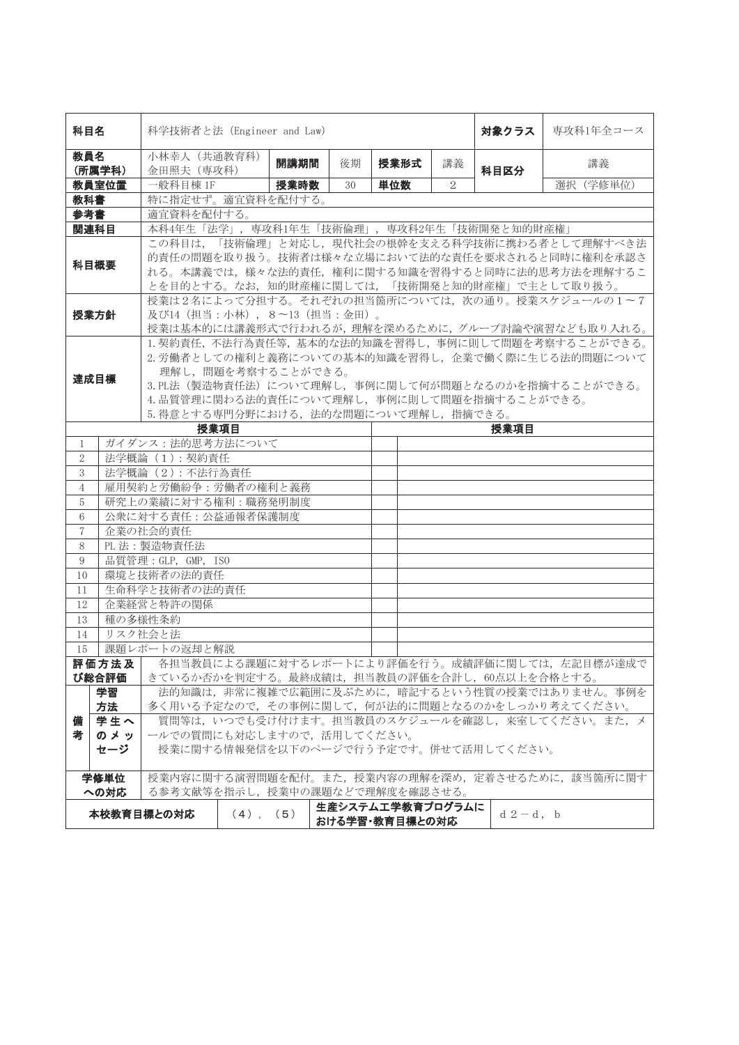| 科目名 | 科学技術者と法 (Engineer and Law) | | | | | | 対象クラス | 専攻科1年全コース |
|---|---|---|---|---|---|---|---|---|
| 教員名<br>(所属学科) | 小林幸人 (共通教育科)<br>金田照夫 (専攻科) | 開講期間 | 後期 | 授業形式 | 講義 | | 科目区分 | 講義 |
| 教員室位置 | 一般科目棟 1F | 授業時数 | 30 | 単位数 | 2 | | | 選択 (学修単位) |
| 教科書 | 特に指定せず。適宜資料を配付する。 | | | | | | | |
| 参考書 | 適宜資料を配付する。 | | | | | | | |
| 関連科目 | 本科4年生「法学」，専攻科1年生「技術倫理」，専攻科2年生「技術開発と知的財産権」 | | | | | | | |
| 科目概要 | この科目は，「技術倫理」と対応し，現代社会の根幹を支える科学技術に携わる者として理解すべき法的責任の問題を取り扱う。技術者は様々な立場において法的な責任を要求されると同時に権利を承認される。本講義では，様々な法的責任，権利に関する知識を習得すると同時に法的思考方法を理解することを目的とする。なお，知的財産権に関しては，「技術開発と知的財産権」で主として取り扱う。 | | | | | | | |
| 授業方針 | 授業は2名によって分担する。それぞれの担当箇所については，次の通り。授業スケジュールの1～7及び14（担当：小林），8～13（担当：金田）。<br>授業は基本的には講義形式で行われるが，理解を深めるために，グループ討論や演習なども取り入れる。 | | | | | | | |
| 達成目標 | 1.契約責任，不法行為責任等，基本的な法的知識を習得し，事例に則して問題を考察することができる。<br>2.労働者としての権利と義務についての基本的知識を習得し，企業で働く際に生じる法的問題について理解し，問題を考察することができる。<br>3.PL法（製造物責任法）について理解し，事例に関して何が問題となるのかを指摘することができる。<br>4.品質管理に関わる法的責任について理解し，事例に則して問題を指摘することができる。<br>5.得意とする専門分野における，法的な問題について理解し，指摘できる。 | | | | | | | |

| | 授業項目 | | 授業項目 |
|---|---|---|---|
| 1 | ガイダンス：法的思考方法について | | |
| 2 | 法学概論（1）：契約責任 | | |
| 3 | 法学概論（2）：不法行為責任 | | |
| 4 | 雇用契約と労働紛争：労働者の権利と義務 | | |
| 5 | 研究上の業績に対する権利：職務発明制度 | | |
| 6 | 公衆に対する責任：公益通報者保護制度 | | |
| 7 | 企業の社会的責任 | | |
| 8 | PL 法：製造物責任法 | | |
| 9 | 品質管理：GLP, GMP, ISO | | |
| 10 | 環境と技術者の法的責任 | | |
| 11 | 生命科学と技術者の法的責任 | | |
| 12 | 企業経営と特許の関係 | | |
| 13 | 種の多様性条約 | | |
| 14 | リスク社会と法 | | |
| 15 | 課題レポートの返却と解説 | | |

| 項目 | | 内容 |
|---|---|---|
| 評価方法及び総合評価 | | 各担当教員による課題に対するレポートにより評価を行う。成績評価に関しては，左記目標が達成できているか否かを判定する。最終成績は，担当教員の評価を合計し，60点以上を合格とする。 |
| 備考 | 学習方法 | 法的知識は，非常に複雑で広範囲に及ぶために，暗記するという性質の授業ではありません。事例を多く用いる予定なので，その事例に関して，何が法的に問題となるのかをしっかり考えてください。 |
| | 学生へのメッセージ | 質問等は，いつでも受け付けます。担当教員のスケジュールを確認し，来室してください。また，メールでの質問にも対応しますので，活用してください。<br>授業に関する情報発信を以下のページで行う予定です。併せて活用してください。 |
| 学修単位への対応 | | 授業内容に関する演習問題を配付。また，授業内容の理解を深め，定着させるために，該当箇所に関する参考文献等を指示し，授業中の課題などで理解度を確認させる。 |

| 本校教育目標との対応 | （4），（5） | 生産システム工学教育プログラムにおける学習・教育目標との対応 | d 2－d，b |
|---|---|---|---|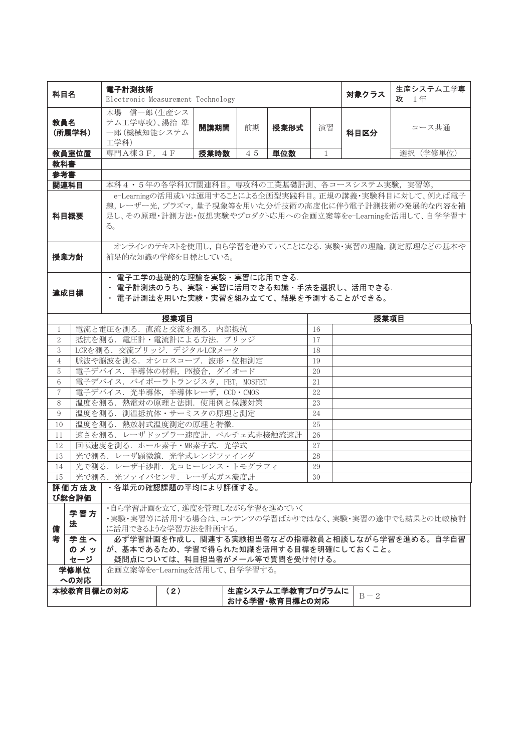| 科目名 | 電子計測技術<br>Electronic Measurement Technology | | | | | 対象クラス | 生産システム工学専攻 1年 |
|---|---|---|---|---|---|---|---|
| 教員名<br>(所属学科) | 木場 信一郎(生産システム工学専攻)、湯治 準一郎(機械知能システム工学科) | 開講期間 | 前期 | 授業形式 | 演習 | 科目区分 | コース共通 |
| 教員室位置 | 専門A棟3F，4F | 授業時数 | 45 | 単位数 | 1 | | 選択 (学修単位) |
| 教科書 | | | | | | | |
| 参考書 | | | | | | | |
| 関連科目 | 本科4・5年の各学科ICT関連科目。専攻科の工業基礎計測、各コースシステム実験，実習等。 | | | | | | |
| 科目概要 | e-Learningの活用或いは運用することによる企画型実践科目。正規の講義・実験科目に対して、例えば電子線，レーザー光，プラズマ，量子現象等を用いた分析技術の高度化に伴う電子計測技術の発展的な内容を補足し、その原理・計測方法・仮想実験やプロダクト応用への企画立案等をe-Learningを活用して、自学学習する。 | | | | | | |
| 授業方針 | オンラインのテキストを使用し，自ら学習を進めていくことになる．実験・実習の理論，測定原理などの基本や補足的な知識の学修を目標としている。 | | | | | | |
| 達成目標 | ・ 電子工学の基礎的な理論を実験・実習に応用できる．<br>・ 電子計測法のうち、実験・実習に活用できる知識・手法を選択し、活用できる．<br>・ 電子計測法を用いた実験・実習を組み立てて、結果を予測することができる。 | | | | | | |

| | 授業項目 | | 授業項目 |
|---|---|---|---|
| 1 | 電流と電圧を測る．直流と交流を測る．内部抵抗 | 16 | |
| 2 | 抵抗を測る．電圧計・電流計による方法．ブリッジ | 17 | |
| 3 | LCRを測る．交流ブリッジ．デジタルLCRメータ | 18 | |
| 4 | 脈波や脳波を測る．オシロスコープ．波形・位相測定 | 19 | |
| 5 | 電子デバイス．半導体の材料，PN接合，ダイオード | 20 | |
| 6 | 電子デバイス．バイポーラトランジスタ，FET，MOSFET | 21 | |
| 7 | 電子デバイス．光半導体，半導体レーザ，CCD・CMOS | 22 | |
| 8 | 温度を測る．熱電対の原理と法則．使用例と保護対策 | 23 | |
| 9 | 温度を測る．測温抵抗体・サーミスタの原理と測定 | 24 | |
| 10 | 温度を測る．熱放射式温度測定の原理と特徴． | 25 | |
| 11 | 速さを測る．レーザドップラー速度計．ペルチェ式非接触流速計 | 26 | |
| 12 | 回転速度を測る．ホール素子・MR素子式．光学式 | 27 | |
| 13 | 光で測る．レーザ顕微鏡．光学式レンジファインダ | 28 | |
| 14 | 光で測る．レーザ干渉計．光コヒーレンス・トモグラフィ | 29 | |
| 15 | 光で測る．光ファイバセンサ．レーザ式ガス濃度計 | 30 | |

| 評価方法及び総合評価 | | ・各単元の確認課題の平均により評価する。 |
|---|---|---|
| 備考 | 学習方法 | ・自ら学習計画を立て、進度を管理しながら学習を進めていく<br>・実験・実習等に活用する場合は、コンテンツの学習ばかりではなく、実験・実習の途中でも結果との比較検討に活用できるような学習方法を計画する。 |
| | 学生へのメッセージ | 必ず学習計画を作成し、関連する実験担当者などの指導教員と相談しながら学習を進める。自学自習が、基本であるため、学習で得られた知識を活用する目標を明確にしておくこと。<br>疑問点については、科目担当者がメール等で質問を受け付ける。 |
| 学修単位への対応 | | 企画立案等をe-Learningを活用して、自学学習する。 |

| 本校教育目標との対応 | (2) | 生産システム工学教育プログラムにおける学習・教育目標との対応 | B－2 |
|---|---|---|---|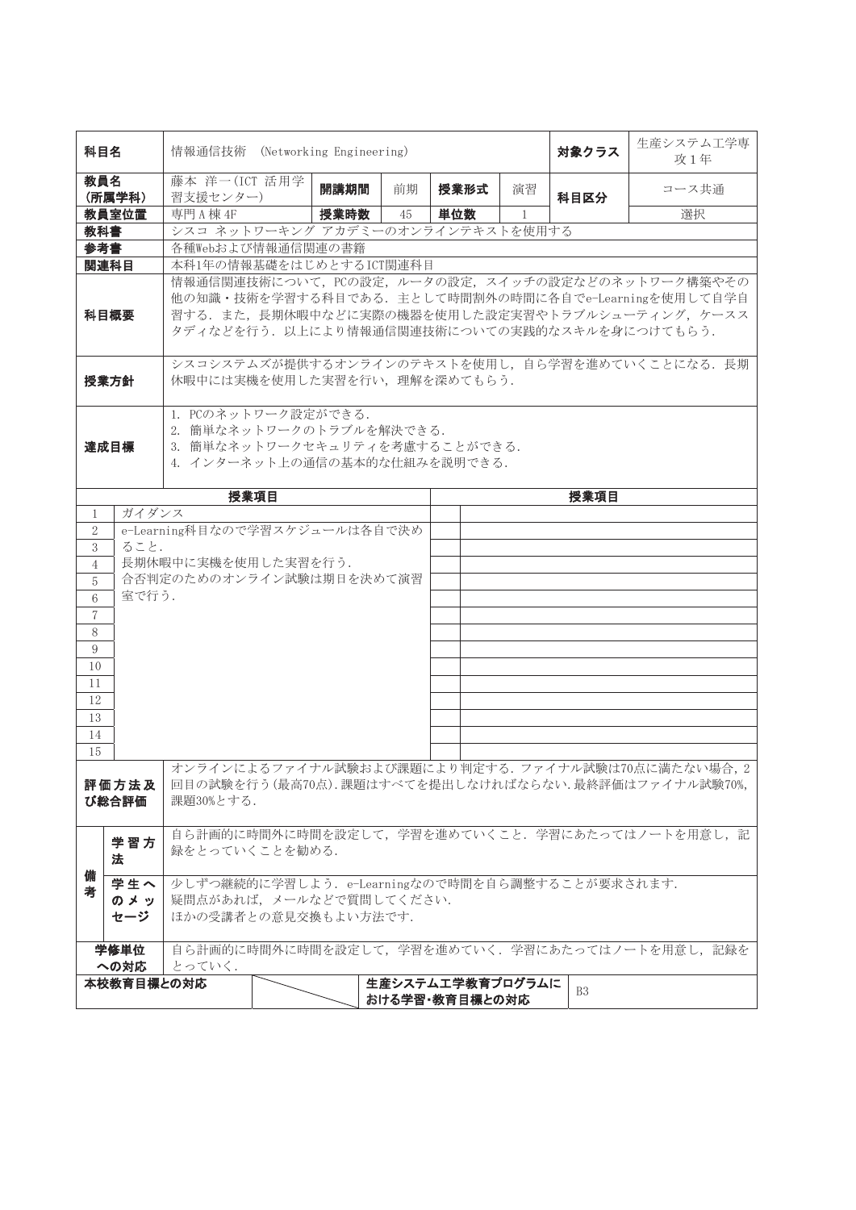| 科目名 | 情報通信技術 (Networking Engineering) | | | | | | 対象クラス | 生産システム工学専攻1年 |
|---|---|---|---|---|---|---|---|---|
| 教員名(所属学科) | 藤本 洋一(ICT 活用学習支援センター) | 開講期間 | 前期 | 授業形式 | 演習 | | 科目区分 | コース共通 |
| 教員室位置 | 専門A棟4F | 授業時数 | 45 | 単位数 | 1 | | | 選択 |
| 教科書 | シスコ ネットワーキング アカデミーのオンラインテキストを使用する | | | | | | | |
| 参考書 | 各種Webおよび情報通信関連の書籍 | | | | | | | |
| 関連科目 | 本科1年の情報基礎をはじめとするICT関連科目 | | | | | | | |
| 科目概要 | 情報通信関連技術について，PCの設定，ルータの設定，スイッチの設定などのネットワーク構築やその他の知識・技術を学習する科目である．主として時間割外の時間に各自でe-Learningを使用して自学自習する．また，長期休暇中などに実際の機器を使用した設定実習やトラブルシューティング，ケーススタディなどを行う．以上により情報通信関連技術についての実践的なスキルを身につけてもらう． | | | | | | | |
| 授業方針 | シスコシステムズが提供するオンラインのテキストを使用し，自ら学習を進めていくことになる．長期休暇中には実機を使用した実習を行い，理解を深めてもらう． | | | | | | | |
| 達成目標 | 1. PCのネットワーク設定ができる．<br>2. 簡単なネットワークのトラブルを解決できる．<br>3. 簡単なネットワークセキュリティを考慮することができる．<br>4. インターネット上の通信の基本的な仕組みを説明できる． | | | | | | | |

| | 授業項目 | | 授業項目 |
|---|---|---|---|
| 1 | ガイダンス | | |
| 2 | e-Learning科目なので学習スケジュールは各自で決め | | |
| 3 | ること． | | |
| 4 | 長期休暇中に実機を使用した実習を行う． | | |
| 5 | 合否判定のためのオンライン試験は期日を決めて演習 | | |
| 6 | 室で行う． | | |
| 7 | | | |
| 8 | | | |
| 9 | | | |
| 10 | | | |
| 11 | | | |
| 12 | | | |
| 13 | | | |
| 14 | | | |
| 15 | | | |

| 項目 | | 内容 |
|---|---|---|
| 評価方法及び総合評価 | | オンラインによるファイナル試験および課題により判定する．ファイナル試験は70点に満たない場合，2回目の試験を行う(最高70点)．課題はすべてを提出しなければならない．最終評価はファイナル試験70%，課題30%とする． |
| 備考 | 学習方法 | 自ら計画的に時間外に時間を設定して，学習を進めていくこと．学習にあたってはノートを用意し，記録をとっていくことを勧める． |
| | 学生へのメッセージ | 少しずつ継続的に学習しよう．e-Learningなので時間を自ら調整することが要求されます．<br>疑問点があれば，メールなどで質問してください．<br>ほかの受講者との意見交換もよい方法です． |
| 学修単位への対応 | | 自ら計画的に時間外に時間を設定して，学習を進めていく．学習にあたってはノートを用意し，記録をとっていく． |

| 本校教育目標との対応 | | 生産システム工学教育プログラムにおける学習・教育目標との対応 | B3 |
|---|---|---|---|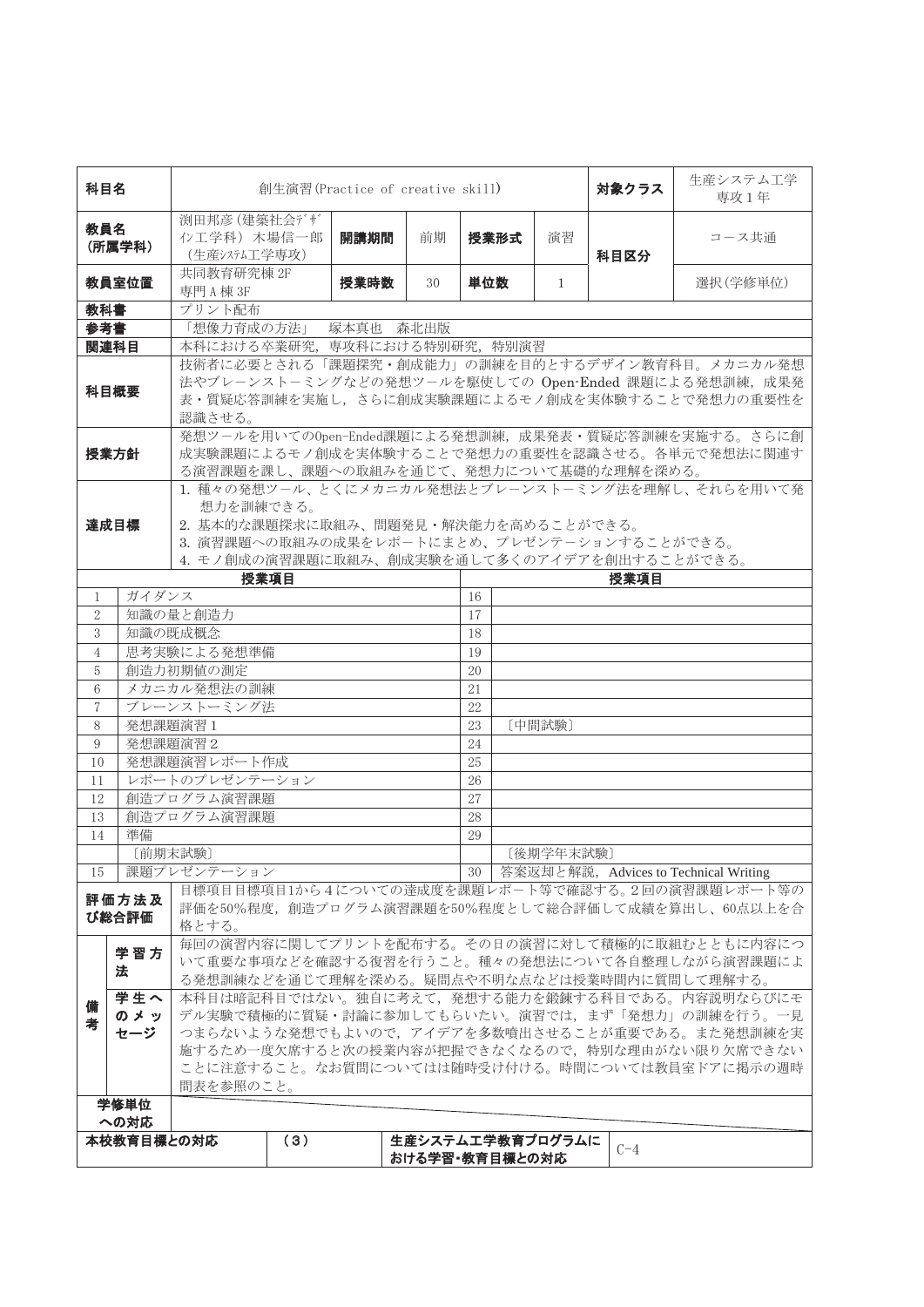| 科目名 | 創生演習(Practice of creative skill) | | | | | 対象クラス | 生産システム工学専攻1年 |
|---|---|---|---|---|---|---|---|
| 教員名（所属学科） | 渕田邦彦(建築社会ﾃﾞｻﾞｲﾝ工学科) 木場信一郎(生産ｼｽﾃﾑ工学専攻) | 開講期間 | 前期 | 授業形式 | 演習 | 科目区分 | コース共通 |
| 教員室位置 | 共同教育研究棟2F 専門A棟3F | 授業時数 | 30 | 単位数 | 1 | | 選択(学修単位) |
| 教科書 | プリント配布 | | | | | | |
| 参考書 | 「想像力育成の方法」　塚本真也　森北出版 | | | | | | |
| 関連科目 | 本科における卒業研究，専攻科における特別研究，特別演習 | | | | | | |
| 科目概要 | 技術者に必要とされる「課題探究・創成能力」の訓練を目的とするデザイン教育科目。メカニカル発想法やブレーンストーミングなどの発想ツールを駆使しての Open-Ended 課題による発想訓練，成果発表・質疑応答訓練を実施し，さらに創成実験課題によるモノ創成を実体験することで発想力の重要性を認識させる。 | | | | | | |
| 授業方針 | 発想ツールを用いてのOpen-Ended課題による発想訓練，成果発表・質疑応答訓練を実施する。さらに創成実験課題によるモノ創成を実体験することで発想力の重要性を認識させる。各単元で発想法に関連する演習課題を課し，課題への取組みを通じて，発想力について基礎的な理解を深める。 | | | | | | |
| 達成目標 | 1. 種々の発想ツール，とくにメカニカル発想法とブレーンストーミング法を理解し，それらを用いて発想力を訓練できる。<br>2. 基本的な課題探求に取組み，問題発見・解決能力を高めることができる。<br>3. 演習課題への取組みの成果をレポートにまとめ，プレゼンテーションすることができる。<br>4. モノ創成の演習課題に取組み，創成実験を通して多くのアイデアを創出することができる。 | | | | | | |

| | 授業項目 | | 授業項目 |
|---|---|---|---|
| 1 | ガイダンス | 16 | |
| 2 | 知識の量と創造力 | 17 | |
| 3 | 知識の既成概念 | 18 | |
| 4 | 思考実験による発想準備 | 19 | |
| 5 | 創造力初期値の測定 | 20 | |
| 6 | メカニカル発想法の訓練 | 21 | |
| 7 | ブレーンストーミング法 | 22 | |
| 8 | 発想課題演習1 | 23 | 〔中間試験〕 |
| 9 | 発想課題演習2 | 24 | |
| 10 | 発想課題演習レポート作成 | 25 | |
| 11 | レポートのプレゼンテーション | 26 | |
| 12 | 創造プログラム演習課題 | 27 | |
| 13 | 創造プログラム演習課題 | 28 | |
| 14 | 準備 | 29 | |
| | 〔前期末試験〕 | | 〔後期学年末試験〕 |
| 15 | 課題プレゼンテーション | 30 | 答案返却と解説，Advices to Technical Writing |

| 項目 | | 内容 |
|---|---|---|
| 評価方法及び総合評価 | | 目標項目目標項目1から4についての達成度を課題レポート等で確認する。2回の演習課題レポート等の評価を50%程度，創造プログラム演習課題を50%程度として総合評価して成績を算出し，60点以上を合格とする。 |
| 備考 | 学習方法 | 毎回の演習内容に関してプリントを配布する。その日の演習に対して積極的に取組むとともに内容について重要な事項などを確認する復習を行うこと。種々の発想法について各自整理しながら演習課題による発想訓練などを通じて理解を深める。疑問点や不明な点などは授業時間内に質問して理解する。 |
| | 学生へのメッセージ | 本科目は暗記科目ではない。独自に考えて，発想する能力を鍛錬する科目である。内容説明ならびにモデル実験で積極的に質疑・討論に参加してもらいたい。演習では，まず「発想力」の訓練を行う。一見つまらないような発想でもよいので，アイデアを多数噴出させることが重要である。また発想訓練を実施するため一度欠席すると次の授業内容が把握できなくなるので，特別な理由がない限り欠席できないことに注意すること。なお質問についてはは随時受け付ける。時間については教員室ドアに掲示の週時間表を参照のこと。 |
| 学修単位への対応 | | |

| 本校教育目標との対応 | (3) | 生産システム工学教育プログラムにおける学習・教育目標との対応 | C-4 |
|---|---|---|---|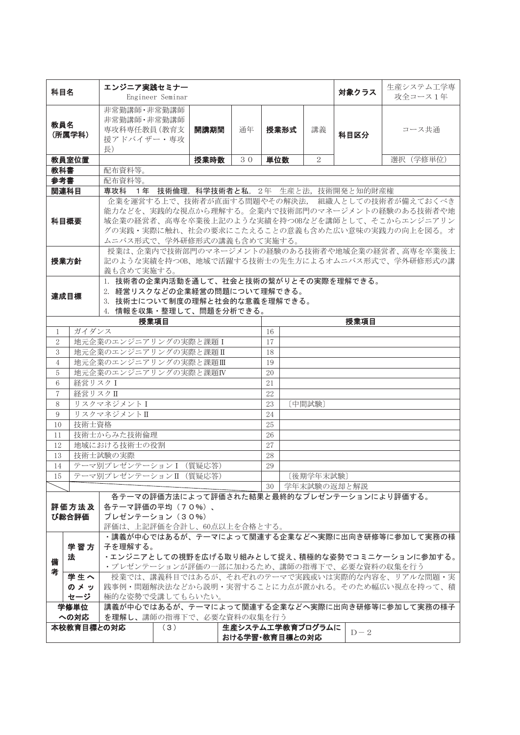| 科目名 | エンジニア実践セミナー<br>Engineer Seminar | | | | | | 対象クラス | 生産システム工学専攻全コース1年 |
|---|---|---|---|---|---|---|---|---|
| 教員名<br>(所属学科) | 非常勤講師・非常勤講師<br>非常勤講師・非常勤講師<br>専攻科専任教員(教育支援アドバイザー・専攻長) | 開講期間 | 通年 | 授業形式 | 講義 | | 科目区分 | コース共通 |
| 教員室位置 | | 授業時数 | ３０ | 単位数 | 2 | | | 選択（学修単位） |
| 教科書 | 配布資料等。 | | | | | | | |
| 参考書 | 配布資料等。 | | | | | | | |
| 関連科目 | 専攻科　1年　技術倫理，科学技術者と私，2年　生産と法，技術開発と知的財産権 | | | | | | | |
| 科目概要 | 企業を運営する上で、技術者が直面する問題やその解決法、組織人としての技術者が備えておくべき能力などを、実践的な視点から理解する。企業内で技術部門のマネージメントの経験のある技術者や地域企業の経営者、高専を卒業後上記のような実績を持つOBなどを講師として、そこからエンジニアリングの実践・実際に触れ、社会の要求にこたえることの意義も含めた広い意味の実践力の向上を図る。オムニバス形式で、学外研修形式の講義も含めて実施する。 | | | | | | | |
| 授業方針 | 授業は、企業内で技術部門のマネージメントの経験のある技術者や地域企業の経営者、高専を卒業後上記のような実績を持つOB、地域で活躍する技術士の先生方によるオムニバス形式で、学外研修形式の講義も含めて実施する。 | | | | | | | |
| 達成目標 | 1. 技術者の企業内活動を通して、社会と技術の繋がりとその実際を理解できる。<br>2. 経営リスクなどの企業経営の問題について理解できる。<br>3. 技術士について制度の理解と社会的な意義を理解できる。<br>4. 情報を収集・整理して、問題を分析できる。 | | | | | | | |

| | 授業項目 | | 授業項目 |
|---|---|---|---|
| 1 | ガイダンス | 16 | |
| 2 | 地元企業のエンジニアリングの実際と課題Ⅰ | 17 | |
| 3 | 地元企業のエンジニアリングの実際と課題Ⅱ | 18 | |
| 4 | 地元企業のエンジニアリングの実際と課題Ⅲ | 19 | |
| 5 | 地元企業のエンジニアリングの実際と課題Ⅳ | 20 | |
| 6 | 経営リスクⅠ | 21 | |
| 7 | 経営リスクⅡ | 22 | |
| 8 | リスクマネジメントⅠ | 23 | 〔中間試験〕 |
| 9 | リスクマネジメントⅡ | 24 | |
| 10 | 技術士資格 | 25 | |
| 11 | 技術士からみた技術倫理 | 26 | |
| 12 | 地域における技術士の役割 | 27 | |
| 13 | 技術士試験の実際 | 28 | |
| 14 | テーマ別プレゼンテーションⅠ（質疑応答） | 29 | |
| 15 | テーマ別プレゼンテーションⅡ（質疑応答） | | 〔後期学年末試験〕 |
| | | 30 | 学年末試験の返却と解説 |

| | | |
|---|---|---|
| 評価方法及び総合評価 | | 各テーマの評価方法によって評価された結果と最終的なプレゼンテーションにより評価する。<br>各テーマ評価の平均（７０%）、<br>プレゼンテーション（３０%）<br>評価は、上記評価を合計し、60点以上を合格とする。 |
| 備考 | 学習方法 | ・講義が中心ではあるが、テーマによって関連する企業などへ実際に出向き研修等に参加して実務の様子を理解する。<br>・エンジニアとしての視野を広げる取り組みとして捉え、積極的な姿勢でコミニケーションに参加する。<br>・プレゼンテーションが評価の一部に加わるため、講師の指導下で、必要な資料の収集を行う |
| | 学生へのメッセージ | 授業では、講義科目ではあるが、それぞれのテーマで実践或いは実際的な内容を、リアルな問題・実践事例・問題解決法などから説明・実習することに力点が置かれる。そのため幅広い視点を持って、積極的な姿勢で受講してもらいたい。 |
| 学修単位への対応 | | 講義が中心ではあるが、テーマによって関連する企業などへ実際に出向き研修等に参加して実務の様子を理解し、講師の指導下で、必要な資料の収集を行う |

| 本校教育目標との対応 | (3) | 生産システム工学教育プログラムにおける学習・教育目標との対応 | D－2 |
|---|---|---|---|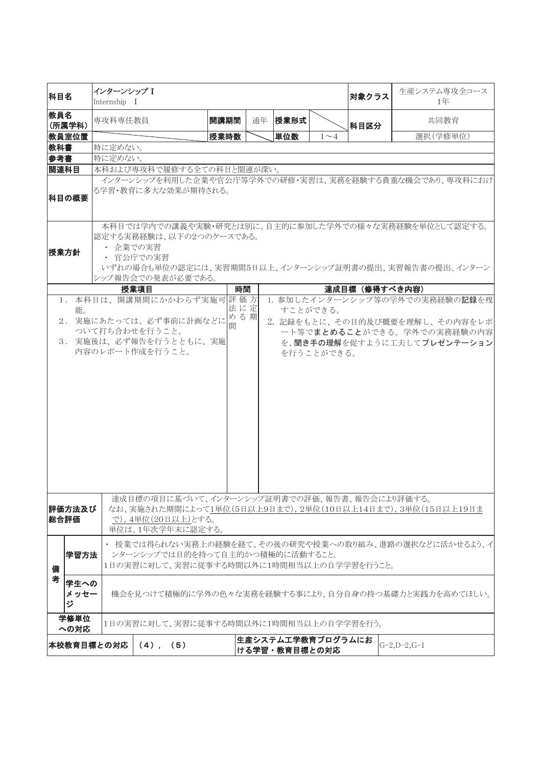| 科目名 | インターンシップ I<br>Internship I | | | | | | 対象クラス | 生産システム専攻全コース<br>1年 |
|---|---|---|---|---|---|---|---|---|
| 教員名<br>(所属学科) | 専攻科専任教員 | 開講期間 | 通年 | 授業形式 | | | 科目区分 | 共同教育 |
| 教員室位置 | | 授業時数 | | 単位数 | 1～4 | | | 選択(学修単位) |
| 教科書 | 特に定めない。 | | | | | | | |
| 参考書 | 特に定めない。 | | | | | | | |
| 関連科目 | 本科および専攻科で履修する全ての科目と関連が深い。 | | | | | | | |
| 科目の概要 | インターンシップを利用した企業や官公庁等学外での研修・実習は、実務を経験する貴重な機会であり、専攻科における学習・教育に多大な効果が期待される。 | | | | | | | |
| 授業方針 | 本科目では学内での講義や実験・研究とは別に、自主的に参加した学外での様々な実務経験を単位として認定する。認定する実務経験は、以下の2つのケースである。<br>・ 企業での実習<br>・ 官公庁での実習<br>いずれの場合も単位の認定には、実習期間5日以上、インターンシップ証明書の提出、実習報告書の提出、インターンシップ報告会での発表が必要である。 | | | | | | | |

| 授業項目 | 時間 | 達成目標（修得すべき内容） |
|---|---|---|
| 1．本科目は、開講期間にかかわらず実施可能。<br>2．実施にあたっては、必ず事前に計画などについて打ち合わせを行うこと。<br>3．実施後は、必ず報告を行うとともに、実施内容のレポート作成を行うこと。 | 評価方法に定める期間 | 1. 参加したインターンシップ等の学外での実務経験の**記録**を残すことができる。<br>2. 記録をもとに、その目的及び概要を理解し、その内容をレポート等で**まとめること**ができる。学外での実務経験の内容を、**聞き手の理解**を促すように工夫して**プレゼンテーション**を行うことができる。 |

| 評価方法及び総合評価 | 達成目標の項目に基づいて、インターンシップ証明書での評価、報告書、報告会により評価する。<br>なお、実施された期間によって1単位(5日以上9日まで)，2単位(10日以上14日まで)，3単位(15日以上19日まで)，4単位(20日以上)とする。<br>単位は、1年次学年末に認定する。 |
|---|---|
| 備考：学習方法 | ・ 授業では得られない実務上の経験を経て、その後の研究や授業への取り組み、進路の選択などに活かせるよう、インターンシップでは目的を持って自主的かつ積極的に活動すること。<br>1日の実習に対して、実習に従事する時間以外に1時間相当以上の自学学習を行うこと。 |
| 備考：学生へのメッセージ | 機会を見つけて積極的に学外の色々な実務を経験する事により、自分自身の持つ基礎力と実践力を高めてほしい。 |
| 学修単位への対応 | 1日の実習に対して、実習に従事する時間以外に1時間相当以上の自学学習を行う。 |

| 本校教育目標との対応 | (4)，(5) | 生産システム工学教育プログラムにおける学習・教育目標との対応 | G-2,D-2,G-1 |
|---|---|---|---|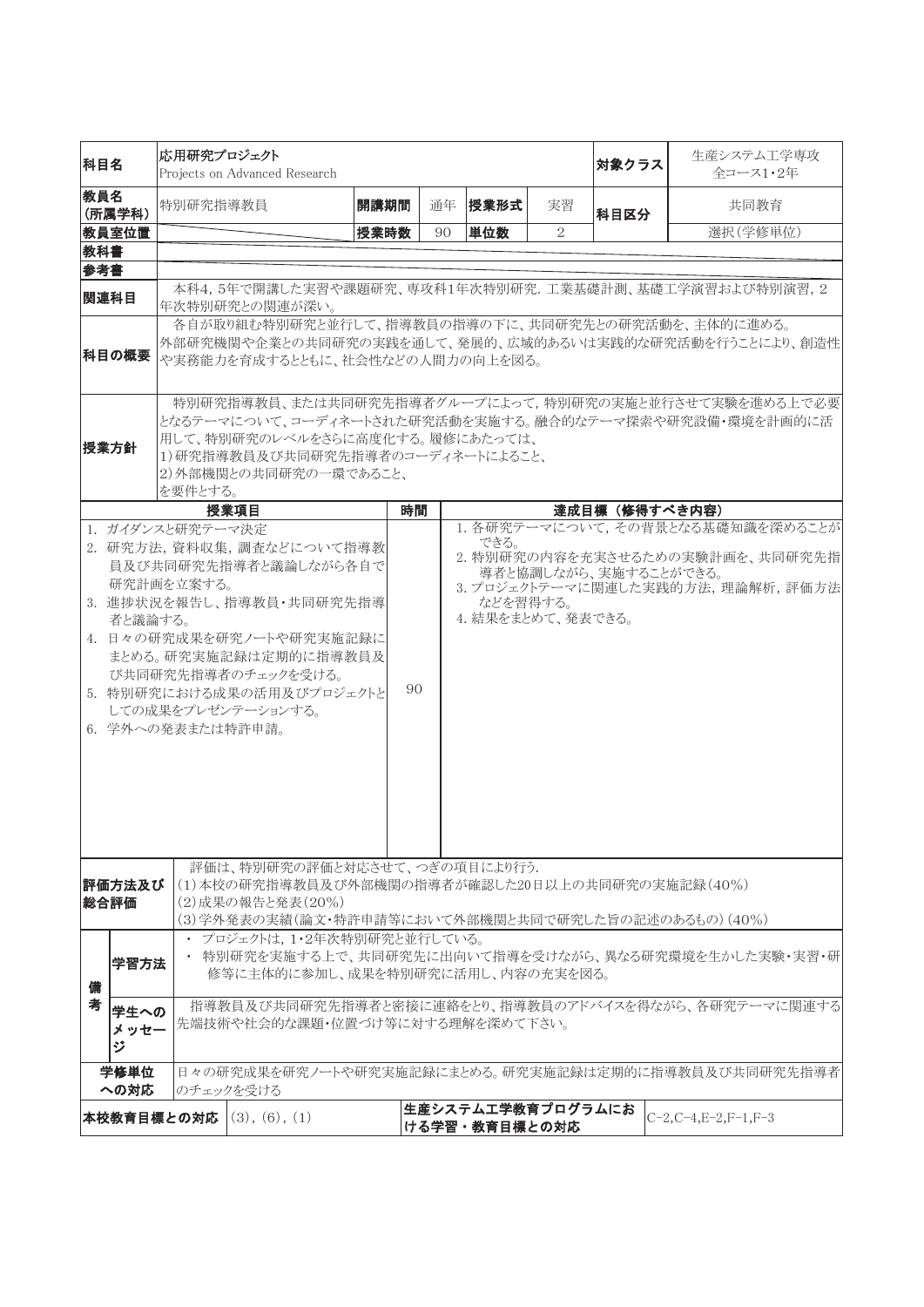| 科目名 | 応用研究プロジェクト<br>Projects on Advanced Research | | | | | 対象クラス | 生産システム工学専攻<br>全コース1・2年 |
|---|---|---|---|---|---|---|---|
| 教員名<br>(所属学科) | 特別研究指導教員 | 開講期間 | 通年 | 授業形式 | 実習 | 科目区分 | 共同教育 |
| 教員室位置 | | 授業時数 | 90 | 単位数 | 2 | | 選択(学修単位) |
| 教科書 | | | | | | | |
| 参考書 | | | | | | | |
| 関連科目 | 本科4,5年で開講した実習や課題研究、専攻科1年次特別研究. 工業基礎計測、基礎工学演習および特別演習,2年次特別研究との関連が深い。 | | | | | | |
| 科目の概要 | 各自が取り組む特別研究と並行して、指導教員の指導の下に、共同研究先との研究活動を、主体的に進める。<br>外部研究機関や企業との共同研究の実践を通して、発展的、広域的あるいは実践的な研究活動を行うことにより、創造性や実務能力を育成するとともに、社会性などの人間力の向上を図る。 | | | | | | |
| 授業方針 | 特別研究指導教員、または共同研究先指導者グループによって,特別研究の実施と並行させて実験を進める上で必要となるテーマについて、コーディネートされた研究活動を実施する。融合的なテーマ探索や研究設備・環境を計画的に活用して、特別研究のレベルをさらに高度化する。履修にあたっては、<br>1)研究指導教員及び共同研究先指導者のコーディネートによること、<br>2)外部機関との共同研究の一環であること、<br>を要件とする。 | | | | | | |

| 授業項目 | 時間 | 達成目標(修得すべき内容) |
|---|---|---|
| 1. ガイダンスと研究テーマ決定<br>2. 研究方法,資料収集,調査などについて指導教員及び共同研究先指導者と議論しながら各自で研究計画を立案する。<br>3. 進捗状況を報告し、指導教員・共同研究先指導者と議論する。<br>4. 日々の研究成果を研究ノートや研究実施記録にまとめる。研究実施記録は定期的に指導教員及び共同研究先指導者のチェックを受ける。<br>5. 特別研究における成果の活用及びプロジェクトとしての成果をプレゼンテーションする。<br>6. 学外への発表または特許申請。 | 90 | 1. 各研究テーマについて,その背景となる基礎知識を深めることができる。<br>2. 特別研究の内容を充実させるための実験計画を、共同研究先指導者と協調しながら、実施することができる。<br>3. プロジェクトテーマに関連した実践的方法,理論解析,評価方法などを習得する。<br>4. 結果をまとめて、発表できる。 |

| 評価方法及び総合評価 | | 評価は、特別研究の評価と対応させて、つぎの項目により行う.<br>(1)本校の研究指導教員及び外部機関の指導者が確認した20日以上の共同研究の実施記録(40%)<br>(2)成果の報告と発表(20%)<br>(3)学外発表の実績(論文・特許申請等において外部機関と共同で研究した旨の記述のあるもの)(40%) |
|---|---|---|
| 備考 | 学習方法 | ・ プロジェクトは,1・2年次特別研究と並行している。<br>・ 特別研究を実施する上で、共同研究先に出向いて指導を受けながら、異なる研究環境を生かした実験・実習・研修等に主体的に参加し、成果を特別研究に活用し、内容の充実を図る。 |
| | 学生へのメッセージ | 指導教員及び共同研究先指導者と密接に連絡をとり、指導教員のアドバイスを得ながら、各研究テーマに関連する先端技術や社会的な課題・位置づけ等に対する理解を深めて下さい。 |
| 学修単位への対応 | | 日々の研究成果を研究ノートや研究実施記録にまとめる。研究実施記録は定期的に指導教員及び共同研究先指導者のチェックを受ける |

| 本校教育目標との対応 | (3),(6),(1) | 生産システム工学教育プログラムにおける学習・教育目標との対応 | C-2,C-4,E-2,F-1,F-3 |
|---|---|---|---|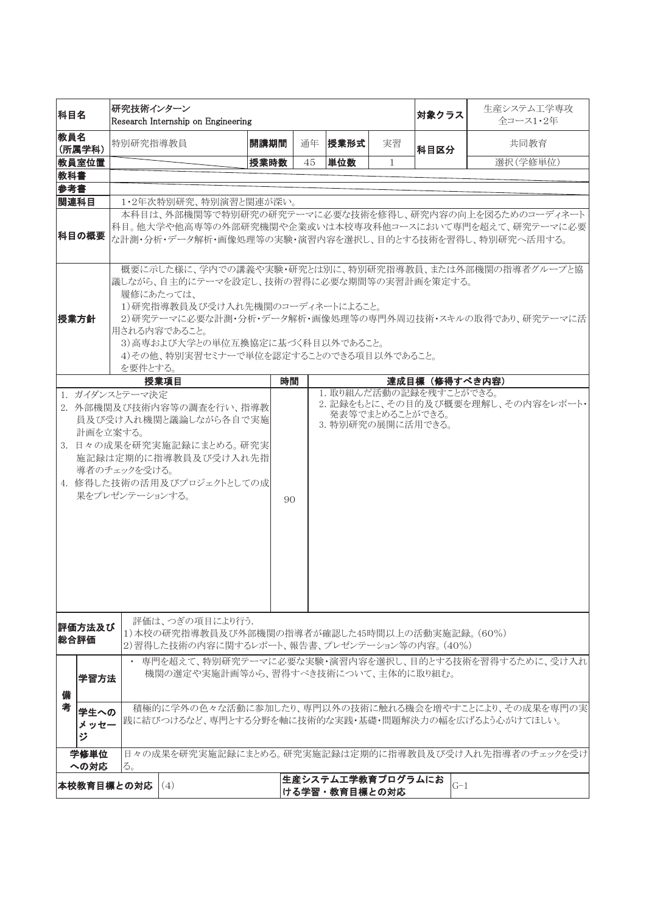| 科目名 | 研究技術インターン<br>Research Internship on Engineering | | | | | | 対象クラス | 生産システム工学専攻<br>全コース1・2年 |
|---|---|---|---|---|---|---|---|---|
| 教員名<br>(所属学科) | 特別研究指導教員 | 開講期間 | 通年 | 授業形式 | 実習 | | 科目区分 | 共同教育 |
| 教員室位置 | | 授業時数 | 45 | 単位数 | 1 | | | 選択(学修単位) |
| 教科書 | | | | | | | | |
| 参考書 | | | | | | | | |
| 関連科目 | 1・2年次特別研究、特別演習と関連が深い。 | | | | | | | |
| 科目の概要 | 本科目は、外部機関等で特別研究の研究テーマに必要な技術を修得し、研究内容の向上を図るためのコーディネート科目。他大学や他高専等の外部研究機関や企業或いは本校専攻科他コースにおいて専門を超えて、研究テーマに必要な計測・分析・データ解析・画像処理等の実験・演習内容を選択し、目的とする技術を習得し、特別研究へ活用する。 | | | | | | | |
| 授業方針 | 概要に示した様に、学内での講義や実験・研究とは別に、特別研究指導教員、または外部機関の指導者グループと協議しながら、自主的にテーマを設定し、技術の習得に必要な期間等の実習計画を策定する。<br>履修にあたっては、<br>1)研究指導教員及び受け入れ先機関のコーディネートによること。<br>2)研究テーマに必要な計測・分析・データ解析・画像処理等の専門外周辺技術・スキルの取得であり、研究テーマに活用される内容であること。<br>3)高専および大学との単位互換協定に基づく科目以外であること。<br>4)その他、特別実習セミナーで単位を認定することのできる項目以外であること。<br>を要件とする。 | | | | | | | |

| 授業項目 | 時間 | 達成目標(修得すべき内容) |
|---|---|---|
| 1. ガイダンスとテーマ決定<br>2. 外部機関及び技術内容等の調査を行い、指導教員及び受け入れ機関と議論しながら各自で実施計画を立案する。<br>3. 日々の成果を研究実施記録にまとめる。研究実施記録は定期的に指導教員及び受け入れ先指導者のチェックを受ける。<br>4. 修得した技術の活用及びプロジェクトとしての成果をプレゼンテーションする。 | 90 | 1. 取り組んだ活動の記録を残すことができる。<br>2. 記録をもとに、その目的及び概要を理解し、その内容をレポート・発表等でまとめることができる。<br>3. 特別研究の展開に活用できる。 |

| 評価方法及び総合評価 | | 評価は、つぎの項目により行う.<br>1)本校の研究指導教員及び外部機関の指導者が確認した45時間以上の活動実施記録。(60%)<br>2)習得した技術の内容に関するレポート、報告書、プレゼンテーション等の内容。(40%) |
|---|---|---|
| 備考 | 学習方法 | ・ 専門を超えて、特別研究テーマに必要な実験・演習内容を選択し、目的とする技術を習得するために、受け入れ機関の選定や実施計画等から、習得すべき技術について、主体的に取り組む。 |
| | 学生へのメッセージ | 積極的に学外の色々な活動に参加したり、専門以外の技術に触れる機会を増やすことにより、その成果を専門の実践に結びつけるなど、専門とする分野を軸に技術的な実践・基礎・問題解決力の幅を広げるよう心がけてほしい。 |
| 学修単位への対応 | | 日々の成果を研究実施記録にまとめる。研究実施記録は定期的に指導教員及び受け入れ先指導者のチェックを受ける。 |

| 本校教育目標との対応 | (4) | 生産システム工学教育プログラムにおける学習・教育目標との対応 | G-1 |
|---|---|---|---|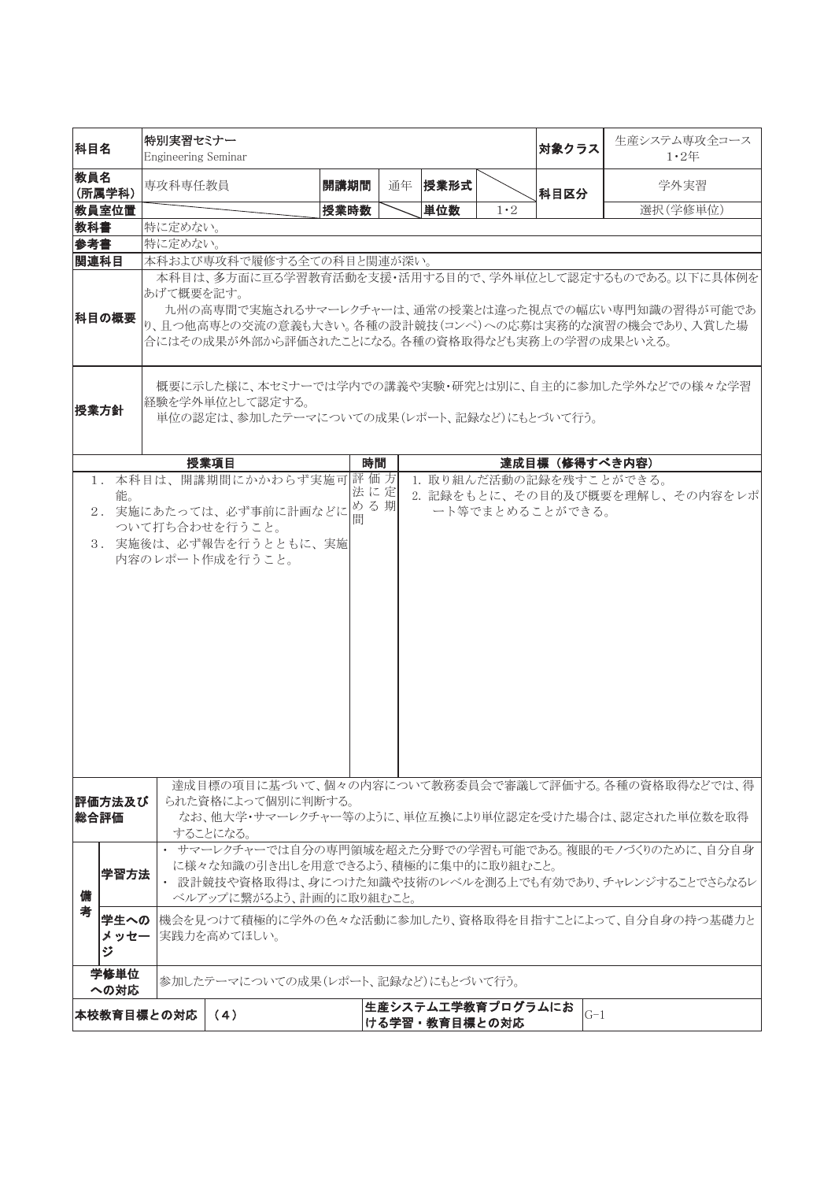| | | | | | | | | | |
|---|---|---|---|---|---|---|---|---|---|
| 科目名 | 特別実習セミナー<br>Engineering Seminar | | | | | | | 対象クラス | 生産システム専攻全コース<br>1･2年 |
| 教員名<br>(所属学科) | 専攻科専任教員 | 開講期間 | 通年 | 授業形式 | | | | 科目区分 | 学外実習 |
| 教員室位置 | | 授業時数 | | 単位数 | 1･2 | | | | 選択(学修単位) |
| 教科書 | 特に定めない。 | | | | | | | | |
| 参考書 | 特に定めない。 | | | | | | | | |
| 関連科目 | 本科および専攻科で履修する全ての科目と関連が深い。 | | | | | | | | |
| 科目の概要 | 本科目は、多方面に亘る学習教育活動を支援･活用する目的で、学外単位として認定するものである。以下に具体例をあげて概要を記す。<br>九州の高専間で実施されるサマーレクチャーは、通常の授業とは違った視点での幅広い専門知識の習得が可能であり、且つ他高専との交流の意義も大きい。各種の設計競技(コンペ)への応募は実務的な演習の機会であり、入賞した場合にはその成果が外部から評価されたことになる。各種の資格取得なども実務上の学習の成果といえる。 | | | | | | | | |
| 授業方針 | 概要に示した様に、本セミナーでは学内での講義や実験･研究とは別に、自主的に参加した学外などでの様々な学習経験を学外単位として認定する。<br>単位の認定は、参加したテーマについての成果(レポート、記録など)にもとづいて行う。 | | | | | | | | |

| 授業項目 | 時間 | 達成目標（修得すべき内容） |
|---|---|---|
| 1．本科目は、開講期間にかかわらず実施可能。<br>2．実施にあたっては、必ず事前に計画などについて打ち合わせを行うこと。<br>3．実施後は、必ず報告を行うとともに、実施内容のレポート作成を行うこと。 | 評価方法に定める期間 | 1. 取り組んだ活動の記録を残すことができる。<br>2. 記録をもとに、その目的及び概要を理解し、その内容をレポート等でまとめることができる。 |

| | | |
|---|---|---|
| 評価方法及び総合評価 | | 達成目標の項目に基づいて、個々の内容について教務委員会で審議して評価する。各種の資格取得などでは、得られた資格によって個別に判断する。<br>なお、他大学･サマーレクチャー等のように、単位互換により単位認定を受けた場合は、認定された単位数を取得することになる。 |
| 備考 | 学習方法 | ・ サマーレクチャーでは自分の専門領域を超えた分野での学習も可能である。複眼的モノづくりのために、自分自身に様々な知識の引き出しを用意できるよう、積極的に集中的に取り組むこと。<br>・ 設計競技や資格取得は、身につけた知識や技術のレベルを測る上でも有効であり、チャレンジすることでさらなるレベルアップに繋がるよう、計画的に取り組むこと。 |
| | 学生へのメッセージ | 機会を見つけて積極的に学外の色々な活動に参加したり、資格取得を目指すことによって、自分自身の持つ基礎力と実践力を高めてほしい。 |
| 学修単位への対応 | | 参加したテーマについての成果(レポート、記録など)にもとづいて行う。 |

| | | | |
|---|---|---|---|
| 本校教育目標との対応 | （4） | 生産システム工学教育プログラムにおける学習・教育目標との対応 | G-1 |